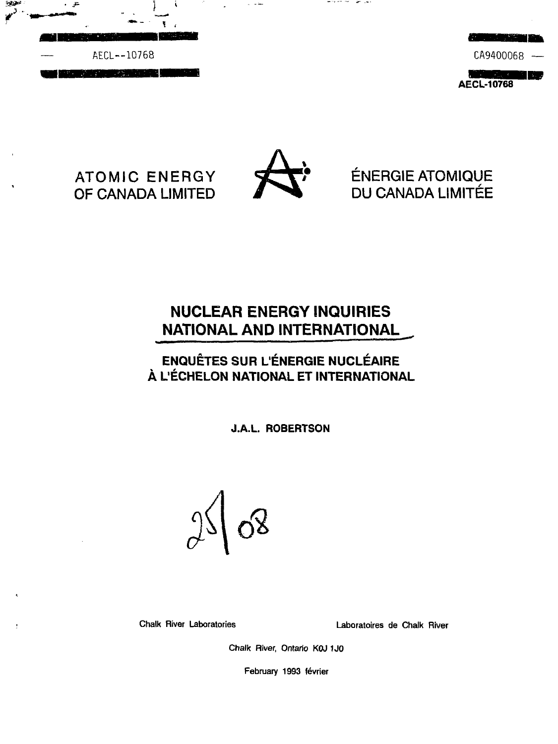AECL--10768

CA9400068

AECL-10768

ATOMIC ENERGY OF CANADA LIMITED

ÉNERGIE ATOMIQUE DU CANADA LIMITÉE

# NUCLEAR ENERGY INQUIRIES NATIONAL AND INTERNATIONAL

## ENQUÊTES SUR L'ÉNERGIE NUCLÉAIRE À L'ÉCHELON NATIONAL ET INTERNATIONAL

**J.A.L. ROBERTSON**

25|08

Chalk River Laboratories

Laboratoires de Chalk River

Chalk River, Ontario K0J 1J0

February 1993 février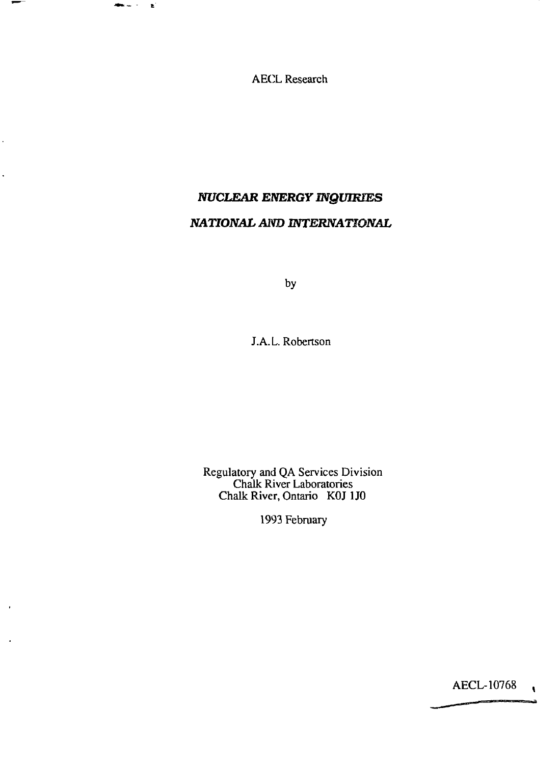AECL Research

# *NUCLEAR ENERGY INQUIRIES*
# *NATIONAL AND INTERNATIONAL*

by

J.A.L. Robertson

Regulatory and QA Services Division
Chalk River Laboratories
Chalk River, Ontario K0J 1J0

1993 February

AECL-10768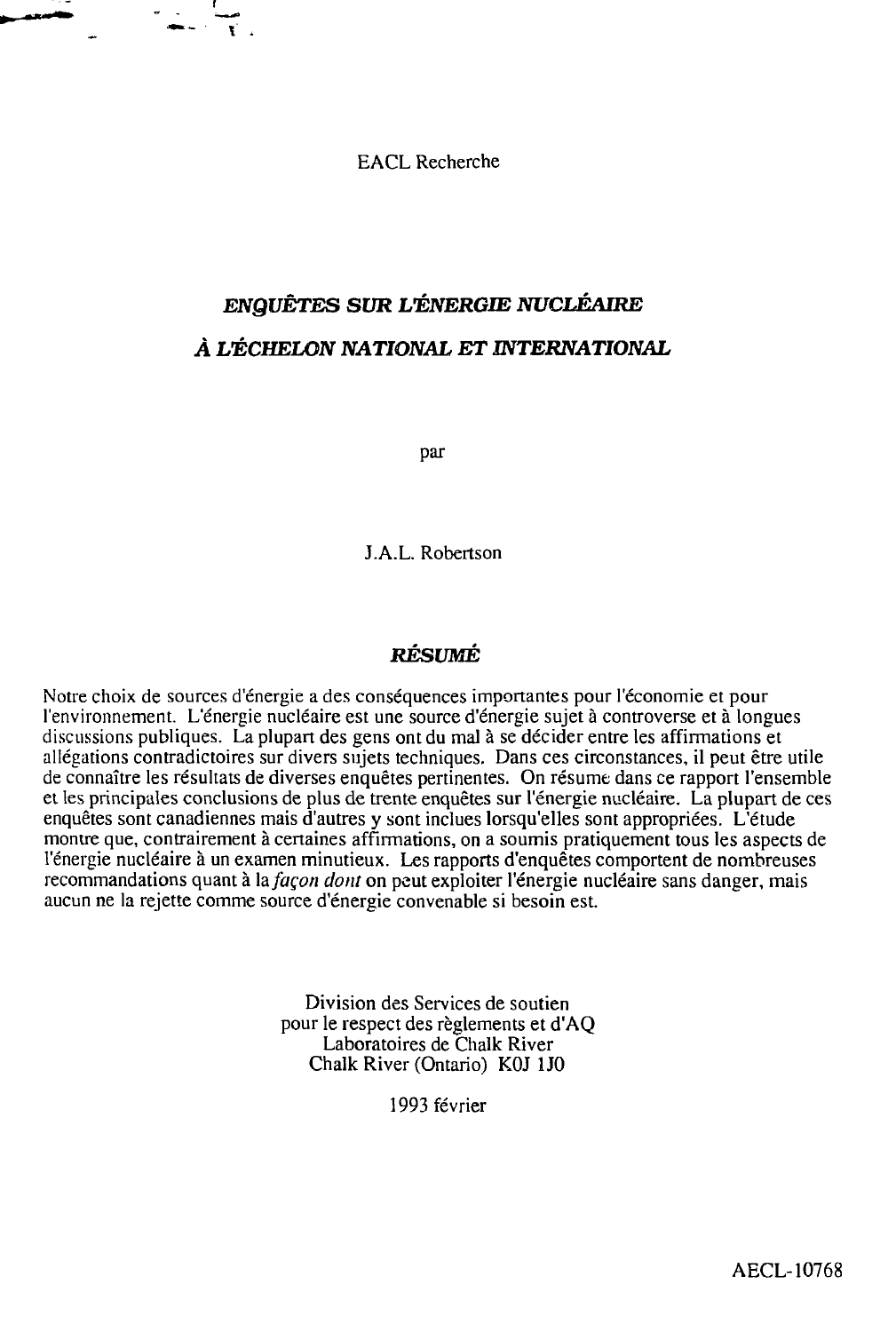EACL Recherche

# *ENQUÊTES SUR L'ÉNERGIE NUCLÉAIRE À L'ÉCHELON NATIONAL ET INTERNATIONAL*

par

J.A.L. Robertson

## *RÉSUMÉ*

Notre choix de sources d'énergie a des conséquences importantes pour l'économie et pour l'environnement. L'énergie nucléaire est une source d'énergie sujet à controverse et à longues discussions publiques. La plupart des gens ont du mal à se décider entre les affirmations et allégations contradictoires sur divers sujets techniques. Dans ces circonstances, il peut être utile de connaître les résultats de diverses enquêtes pertinentes. On résume dans ce rapport l'ensemble et les principales conclusions de plus de trente enquêtes sur l'énergie nucléaire. La plupart de ces enquêtes sont canadiennes mais d'autres y sont incluses lorsqu'elles sont appropriées. L'étude montre que, contrairement à certaines affirmations, on a soumis pratiquement tous les aspects de l'énergie nucléaire à un examen minutieux. Les rapports d'enquêtes comportent de nombreuses recommandations quant à la *façon dont* on peut exploiter l'énergie nucléaire sans danger, mais aucun ne la rejette comme source d'énergie convenable si besoin est.

Division des Services de soutien
pour le respect des règlements et d'AQ
Laboratoires de Chalk River
Chalk River (Ontario) K0J 1J0

1993 février

AECL-10768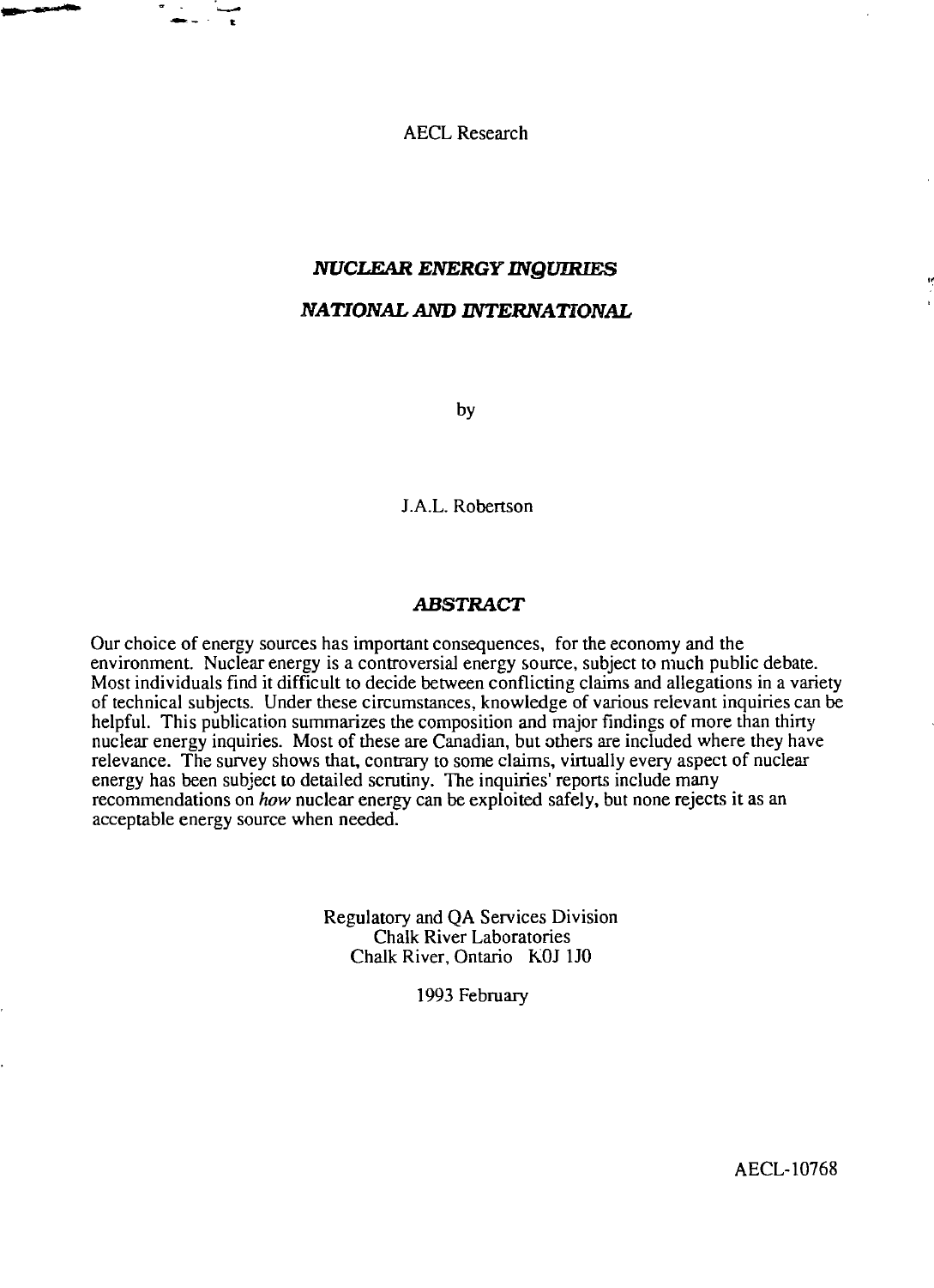AECL Research

# *NUCLEAR ENERGY INQUIRIES*

# *NATIONAL AND INTERNATIONAL*

by

J.A.L. Robertson

## *ABSTRACT*

Our choice of energy sources has important consequences, for the economy and the environment. Nuclear energy is a controversial energy source, subject to much public debate. Most individuals find it difficult to decide between conflicting claims and allegations in a variety of technical subjects. Under these circumstances, knowledge of various relevant inquiries can be helpful. This publication summarizes the composition and major findings of more than thirty nuclear energy inquiries. Most of these are Canadian, but others are included where they have relevance. The survey shows that, contrary to some claims, virtually every aspect of nuclear energy has been subject to detailed scrutiny. The inquiries' reports include many recommendations on *how* nuclear energy can be exploited safely, but none rejects it as an acceptable energy source when needed.

Regulatory and QA Services Division
Chalk River Laboratories
Chalk River, Ontario K0J 1J0

1993 February

AECL-10768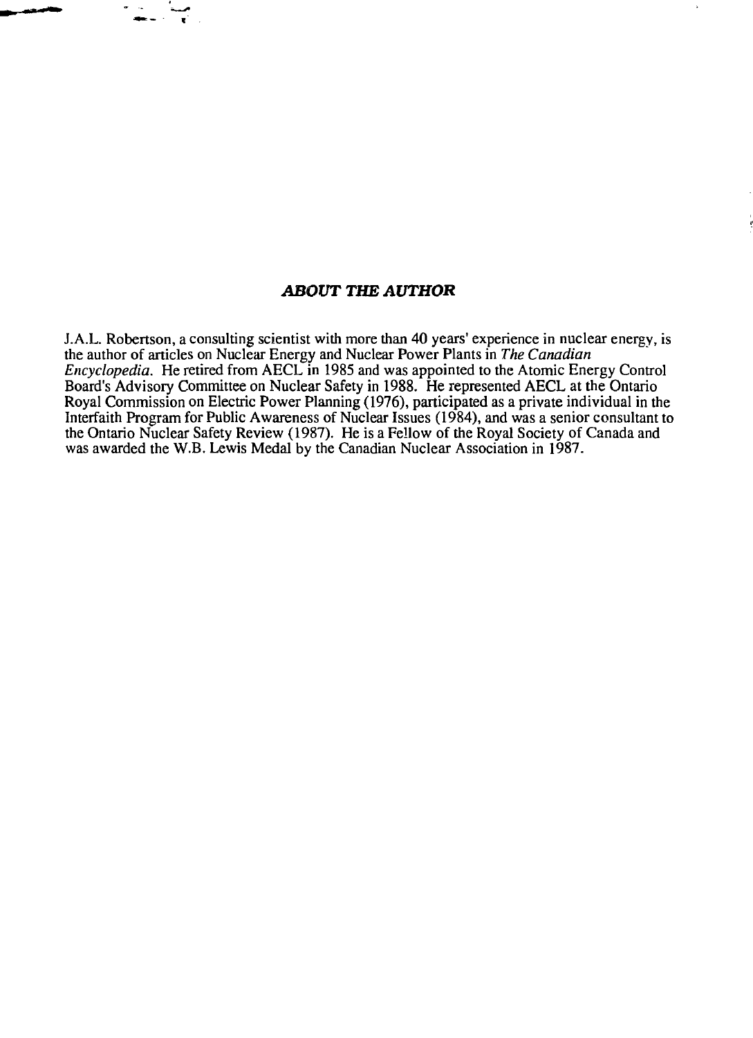## *ABOUT THE AUTHOR*

J.A.L. Robertson, a consulting scientist with more than 40 years' experience in nuclear energy, is the author of articles on Nuclear Energy and Nuclear Power Plants in *The Canadian Encyclopedia*. He retired from AECL in 1985 and was appointed to the Atomic Energy Control Board's Advisory Committee on Nuclear Safety in 1988. He represented AECL at the Ontario Royal Commission on Electric Power Planning (1976), participated as a private individual in the Interfaith Program for Public Awareness of Nuclear Issues (1984), and was a senior consultant to the Ontario Nuclear Safety Review (1987). He is a Fellow of the Royal Society of Canada and was awarded the W.B. Lewis Medal by the Canadian Nuclear Association in 1987.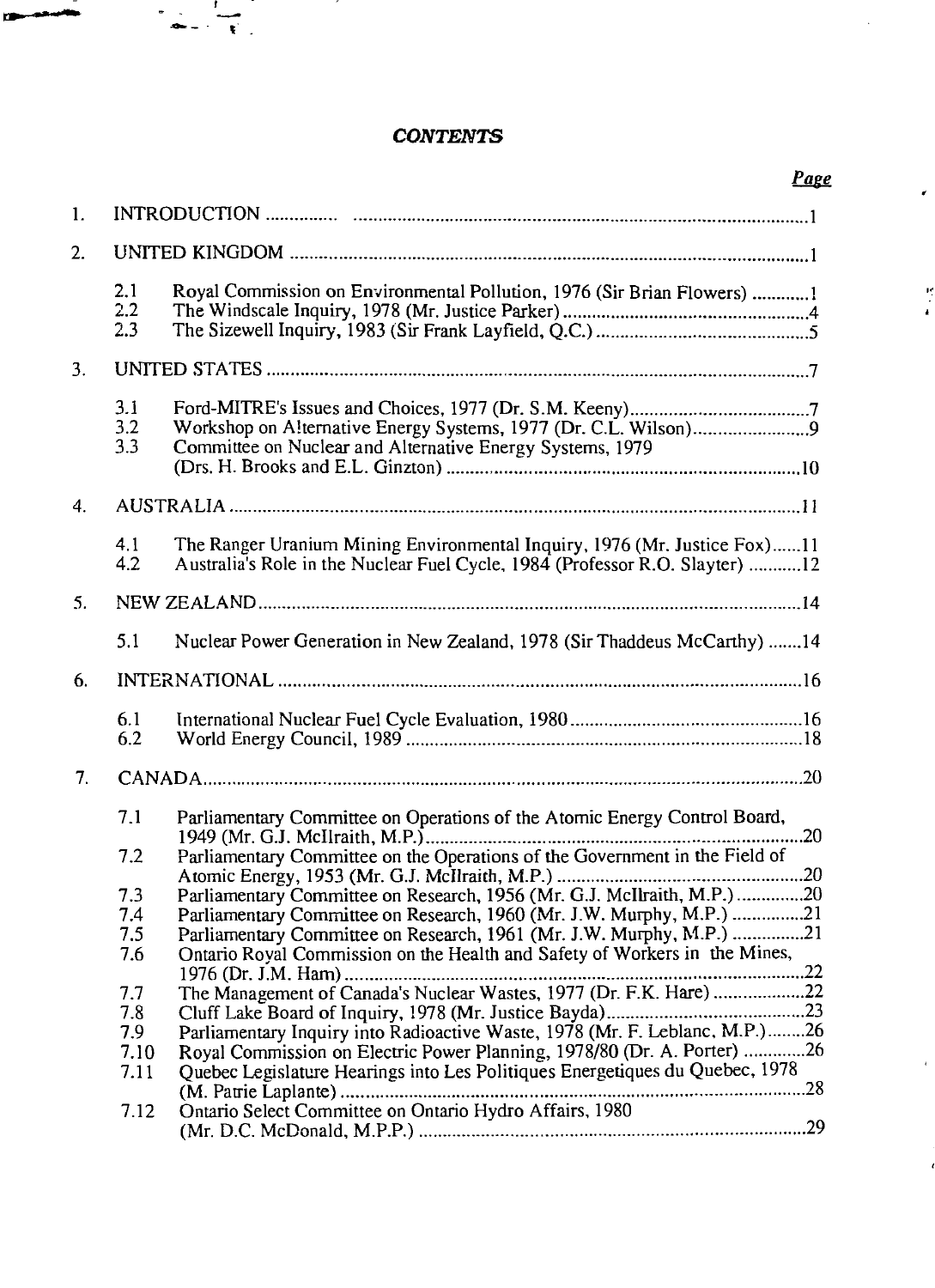# *CONTENTS*

| | | *Page* |
|---|---|---|
| 1. | INTRODUCTION | 1 |
| 2. | UNITED KINGDOM | 1 |
| 2.1 | Royal Commission on Environmental Pollution, 1976 (Sir Brian Flowers) | 1 |
| 2.2 | The Windscale Inquiry, 1978 (Mr. Justice Parker) | 4 |
| 2.3 | The Sizewell Inquiry, 1983 (Sir Frank Layfield, Q.C.) | 5 |
| 3. | UNITED STATES | 7 |
| 3.1 | Ford-MITRE's Issues and Choices, 1977 (Dr. S.M. Keeny) | 7 |
| 3.2 | Workshop on Alternative Energy Systems, 1977 (Dr. C.L. Wilson) | 9 |
| 3.3 | Committee on Nuclear and Alternative Energy Systems, 1979 (Drs. H. Brooks and E.L. Ginzton) | 10 |
| 4. | AUSTRALIA | 11 |
| 4.1 | The Ranger Uranium Mining Environmental Inquiry, 1976 (Mr. Justice Fox) | 11 |
| 4.2 | Australia's Role in the Nuclear Fuel Cycle, 1984 (Professor R.O. Slayter) | 12 |
| 5. | NEW ZEALAND | 14 |
| 5.1 | Nuclear Power Generation in New Zealand, 1978 (Sir Thaddeus McCarthy) | 14 |
| 6. | INTERNATIONAL | 16 |
| 6.1 | International Nuclear Fuel Cycle Evaluation, 1980 | 16 |
| 6.2 | World Energy Council, 1989 | 18 |
| 7. | CANADA | 20 |
| 7.1 | Parliamentary Committee on Operations of the Atomic Energy Control Board, 1949 (Mr. G.J. McIlraith, M.P.) | 20 |
| 7.2 | Parliamentary Committee on the Operations of the Government in the Field of Atomic Energy, 1953 (Mr. G.J. McIlraith, M.P.) | 20 |
| 7.3 | Parliamentary Committee on Research, 1956 (Mr. G.J. McIlraith, M.P.) | 20 |
| 7.4 | Parliamentary Committee on Research, 1960 (Mr. J.W. Murphy, M.P.) | 21 |
| 7.5 | Parliamentary Committee on Research, 1961 (Mr. J.W. Murphy, M.P.) | 21 |
| 7.6 | Ontario Royal Commission on the Health and Safety of Workers in the Mines, 1976 (Dr. J.M. Ham) | 22 |
| 7.7 | The Management of Canada's Nuclear Wastes, 1977 (Dr. F.K. Hare) | 22 |
| 7.8 | Cluff Lake Board of Inquiry, 1978 (Mr. Justice Bayda) | 23 |
| 7.9 | Parliamentary Inquiry into Radioactive Waste, 1978 (Mr. F. Leblanc, M.P.) | 26 |
| 7.10 | Royal Commission on Electric Power Planning, 1978/80 (Dr. A. Porter) | 26 |
| 7.11 | Quebec Legislature Hearings into Les Politiques Energetiques du Quebec, 1978 (M. Patrie Laplante) | 28 |
| 7.12 | Ontario Select Committee on Ontario Hydro Affairs, 1980 (Mr. D.C. McDonald, M.P.P.) | 29 |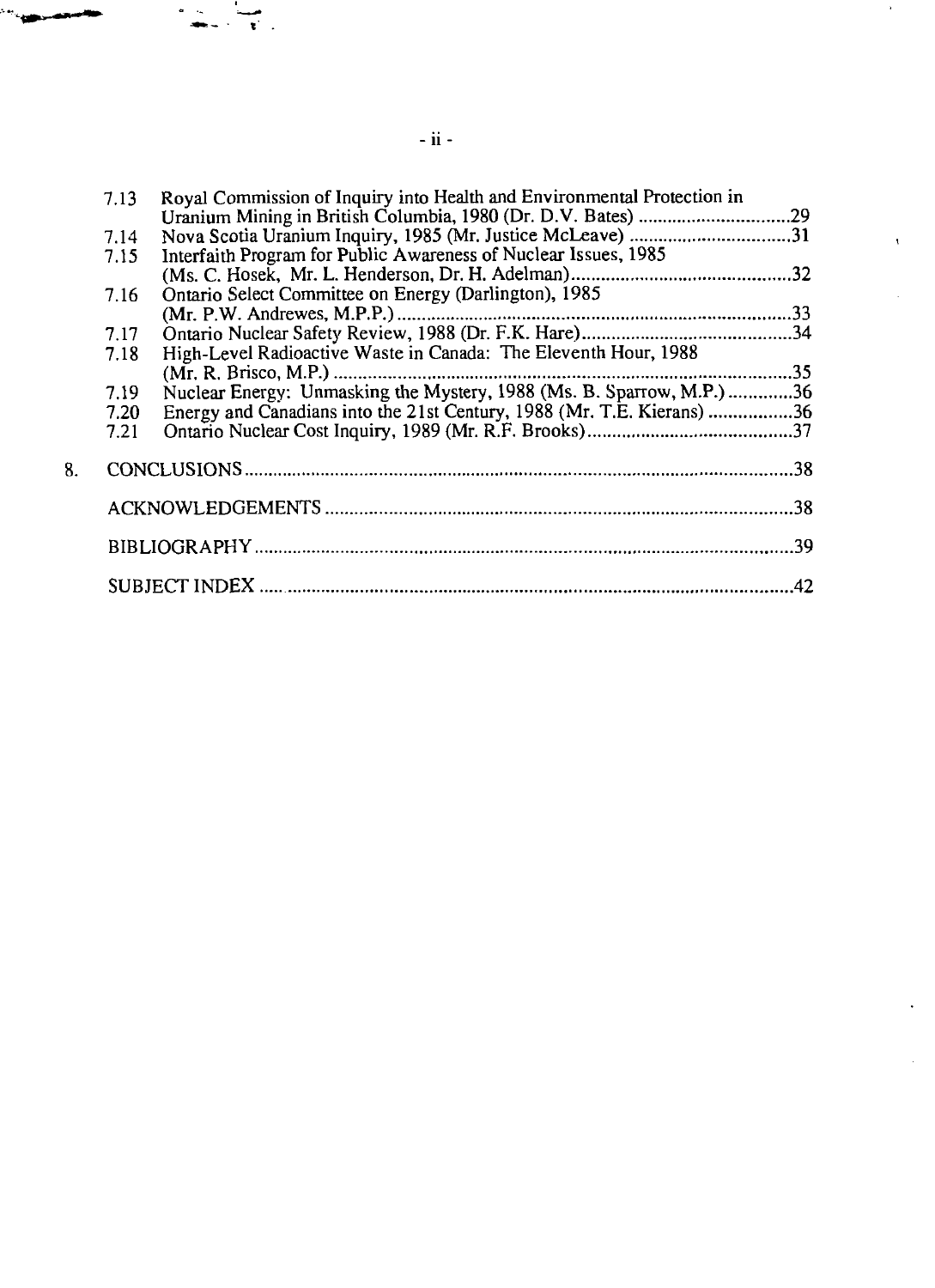7.13 Royal Commission of Inquiry into Health and Environmental Protection in Uranium Mining in British Columbia, 1980 (Dr. D.V. Bates) ....................29
7.14 Nova Scotia Uranium Inquiry, 1985 (Mr. Justice McLeave) ....................31
7.15 Interfaith Program for Public Awareness of Nuclear Issues, 1985 (Ms. C. Hosek, Mr. L. Henderson, Dr. H. Adelman) ....................32
7.16 Ontario Select Committee on Energy (Darlington), 1985 (Mr. P.W. Andrewes, M.P.P.) ....................33
7.17 Ontario Nuclear Safety Review, 1988 (Dr. F.K. Hare) ....................34
7.18 High-Level Radioactive Waste in Canada: The Eleventh Hour, 1988 (Mr. R. Brisco, M.P.) ....................35
7.19 Nuclear Energy: Unmasking the Mystery, 1988 (Ms. B. Sparrow, M.P.) ....................36
7.20 Energy and Canadians into the 21st Century, 1988 (Mr. T.E. Kierans) ....................36
7.21 Ontario Nuclear Cost Inquiry, 1989 (Mr. R.F. Brooks) ....................37

8. CONCLUSIONS ....................38

ACKNOWLEDGEMENTS ....................38

BIBLIOGRAPHY ....................39

SUBJECT INDEX ....................42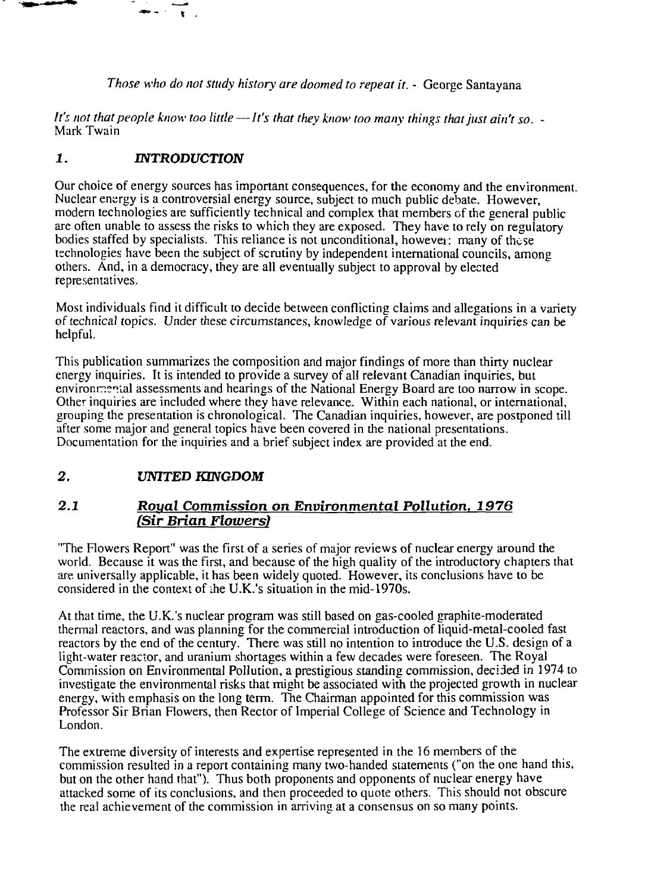*Those who do not study history are doomed to repeat it.* - George Santayana

*It's not that people know too little — It's that they know too many things that just ain't so.* - Mark Twain

## 1. *INTRODUCTION*

Our choice of energy sources has important consequences, for the economy and the environment. Nuclear energy is a controversial energy source, subject to much public debate. However, modern technologies are sufficiently technical and complex that members of the general public are often unable to assess the risks to which they are exposed. They have to rely on regulatory bodies staffed by specialists. This reliance is not unconditional, however: many of these technologies have been the subject of scrutiny by independent international councils, among others. And, in a democracy, they are all eventually subject to approval by elected representatives.

Most individuals find it difficult to decide between conflicting claims and allegations in a variety of technical topics. Under these circumstances, knowledge of various relevant inquiries can be helpful.

This publication summarizes the composition and major findings of more than thirty nuclear energy inquiries. It is intended to provide a survey of all relevant Canadian inquiries, but environmental assessments and hearings of the National Energy Board are too narrow in scope. Other inquiries are included where they have relevance. Within each national, or international, grouping the presentation is chronological. The Canadian inquiries, however, are postponed till after some major and general topics have been covered in the national presentations. Documentation for the inquiries and a brief subject index are provided at the end.

## 2. *UNITED KINGDOM*

### 2.1 *Royal Commission on Environmental Pollution, 1976 (Sir Brian Flowers)*

"The Flowers Report" was the first of a series of major reviews of nuclear energy around the world. Because it was the first, and because of the high quality of the introductory chapters that are universally applicable, it has been widely quoted. However, its conclusions have to be considered in the context of the U.K.'s situation in the mid-1970s.

At that time, the U.K.'s nuclear program was still based on gas-cooled graphite-moderated thermal reactors, and was planning for the commercial introduction of liquid-metal-cooled fast reactors by the end of the century. There was still no intention to introduce the U.S. design of a light-water reactor, and uranium shortages within a few decades were foreseen. The Royal Commission on Environmental Pollution, a prestigious standing commission, decided in 1974 to investigate the environmental risks that might be associated with the projected growth in nuclear energy, with emphasis on the long term. The Chairman appointed for this commission was Professor Sir Brian Flowers, then Rector of Imperial College of Science and Technology in London.

The extreme diversity of interests and expertise represented in the 16 members of the commission resulted in a report containing many two-handed statements ("on the one hand this, but on the other hand that"). Thus both proponents and opponents of nuclear energy have attacked some of its conclusions, and then proceeded to quote others. This should not obscure the real achievement of the commission in arriving at a consensus on so many points.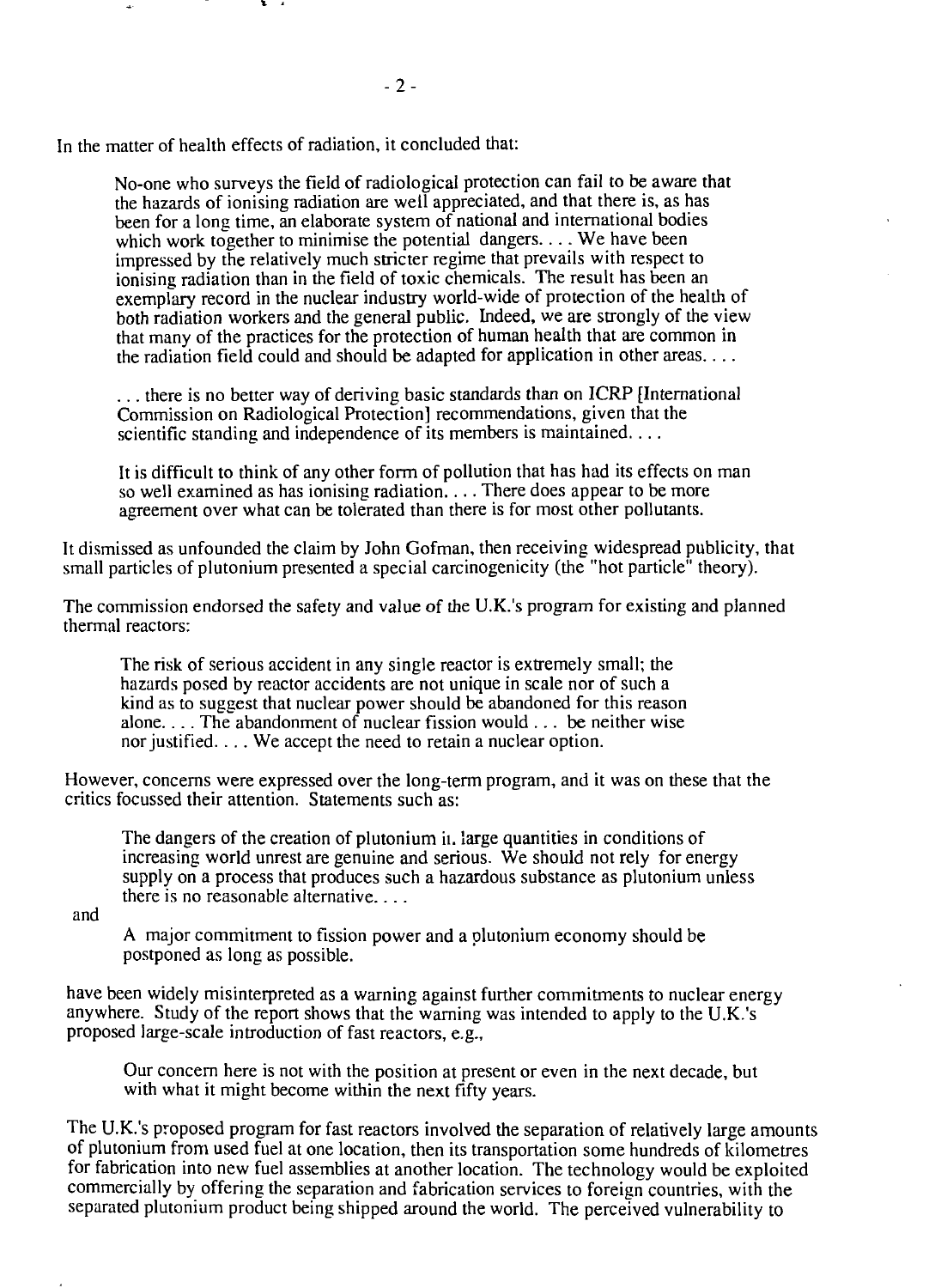In the matter of health effects of radiation, it concluded that:

> No-one who surveys the field of radiological protection can fail to be aware that the hazards of ionising radiation are well appreciated, and that there is, as has been for a long time, an elaborate system of national and international bodies which work together to minimise the potential dangers. . . . We have been impressed by the relatively much stricter regime that prevails with respect to ionising radiation than in the field of toxic chemicals. The result has been an exemplary record in the nuclear industry world-wide of protection of the health of both radiation workers and the general public. Indeed, we are strongly of the view that many of the practices for the protection of human health that are common in the radiation field could and should be adapted for application in other areas. . . .
>
> . . . there is no better way of deriving basic standards than on ICRP [International Commission on Radiological Protection] recommendations, given that the scientific standing and independence of its members is maintained. . . .
>
> It is difficult to think of any other form of pollution that has had its effects on man so well examined as has ionising radiation. . . . There does appear to be more agreement over what can be tolerated than there is for most other pollutants.

It dismissed as unfounded the claim by John Gofman, then receiving widespread publicity, that small particles of plutonium presented a special carcinogenicity (the "hot particle" theory).

The commission endorsed the safety and value of the U.K.'s program for existing and planned thermal reactors:

> The risk of serious accident in any single reactor is extremely small; the hazards posed by reactor accidents are not unique in scale nor of such a kind as to suggest that nuclear power should be abandoned for this reason alone. . . . The abandonment of nuclear fission would . . . be neither wise nor justified. . . . We accept the need to retain a nuclear option.

However, concerns were expressed over the long-term program, and it was on these that the critics focussed their attention. Statements such as:

> The dangers of the creation of plutonium in large quantities in conditions of increasing world unrest are genuine and serious. We should not rely for energy supply on a process that produces such a hazardous substance as plutonium unless there is no reasonable alternative. . . .

and

> A major commitment to fission power and a plutonium economy should be postponed as long as possible.

have been widely misinterpreted as a warning against further commitments to nuclear energy anywhere. Study of the report shows that the warning was intended to apply to the U.K.'s proposed large-scale introduction of fast reactors, e.g.,

> Our concern here is not with the position at present or even in the next decade, but with what it might become within the next fifty years.

The U.K.'s proposed program for fast reactors involved the separation of relatively large amounts of plutonium from used fuel at one location, then its transportation some hundreds of kilometres for fabrication into new fuel assemblies at another location. The technology would be exploited commercially by offering the separation and fabrication services to foreign countries, with the separated plutonium product being shipped around the world. The perceived vulnerability to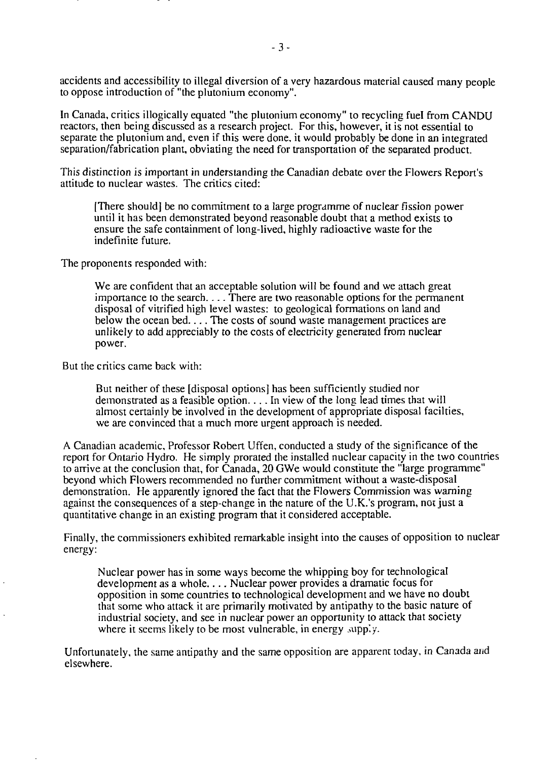accidents and accessibility to illegal diversion of a very hazardous material caused many people to oppose introduction of "the plutonium economy".

In Canada, critics illogically equated "the plutonium economy" to recycling fuel from CANDU reactors, then being discussed as a research project. For this, however, it is not essential to separate the plutonium and, even if this were done, it would probably be done in an integrated separation/fabrication plant, obviating the need for transportation of the separated product.

This distinction is important in understanding the Canadian debate over the Flowers Report's attitude to nuclear wastes. The critics cited:

> [There should] be no commitment to a large programme of nuclear fission power until it has been demonstrated beyond reasonable doubt that a method exists to ensure the safe containment of long-lived, highly radioactive waste for the indefinite future.

The proponents responded with:

> We are confident that an acceptable solution will be found and we attach great importance to the search. . . . There are two reasonable options for the permanent disposal of vitrified high level wastes: to geological formations on land and below the ocean bed. . . . The costs of sound waste management practices are unlikely to add appreciably to the costs of electricity generated from nuclear power.

But the critics came back with:

> But neither of these [disposal options] has been sufficiently studied nor demonstrated as a feasible option. . . . In view of the long lead times that will almost certainly be involved in the development of appropriate disposal facilties, we are convinced that a much more urgent approach is needed.

A Canadian academic, Professor Robert Uffen, conducted a study of the significance of the report for Ontario Hydro. He simply prorated the installed nuclear capacity in the two countries to arrive at the conclusion that, for Canada, 20 GWe would constitute the "large programme" beyond which Flowers recommended no further commitment without a waste-disposal demonstration. He apparently ignored the fact that the Flowers Commission was warning against the consequences of a step-change in the nature of the U.K.'s program, not just a quantitative change in an existing program that it considered acceptable.

Finally, the commissioners exhibited remarkable insight into the causes of opposition to nuclear energy:

> Nuclear power has in some ways become the whipping boy for technological development as a whole. . . . Nuclear power provides a dramatic focus for opposition in some countries to technological development and we have no doubt that some who attack it are primarily motivated by antipathy to the basic nature of industrial society, and see in nuclear power an opportunity to attack that society where it seems likely to be most vulnerable, in energy supply.

Unfortunately, the same antipathy and the same opposition are apparent today, in Canada and elsewhere.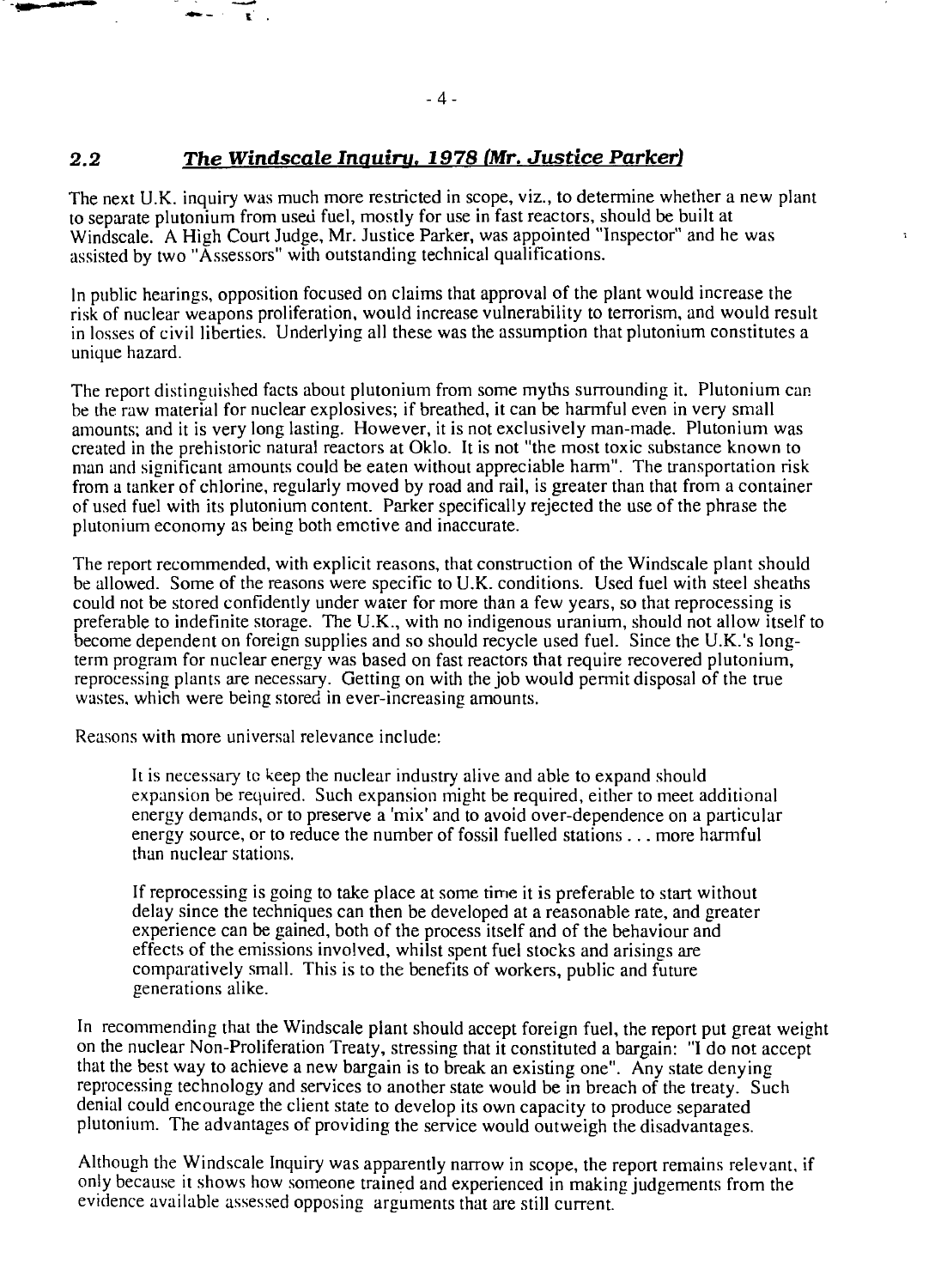## 2.2 *The Windscale Inquiry, 1978 (Mr. Justice Parker)*

The next U.K. inquiry was much more restricted in scope, viz., to determine whether a new plant to separate plutonium from used fuel, mostly for use in fast reactors, should be built at Windscale. A High Court Judge, Mr. Justice Parker, was appointed "Inspector" and he was assisted by two "Assessors" with outstanding technical qualifications.

In public hearings, opposition focused on claims that approval of the plant would increase the risk of nuclear weapons proliferation, would increase vulnerability to terrorism, and would result in losses of civil liberties. Underlying all these was the assumption that plutonium constitutes a unique hazard.

The report distinguished facts about plutonium from some myths surrounding it. Plutonium can be the raw material for nuclear explosives; if breathed, it can be harmful even in very small amounts; and it is very long lasting. However, it is not exclusively man-made. Plutonium was created in the prehistoric natural reactors at Oklo. It is not "the most toxic substance known to man and significant amounts could be eaten without appreciable harm". The transportation risk from a tanker of chlorine, regularly moved by road and rail, is greater than that from a container of used fuel with its plutonium content. Parker specifically rejected the use of the phrase the plutonium economy as being both emotive and inaccurate.

The report recommended, with explicit reasons, that construction of the Windscale plant should be allowed. Some of the reasons were specific to U.K. conditions. Used fuel with steel sheaths could not be stored confidently under water for more than a few years, so that reprocessing is preferable to indefinite storage. The U.K., with no indigenous uranium, should not allow itself to become dependent on foreign supplies and so should recycle used fuel. Since the U.K.'s long-term program for nuclear energy was based on fast reactors that require recovered plutonium, reprocessing plants are necessary. Getting on with the job would permit disposal of the true wastes, which were being stored in ever-increasing amounts.

Reasons with more universal relevance include:

> It is necessary to keep the nuclear industry alive and able to expand should expansion be required. Such expansion might be required, either to meet additional energy demands, or to preserve a 'mix' and to avoid over-dependence on a particular energy source, or to reduce the number of fossil fuelled stations . . . more harmful than nuclear stations.
>
> If reprocessing is going to take place at some time it is preferable to start without delay since the techniques can then be developed at a reasonable rate, and greater experience can be gained, both of the process itself and of the behaviour and effects of the emissions involved, whilst spent fuel stocks and arisings are comparatively small. This is to the benefits of workers, public and future generations alike.

In recommending that the Windscale plant should accept foreign fuel, the report put great weight on the nuclear Non-Proliferation Treaty, stressing that it constituted a bargain: "I do not accept that the best way to achieve a new bargain is to break an existing one". Any state denying reprocessing technology and services to another state would be in breach of the treaty. Such denial could encourage the client state to develop its own capacity to produce separated plutonium. The advantages of providing the service would outweigh the disadvantages.

Although the Windscale Inquiry was apparently narrow in scope, the report remains relevant, if only because it shows how someone trained and experienced in making judgements from the evidence available assessed opposing arguments that are still current.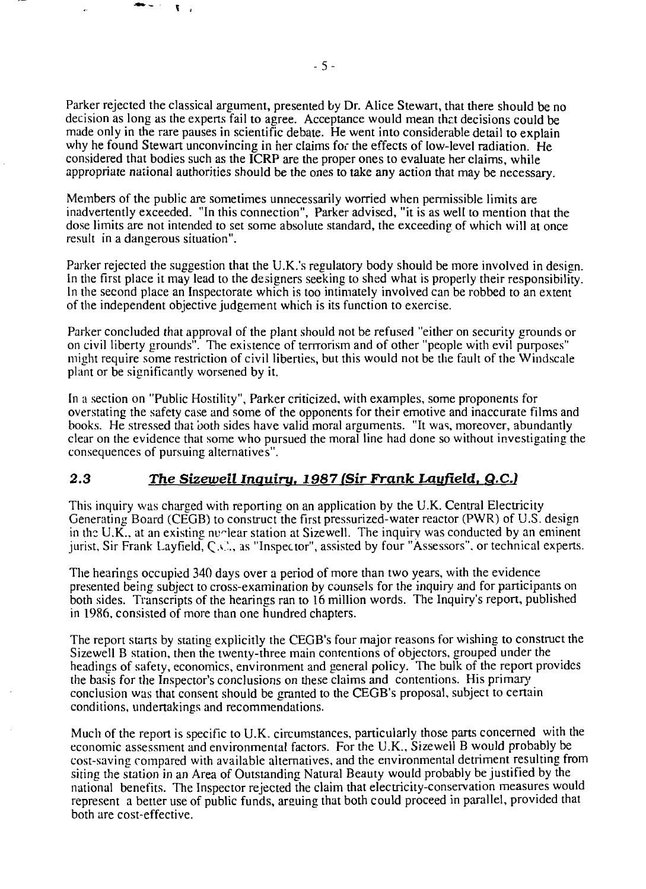Parker rejected the classical argument, presented by Dr. Alice Stewart, that there should be no decision as long as the experts fail to agree. Acceptance would mean that decisions could be made only in the rare pauses in scientific debate. He went into considerable detail to explain why he found Stewart unconvincing in her claims for the effects of low-level radiation. He considered that bodies such as the ICRP are the proper ones to evaluate her claims, while appropriate national authorities should be the ones to take any action that may be necessary.

Members of the public are sometimes unnecessarily worried when permissible limits are inadvertently exceeded. "In this connection", Parker advised, "it is as well to mention that the dose limits are not intended to set some absolute standard, the exceeding of which will at once result in a dangerous situation".

Parker rejected the suggestion that the U.K.'s regulatory body should be more involved in design. In the first place it may lead to the designers seeking to shed what is properly their responsibility. In the second place an Inspectorate which is too intimately involved can be robbed to an extent of the independent objective judgement which is its function to exercise.

Parker concluded that approval of the plant should not be refused "either on security grounds or on civil liberty grounds". The existence of terrorism and of other "people with evil purposes" might require some restriction of civil liberties, but this would not be the fault of the Windscale plant or be significantly worsened by it.

In a section on "Public Hostility", Parker criticized, with examples, some proponents for overstating the safety case and some of the opponents for their emotive and inaccurate films and books. He stressed that both sides have valid moral arguments. "It was, moreover, abundantly clear on the evidence that some who pursued the moral line had done so without investigating the consequences of pursuing alternatives".

## 2.3 *The Sizewell Inquiry, 1987 (Sir Frank Layfield, Q.C.)*

This inquiry was charged with reporting on an application by the U.K. Central Electricity Generating Board (CEGB) to construct the first pressurized-water reactor (PWR) of U.S. design in the U.K., at an existing nuclear station at Sizewell. The inquiry was conducted by an eminent jurist, Sir Frank Layfield, Q.C., as "Inspector", assisted by four "Assessors", or technical experts.

The hearings occupied 340 days over a period of more than two years, with the evidence presented being subject to cross-examination by counsels for the inquiry and for participants on both sides. Transcripts of the hearings ran to 16 million words. The Inquiry's report, published in 1986, consisted of more than one hundred chapters.

The report starts by stating explicitly the CEGB's four major reasons for wishing to construct the Sizewell B station, then the twenty-three main contentions of objectors, grouped under the headings of safety, economics, environment and general policy. The bulk of the report provides the basis for the Inspector's conclusions on these claims and contentions. His primary conclusion was that consent should be granted to the CEGB's proposal, subject to certain conditions, undertakings and recommendations.

Much of the report is specific to U.K. circumstances, particularly those parts concerned with the economic assessment and environmental factors. For the U.K., Sizewell B would probably be cost-saving compared with available alternatives, and the environmental detriment resulting from siting the station in an Area of Outstanding Natural Beauty would probably be justified by the national benefits. The Inspector rejected the claim that electricity-conservation measures would represent a better use of public funds, arguing that both could proceed in parallel, provided that both are cost-effective.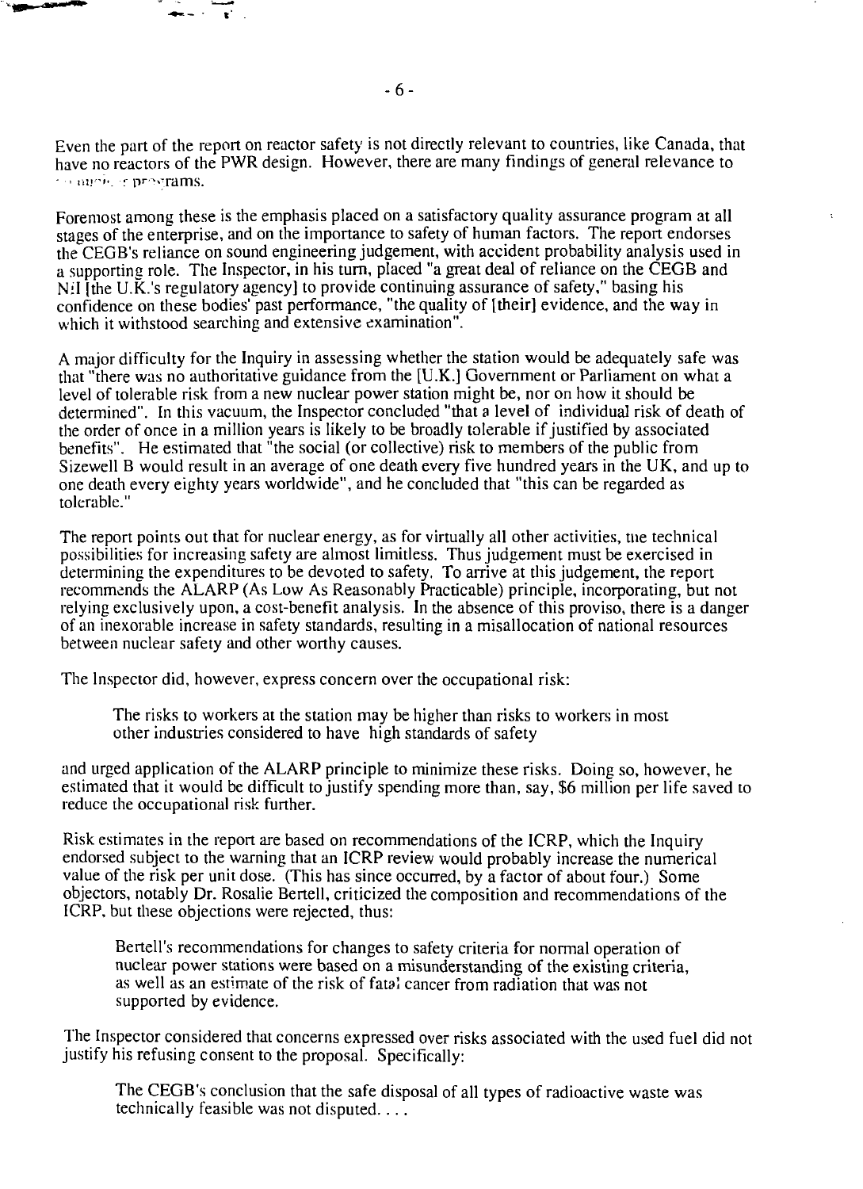Even the part of the report on reactor safety is not directly relevant to countries, like Canada, that have no reactors of the PWR design. However, there are many findings of general relevance to nuclear programs.

Foremost among these is the emphasis placed on a satisfactory quality assurance program at all stages of the enterprise, and on the importance to safety of human factors. The report endorses the CEGB's reliance on sound engineering judgement, with accident probability analysis used in a supporting role. The Inspector, in his turn, placed "a great deal of reliance on the CEGB and NII [the U.K.'s regulatory agency] to provide continuing assurance of safety," basing his confidence on these bodies' past performance, "the quality of [their] evidence, and the way in which it withstood searching and extensive examination".

A major difficulty for the Inquiry in assessing whether the station would be adequately safe was that "there was no authoritative guidance from the [U.K.] Government or Parliament on what a level of tolerable risk from a new nuclear power station might be, nor on how it should be determined". In this vacuum, the Inspector concluded "that a level of individual risk of death of the order of once in a million years is likely to be broadly tolerable if justified by associated benefits". He estimated that "the social (or collective) risk to members of the public from Sizewell B would result in an average of one death every five hundred years in the UK, and up to one death every eighty years worldwide", and he concluded that "this can be regarded as tolerable."

The report points out that for nuclear energy, as for virtually all other activities, the technical possibilities for increasing safety are almost limitless. Thus judgement must be exercised in determining the expenditures to be devoted to safety. To arrive at this judgement, the report recommends the ALARP (As Low As Reasonably Practicable) principle, incorporating, but not relying exclusively upon, a cost-benefit analysis. In the absence of this proviso, there is a danger of an inexorable increase in safety standards, resulting in a misallocation of national resources between nuclear safety and other worthy causes.

The Inspector did, however, express concern over the occupational risk:

> The risks to workers at the station may be higher than risks to workers in most other industries considered to have high standards of safety

and urged application of the ALARP principle to minimize these risks. Doing so, however, he estimated that it would be difficult to justify spending more than, say, $6 million per life saved to reduce the occupational risk further.

Risk estimates in the report are based on recommendations of the ICRP, which the Inquiry endorsed subject to the warning that an ICRP review would probably increase the numerical value of the risk per unit dose. (This has since occurred, by a factor of about four.) Some objectors, notably Dr. Rosalie Bertell, criticized the composition and recommendations of the ICRP, but these objections were rejected, thus:

> Bertell's recommendations for changes to safety criteria for normal operation of nuclear power stations were based on a misunderstanding of the existing criteria, as well as an estimate of the risk of fatal cancer from radiation that was not supported by evidence.

The Inspector considered that concerns expressed over risks associated with the used fuel did not justify his refusing consent to the proposal. Specifically:

> The CEGB's conclusion that the safe disposal of all types of radioactive waste was technically feasible was not disputed. . . .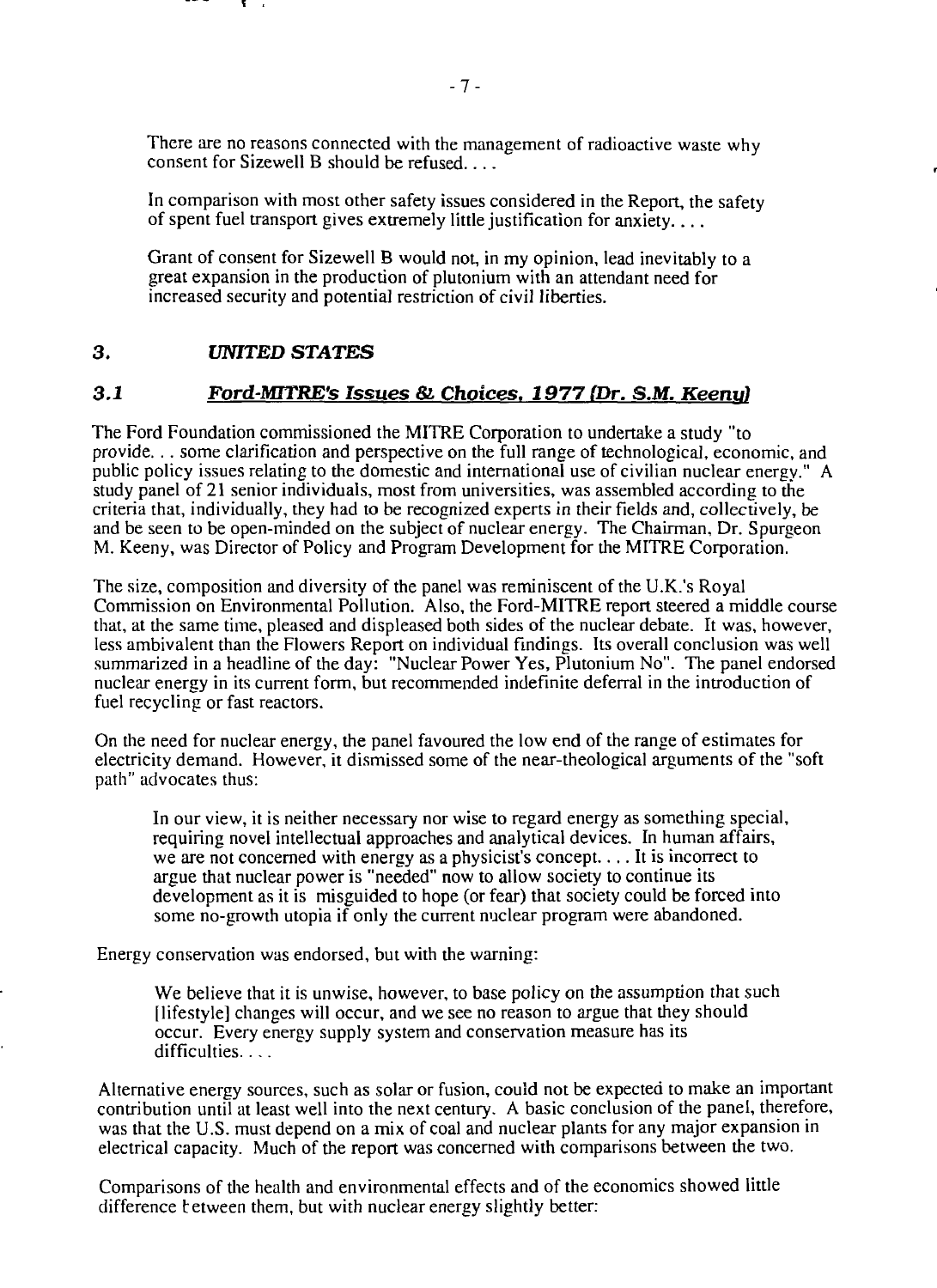There are no reasons connected with the management of radioactive waste why consent for Sizewell B should be refused. . . .

In comparison with most other safety issues considered in the Report, the safety of spent fuel transport gives extremely little justification for anxiety. . . .

Grant of consent for Sizewell B would not, in my opinion, lead inevitably to a great expansion in the production of plutonium with an attendant need for increased security and potential restriction of civil liberties.

## 3. *UNITED STATES*

### 3.1 *Ford-MITRE's Issues & Choices, 1977 (Dr. S.M. Keeny)*

The Ford Foundation commissioned the MITRE Corporation to undertake a study "to provide. . . some clarification and perspective on the full range of technological, economic, and public policy issues relating to the domestic and international use of civilian nuclear energy." A study panel of 21 senior individuals, most from universities, was assembled according to the criteria that, individually, they had to be recognized experts in their fields and, collectively, be and be seen to be open-minded on the subject of nuclear energy. The Chairman, Dr. Spurgeon M. Keeny, was Director of Policy and Program Development for the MITRE Corporation.

The size, composition and diversity of the panel was reminiscent of the U.K.'s Royal Commission on Environmental Pollution. Also, the Ford-MITRE report steered a middle course that, at the same time, pleased and displeased both sides of the nuclear debate. It was, however, less ambivalent than the Flowers Report on individual findings. Its overall conclusion was well summarized in a headline of the day: "Nuclear Power Yes, Plutonium No". The panel endorsed nuclear energy in its current form, but recommended indefinite deferral in the introduction of fuel recycling or fast reactors.

On the need for nuclear energy, the panel favoured the low end of the range of estimates for electricity demand. However, it dismissed some of the near-theological arguments of the "soft path" advocates thus:

> In our view, it is neither necessary nor wise to regard energy as something special, requiring novel intellectual approaches and analytical devices. In human affairs, we are not concerned with energy as a physicist's concept. . . . It is incorrect to argue that nuclear power is "needed" now to allow society to continue its development as it is misguided to hope (or fear) that society could be forced into some no-growth utopia if only the current nuclear program were abandoned.

Energy conservation was endorsed, but with the warning:

> We believe that it is unwise, however, to base policy on the assumption that such [lifestyle] changes will occur, and we see no reason to argue that they should occur. Every energy supply system and conservation measure has its difficulties. . . .

Alternative energy sources, such as solar or fusion, could not be expected to make an important contribution until at least well into the next century. A basic conclusion of the panel, therefore, was that the U.S. must depend on a mix of coal and nuclear plants for any major expansion in electrical capacity. Much of the report was concerned with comparisons between the two.

Comparisons of the health and environmental effects and of the economics showed little difference between them, but with nuclear energy slightly better: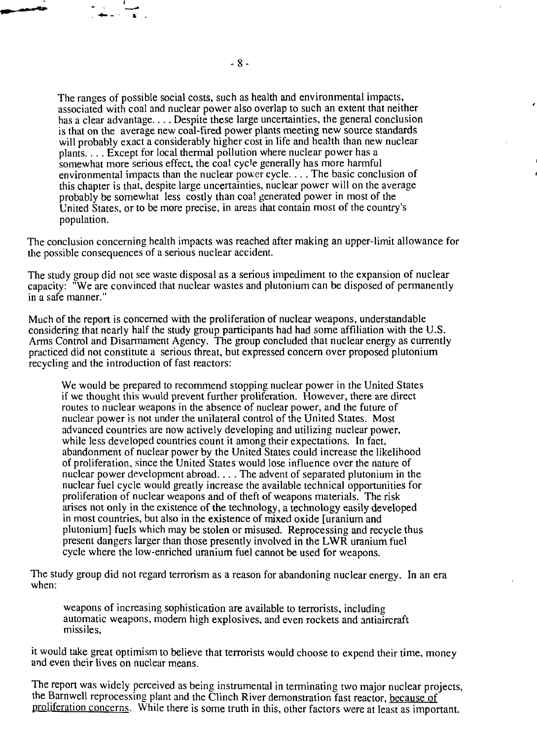> The ranges of possible social costs, such as health and environmental impacts, associated with coal and nuclear power also overlap to such an extent that neither has a clear advantage. . . . Despite these large uncertainties, the general conclusion is that on the average new coal-fired power plants meeting new source standards will probably exact a considerably higher cost in life and health than new nuclear plants. . . . Except for local thermal pollution where nuclear power has a somewhat more serious effect, the coal cycle generally has more harmful environmental impacts than the nuclear power cycle. . . . The basic conclusion of this chapter is that, despite large uncertainties, nuclear power will on the average probably be somewhat less costly than coal generated power in most of the United States, or to be more precise, in areas that contain most of the country's population.

The conclusion concerning health impacts was reached after making an upper-limit allowance for the possible consequences of a serious nuclear accident.

The study group did not see waste disposal as a serious impediment to the expansion of nuclear capacity: "We are convinced that nuclear wastes and plutonium can be disposed of permanently in a safe manner."

Much of the report is concerned with the proliferation of nuclear weapons, understandable considering that nearly half the study group participants had had some affiliation with the U.S. Arms Control and Disarmament Agency. The group concluded that nuclear energy as currently practiced did not constitute a serious threat, but expressed concern over proposed plutonium recycling and the introduction of fast reactors:

> We would be prepared to recommend stopping nuclear power in the United States if we thought this would prevent further proliferation. However, there are direct routes to nuclear weapons in the absence of nuclear power, and the future of nuclear power is not under the unilateral control of the United States. Most advanced countries are now actively developing and utilizing nuclear power, while less developed countries count it among their expectations. In fact, abandonment of nuclear power by the United States could increase the likelihood of proliferation, since the United States would lose influence over the nature of nuclear power development abroad. . . . The advent of separated plutonium in the nuclear fuel cycle would greatly increase the available technical opportunities for proliferation of nuclear weapons and of theft of weapons materials. The risk arises not only in the existence of the technology, a technology easily developed in most countries, but also in the existence of mixed oxide [uranium and plutonium] fuels which may be stolen or misused. Reprocessing and recycle thus present dangers larger than those presently involved in the LWR uranium fuel cycle where the low-enriched uranium fuel cannot be used for weapons.

The study group did not regard terrorism as a reason for abandoning nuclear energy. In an era when:

> weapons of increasing sophistication are available to terrorists, including automatic weapons, modern high explosives, and even rockets and antiaircraft missiles,

it would take great optimism to believe that terrorists would choose to expend their time, money and even their lives on nuclear means.

The report was widely perceived as being instrumental in terminating two major nuclear projects, the Barnwell reprocessing plant and the Clinch River demonstration fast reactor, <u>because of proliferation concerns</u>. While there is some truth in this, other factors were at least as important.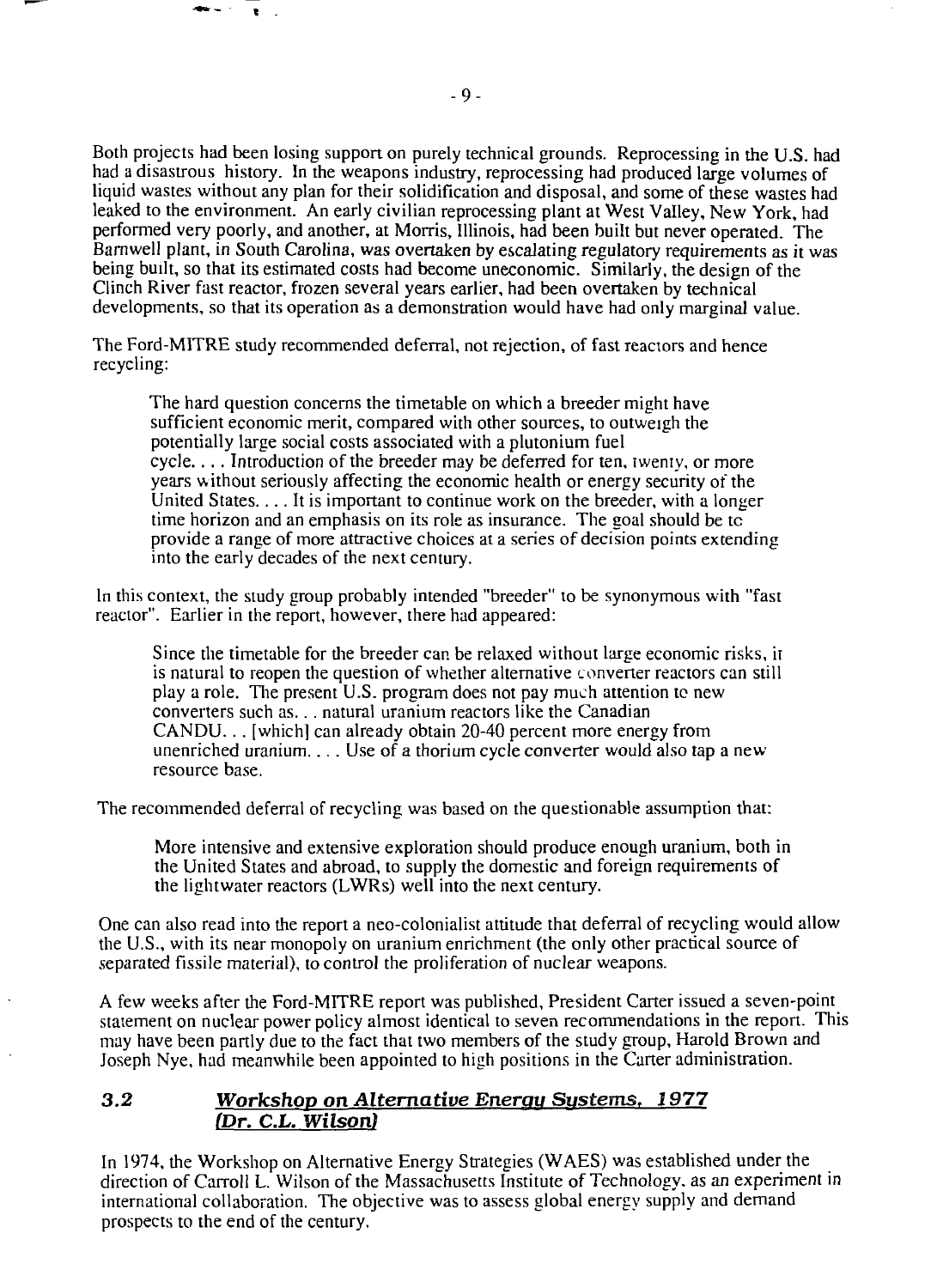Both projects had been losing support on purely technical grounds. Reprocessing in the U.S. had had a disastrous history. In the weapons industry, reprocessing had produced large volumes of liquid wastes without any plan for their solidification and disposal, and some of these wastes had leaked to the environment. An early civilian reprocessing plant at West Valley, New York, had performed very poorly, and another, at Morris, Illinois, had been built but never operated. The Barnwell plant, in South Carolina, was overtaken by escalating regulatory requirements as it was being built, so that its estimated costs had become uneconomic. Similarly, the design of the Clinch River fast reactor, frozen several years earlier, had been overtaken by technical developments, so that its operation as a demonstration would have had only marginal value.

The Ford-MITRE study recommended deferral, not rejection, of fast reactors and hence recycling:

> The hard question concerns the timetable on which a breeder might have sufficient economic merit, compared with other sources, to outweigh the potentially large social costs associated with a plutonium fuel cycle. . . . Introduction of the breeder may be deferred for ten, twenty, or more years without seriously affecting the economic health or energy security of the United States. . . . It is important to continue work on the breeder, with a longer time horizon and an emphasis on its role as insurance. The goal should be to provide a range of more attractive choices at a series of decision points extending into the early decades of the next century.

In this context, the study group probably intended "breeder" to be synonymous with "fast reactor". Earlier in the report, however, there had appeared:

> Since the timetable for the breeder can be relaxed without large economic risks, it is natural to reopen the question of whether alternative converter reactors can still play a role. The present U.S. program does not pay much attention to new converters such as. . . natural uranium reactors like the Canadian CANDU. . . [which] can already obtain 20-40 percent more energy from unenriched uranium. . . . Use of a thorium cycle converter would also tap a new resource base.

The recommended deferral of recycling was based on the questionable assumption that:

> More intensive and extensive exploration should produce enough uranium, both in the United States and abroad, to supply the domestic and foreign requirements of the lightwater reactors (LWRs) well into the next century.

One can also read into the report a neo-colonialist attitude that deferral of recycling would allow the U.S., with its near monopoly on uranium enrichment (the only other practical source of separated fissile material), to control the proliferation of nuclear weapons.

A few weeks after the Ford-MITRE report was published, President Carter issued a seven-point statement on nuclear power policy almost identical to seven recommendations in the report. This may have been partly due to the fact that two members of the study group, Harold Brown and Joseph Nye, had meanwhile been appointed to high positions in the Carter administration.

## 3.2 *Workshop on Alternative Energy Systems, 1977 (Dr. C.L. Wilson)*

In 1974, the Workshop on Alternative Energy Strategies (WAES) was established under the direction of Carroll L. Wilson of the Massachusetts Institute of Technology, as an experiment in international collaboration. The objective was to assess global energy supply and demand prospects to the end of the century.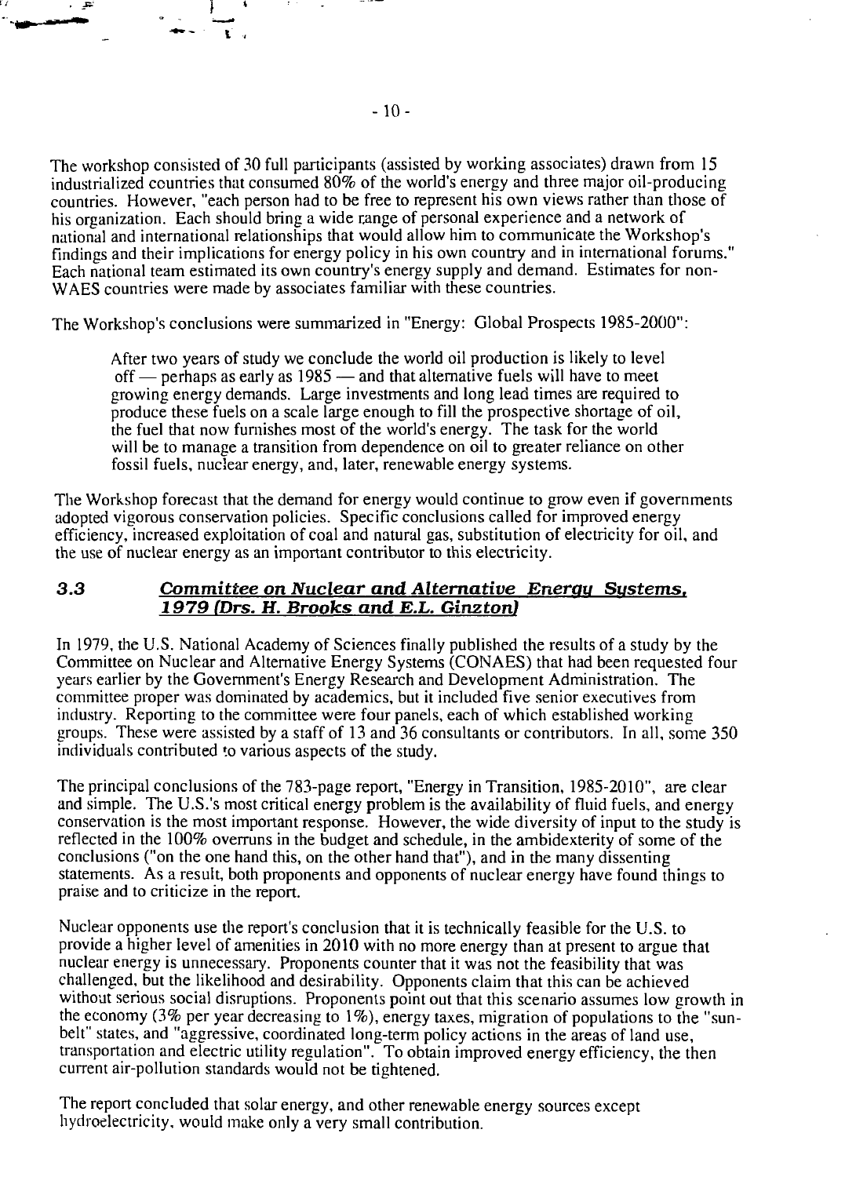The workshop consisted of 30 full participants (assisted by working associates) drawn from 15 industrialized countries that consumed 80% of the world's energy and three major oil-producing countries. However, "each person had to be free to represent his own views rather than those of his organization. Each should bring a wide range of personal experience and a network of national and international relationships that would allow him to communicate the Workshop's findings and their implications for energy policy in his own country and in international forums." Each national team estimated its own country's energy supply and demand. Estimates for non-WAES countries were made by associates familiar with these countries.

The Workshop's conclusions were summarized in "Energy: Global Prospects 1985-2000":

> After two years of study we conclude the world oil production is likely to level off — perhaps as early as 1985 — and that alternative fuels will have to meet growing energy demands. Large investments and long lead times are required to produce these fuels on a scale large enough to fill the prospective shortage of oil, the fuel that now furnishes most of the world's energy. The task for the world will be to manage a transition from dependence on oil to greater reliance on other fossil fuels, nuclear energy, and, later, renewable energy systems.

The Workshop forecast that the demand for energy would continue to grow even if governments adopted vigorous conservation policies. Specific conclusions called for improved energy efficiency, increased exploitation of coal and natural gas, substitution of electricity for oil, and the use of nuclear energy as an important contributor to this electricity.

### 3.3 *Committee on Nuclear and Alternative Energy Systems, 1979 (Drs. H. Brooks and E.L. Ginzton)*

In 1979, the U.S. National Academy of Sciences finally published the results of a study by the Committee on Nuclear and Alternative Energy Systems (CONAES) that had been requested four years earlier by the Government's Energy Research and Development Administration. The committee proper was dominated by academics, but it included five senior executives from industry. Reporting to the committee were four panels, each of which established working groups. These were assisted by a staff of 13 and 36 consultants or contributors. In all, some 350 individuals contributed to various aspects of the study.

The principal conclusions of the 783-page report, "Energy in Transition, 1985-2010", are clear and simple. The U.S.'s most critical energy problem is the availability of fluid fuels, and energy conservation is the most important response. However, the wide diversity of input to the study is reflected in the 100% overruns in the budget and schedule, in the ambidexterity of some of the conclusions ("on the one hand this, on the other hand that"), and in the many dissenting statements. As a result, both proponents and opponents of nuclear energy have found things to praise and to criticize in the report.

Nuclear opponents use the report's conclusion that it is technically feasible for the U.S. to provide a higher level of amenities in 2010 with no more energy than at present to argue that nuclear energy is unnecessary. Proponents counter that it was not the feasibility that was challenged, but the likelihood and desirability. Opponents claim that this can be achieved without serious social disruptions. Proponents point out that this scenario assumes low growth in the economy (3% per year decreasing to 1%), energy taxes, migration of populations to the "sun-belt" states, and "aggressive, coordinated long-term policy actions in the areas of land use, transportation and electric utility regulation". To obtain improved energy efficiency, the then current air-pollution standards would not be tightened.

The report concluded that solar energy, and other renewable energy sources except hydroelectricity, would make only a very small contribution.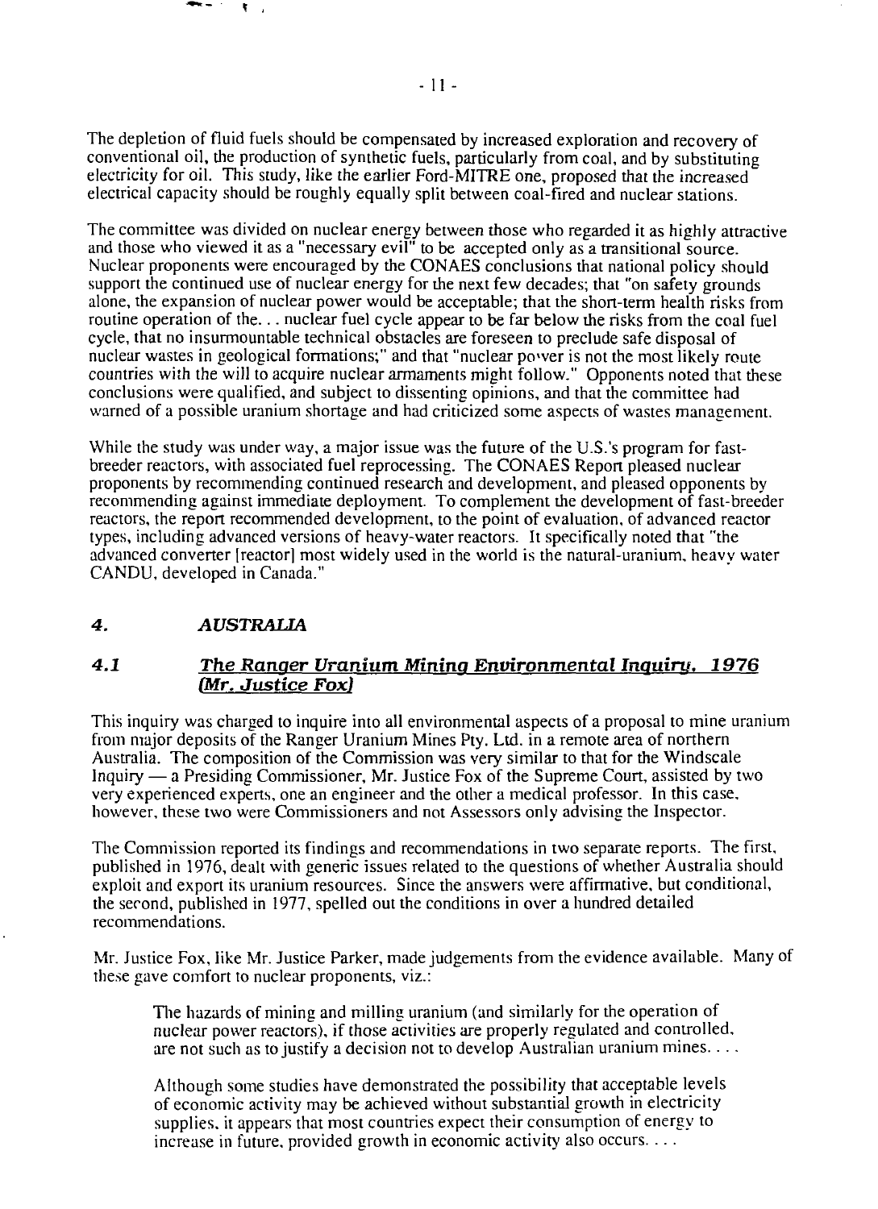The depletion of fluid fuels should be compensated by increased exploration and recovery of conventional oil, the production of synthetic fuels, particularly from coal, and by substituting electricity for oil. This study, like the earlier Ford-MITRE one, proposed that the increased electrical capacity should be roughly equally split between coal-fired and nuclear stations.

The committee was divided on nuclear energy between those who regarded it as highly attractive and those who viewed it as a "necessary evil" to be accepted only as a transitional source. Nuclear proponents were encouraged by the CONAES conclusions that national policy should support the continued use of nuclear energy for the next few decades; that "on safety grounds alone, the expansion of nuclear power would be acceptable; that the short-term health risks from routine operation of the. . . nuclear fuel cycle appear to be far below the risks from the coal fuel cycle, that no insurmountable technical obstacles are foreseen to preclude safe disposal of nuclear wastes in geological formations;" and that "nuclear power is not the most likely route countries with the will to acquire nuclear armaments might follow." Opponents noted that these conclusions were qualified, and subject to dissenting opinions, and that the committee had warned of a possible uranium shortage and had criticized some aspects of wastes management.

While the study was under way, a major issue was the future of the U.S.'s program for fast-breeder reactors, with associated fuel reprocessing. The CONAES Report pleased nuclear proponents by recommending continued research and development, and pleased opponents by recommending against immediate deployment. To complement the development of fast-breeder reactors, the report recommended development, to the point of evaluation, of advanced reactor types, including advanced versions of heavy-water reactors. It specifically noted that "the advanced converter [reactor] most widely used in the world is the natural-uranium, heavy water CANDU, developed in Canada."

## 4. *AUSTRALIA*

### 4.1 *The Ranger Uranium Mining Environmental Inquiry, 1976 (Mr. Justice Fox)*

This inquiry was charged to inquire into all environmental aspects of a proposal to mine uranium from major deposits of the Ranger Uranium Mines Pty. Ltd. in a remote area of northern Australia. The composition of the Commission was very similar to that for the Windscale Inquiry — a Presiding Commissioner, Mr. Justice Fox of the Supreme Court, assisted by two very experienced experts, one an engineer and the other a medical professor. In this case, however, these two were Commissioners and not Assessors only advising the Inspector.

The Commission reported its findings and recommendations in two separate reports. The first, published in 1976, dealt with generic issues related to the questions of whether Australia should exploit and export its uranium resources. Since the answers were affirmative, but conditional, the second, published in 1977, spelled out the conditions in over a hundred detailed recommendations.

Mr. Justice Fox, like Mr. Justice Parker, made judgements from the evidence available. Many of these gave comfort to nuclear proponents, viz.:

> The hazards of mining and milling uranium (and similarly for the operation of nuclear power reactors), if those activities are properly regulated and controlled, are not such as to justify a decision not to develop Australian uranium mines. . . .
>
> Although some studies have demonstrated the possibility that acceptable levels of economic activity may be achieved without substantial growth in electricity supplies, it appears that most countries expect their consumption of energy to increase in future, provided growth in economic activity also occurs. . . .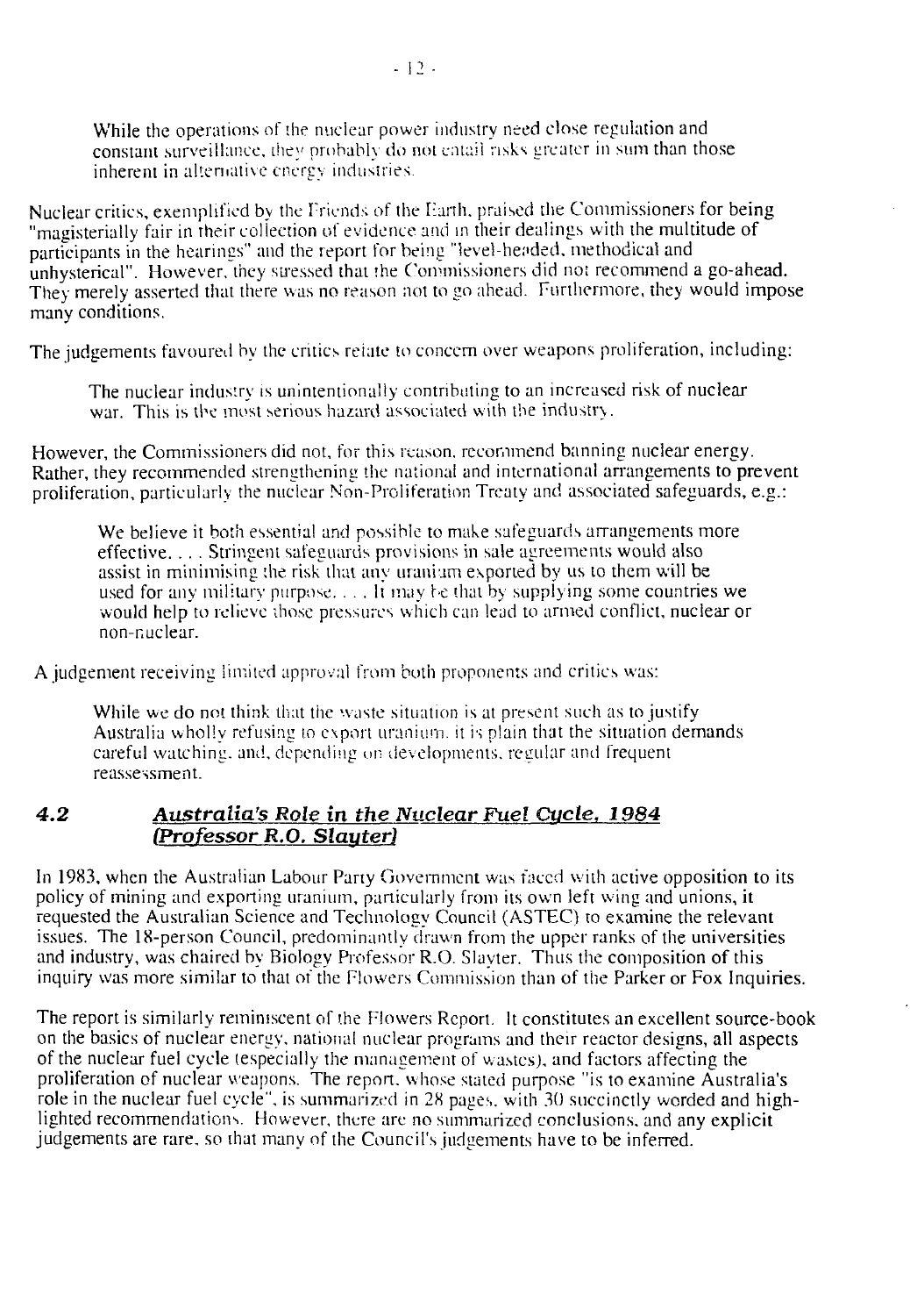> While the operations of the nuclear power industry need close regulation and constant surveillance, they probably do not entail risks greater in sum than those inherent in alternative energy industries.

Nuclear critics, exemplified by the Friends of the Earth, praised the Commissioners for being "magisterially fair in their collection of evidence and in their dealings with the multitude of participants in the hearings" and the report for being "level-headed, methodical and unhysterical". However, they stressed that the Commissioners did not recommend a go-ahead. They merely asserted that there was no reason not to go ahead. Furthermore, they would impose many conditions.

The judgements favoured by the critics relate to concern over weapons proliferation, including:

> The nuclear industry is unintentionally contributing to an increased risk of nuclear war. This is the most serious hazard associated with the industry.

However, the Commissioners did not, for this reason, recommend banning nuclear energy. Rather, they recommended strengthening the national and international arrangements to prevent proliferation, particularly the nuclear Non-Proliferation Treaty and associated safeguards, e.g.:

> We believe it both essential and possible to make safeguards arrangements more effective. . . . Stringent safeguards provisions in sale agreements would also assist in minimising the risk that any uranium exported by us to them will be used for any military purpose. . . . It may be that by supplying some countries we would help to relieve those pressures which can lead to armed conflict, nuclear or non-nuclear.

A judgement receiving limited approval from both proponents and critics was:

> While we do not think that the waste situation is at present such as to justify Australia wholly refusing to export uranium, it is plain that the situation demands careful watching, and, depending on developments, regular and frequent reassessment.

## 4.2 *Australia's Role in the Nuclear Fuel Cycle, 1984 (Professor R.O. Slayter)*

In 1983, when the Australian Labour Party Government was faced with active opposition to its policy of mining and exporting uranium, particularly from its own left wing and unions, it requested the Australian Science and Technology Council (ASTEC) to examine the relevant issues. The 18-person Council, predominantly drawn from the upper ranks of the universities and industry, was chaired by Biology Professor R.O. Slayter. Thus the composition of this inquiry was more similar to that of the Flowers Commission than of the Parker or Fox Inquiries.

The report is similarly reminiscent of the Flowers Report. It constitutes an excellent source-book on the basics of nuclear energy, national nuclear programs and their reactor designs, all aspects of the nuclear fuel cycle (especially the management of wastes), and factors affecting the proliferation of nuclear weapons. The report, whose stated purpose "is to examine Australia's role in the nuclear fuel cycle", is summarized in 28 pages, with 30 succinctly worded and high-lighted recommendations. However, there are no summarized conclusions, and any explicit judgements are rare, so that many of the Council's judgements have to be inferred.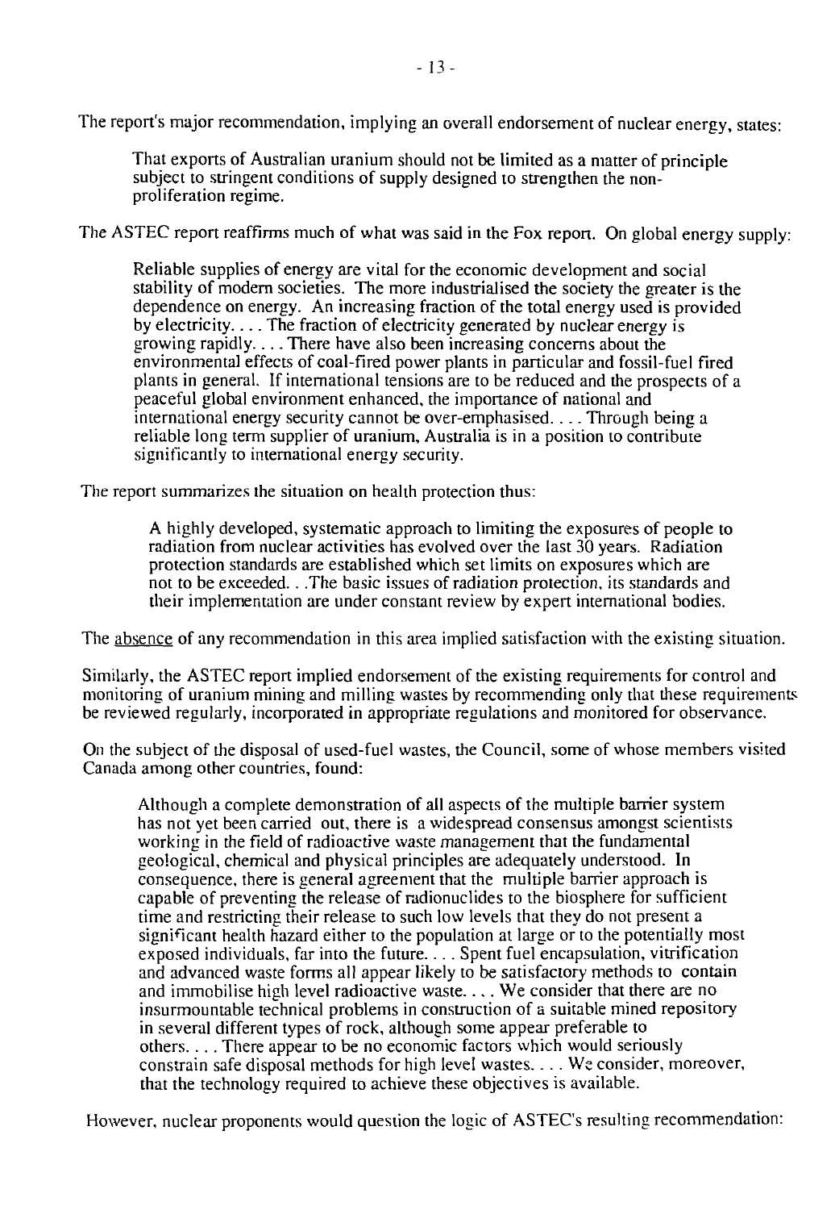The report's major recommendation, implying an overall endorsement of nuclear energy, states:

> That exports of Australian uranium should not be limited as a matter of principle subject to stringent conditions of supply designed to strengthen the non-proliferation regime.

The ASTEC report reaffirms much of what was said in the Fox report. On global energy supply:

> Reliable supplies of energy are vital for the economic development and social stability of modern societies. The more industrialised the society the greater is the dependence on energy. An increasing fraction of the total energy used is provided by electricity. . . . The fraction of electricity generated by nuclear energy is growing rapidly. . . . There have also been increasing concerns about the environmental effects of coal-fired power plants in particular and fossil-fuel fired plants in general. If international tensions are to be reduced and the prospects of a peaceful global environment enhanced, the importance of national and international energy security cannot be over-emphasised. . . . Through being a reliable long term supplier of uranium, Australia is in a position to contribute significantly to international energy security.

The report summarizes the situation on health protection thus:

> A highly developed, systematic approach to limiting the exposures of people to radiation from nuclear activities has evolved over the last 30 years. Radiation protection standards are established which set limits on exposures which are not to be exceeded. . .The basic issues of radiation protection, its standards and their implementation are under constant review by expert international bodies.

The absence of any recommendation in this area implied satisfaction with the existing situation.

Similarly, the ASTEC report implied endorsement of the existing requirements for control and monitoring of uranium mining and milling wastes by recommending only that these requirements be reviewed regularly, incorporated in appropriate regulations and monitored for observance.

On the subject of the disposal of used-fuel wastes, the Council, some of whose members visited Canada among other countries, found:

> Although a complete demonstration of all aspects of the multiple barrier system has not yet been carried out, there is a widespread consensus amongst scientists working in the field of radioactive waste management that the fundamental geological, chemical and physical principles are adequately understood. In consequence, there is general agreement that the multiple barrier approach is capable of preventing the release of radionuclides to the biosphere for sufficient time and restricting their release to such low levels that they do not present a significant health hazard either to the population at large or to the potentially most exposed individuals, far into the future. . . . Spent fuel encapsulation, vitrification and advanced waste forms all appear likely to be satisfactory methods to contain and immobilise high level radioactive waste. . . . We consider that there are no insurmountable technical problems in construction of a suitable mined repository in several different types of rock, although some appear preferable to others. . . . There appear to be no economic factors which would seriously constrain safe disposal methods for high level wastes. . . . We consider, moreover, that the technology required to achieve these objectives is available.

However, nuclear proponents would question the logic of ASTEC's resulting recommendation: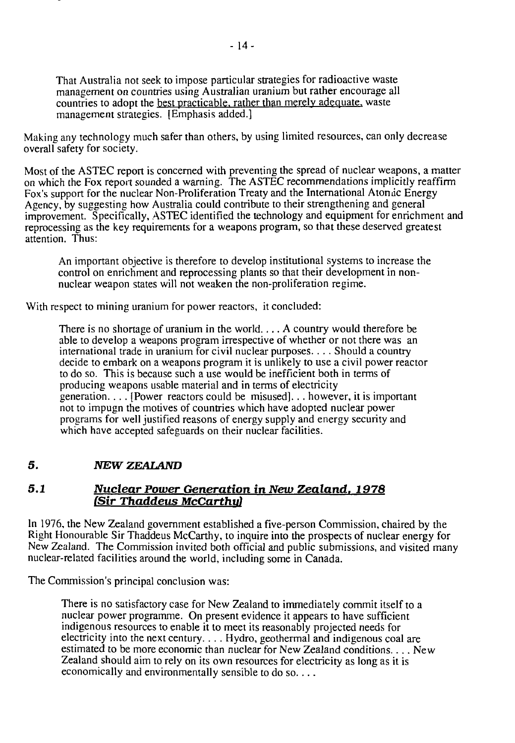> That Australia not seek to impose particular strategies for radioactive waste management on countries using Australian uranium but rather encourage all countries to adopt the best practicable, rather than merely adequate, waste management strategies. [Emphasis added.]

Making any technology much safer than others, by using limited resources, can only decrease overall safety for society.

Most of the ASTEC report is concerned with preventing the spread of nuclear weapons, a matter on which the Fox report sounded a warning. The ASTEC recommendations implicitly reaffirm Fox's support for the nuclear Non-Proliferation Treaty and the International Atomic Energy Agency, by suggesting how Australia could contribute to their strengthening and general improvement. Specifically, ASTEC identified the technology and equipment for enrichment and reprocessing as the key requirements for a weapons program, so that these deserved greatest attention. Thus:

> An important objective is therefore to develop institutional systems to increase the control on enrichment and reprocessing plants so that their development in non-nuclear weapon states will not weaken the non-proliferation regime.

With respect to mining uranium for power reactors, it concluded:

> There is no shortage of uranium in the world. . . . A country would therefore be able to develop a weapons program irrespective of whether or not there was an international trade in uranium for civil nuclear purposes. . . . Should a country decide to embark on a weapons program it is unlikely to use a civil power reactor to do so. This is because such a use would be inefficient both in terms of producing weapons usable material and in terms of electricity generation. . . . [Power reactors could be misused]. . . however, it is important not to impugn the motives of countries which have adopted nuclear power programs for well justified reasons of energy supply and energy security and which have accepted safeguards on their nuclear facilities.

## 5. *NEW ZEALAND*

### 5.1 *Nuclear Power Generation in New Zealand, 1978 (Sir Thaddeus McCarthy)*

In 1976, the New Zealand government established a five-person Commission, chaired by the Right Honourable Sir Thaddeus McCarthy, to inquire into the prospects of nuclear energy for New Zealand. The Commission invited both official and public submissions, and visited many nuclear-related facilities around the world, including some in Canada.

The Commission's principal conclusion was:

> There is no satisfactory case for New Zealand to immediately commit itself to a nuclear power programme. On present evidence it appears to have sufficient indigenous resources to enable it to meet its reasonably projected needs for electricity into the next century. . . . Hydro, geothermal and indigenous coal are estimated to be more economic than nuclear for New Zealand conditions. . . . New Zealand should aim to rely on its own resources for electricity as long as it is economically and environmentally sensible to do so. . . .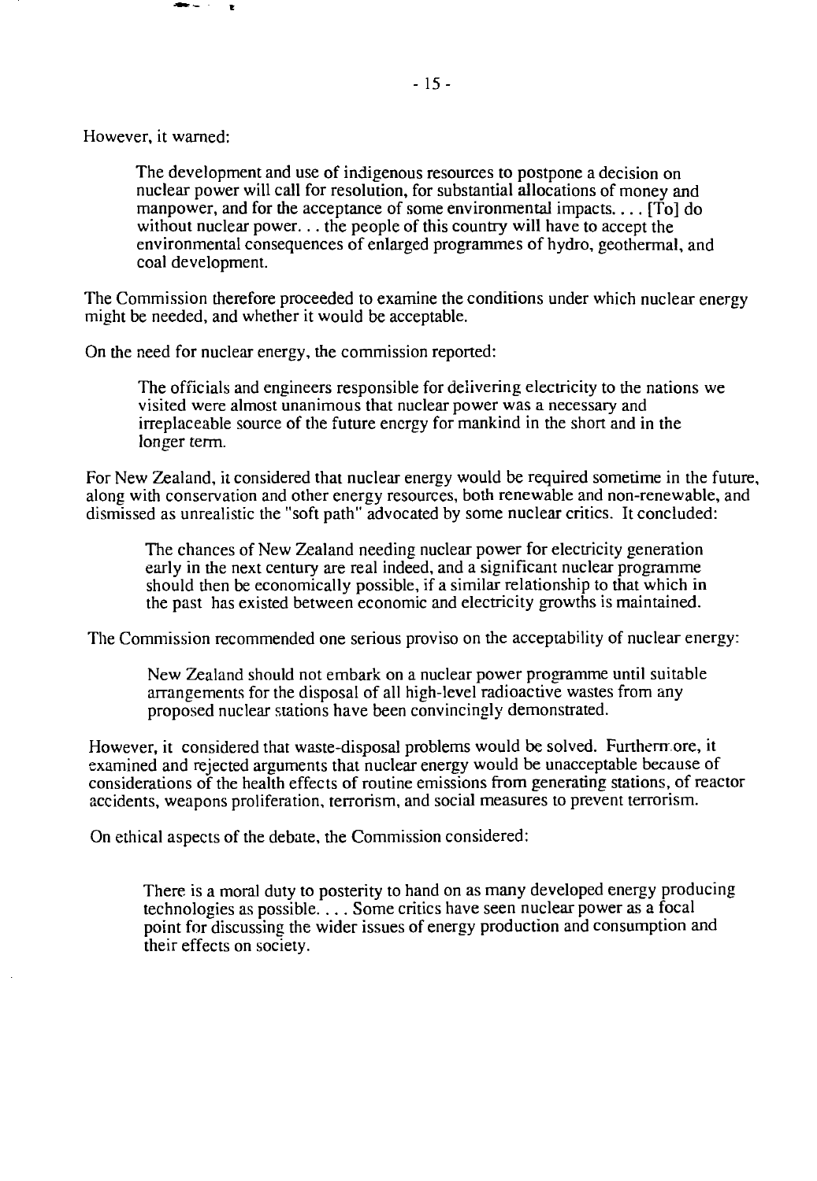However, it warned:

> The development and use of indigenous resources to postpone a decision on nuclear power will call for resolution, for substantial allocations of money and manpower, and for the acceptance of some environmental impacts. . . . [To] do without nuclear power. . . the people of this country will have to accept the environmental consequences of enlarged programmes of hydro, geothermal, and coal development.

The Commission therefore proceeded to examine the conditions under which nuclear energy might be needed, and whether it would be acceptable.

On the need for nuclear energy, the commission reported:

> The officials and engineers responsible for delivering electricity to the nations we visited were almost unanimous that nuclear power was a necessary and irreplaceable source of the future energy for mankind in the short and in the longer term.

For New Zealand, it considered that nuclear energy would be required sometime in the future, along with conservation and other energy resources, both renewable and non-renewable, and dismissed as unrealistic the "soft path" advocated by some nuclear critics. It concluded:

> The chances of New Zealand needing nuclear power for electricity generation early in the next century are real indeed, and a significant nuclear programme should then be economically possible, if a similar relationship to that which in the past has existed between economic and electricity growths is maintained.

The Commission recommended one serious proviso on the acceptability of nuclear energy:

> New Zealand should not embark on a nuclear power programme until suitable arrangements for the disposal of all high-level radioactive wastes from any proposed nuclear stations have been convincingly demonstrated.

However, it considered that waste-disposal problems would be solved. Furthermore, it examined and rejected arguments that nuclear energy would be unacceptable because of considerations of the health effects of routine emissions from generating stations, of reactor accidents, weapons proliferation, terrorism, and social measures to prevent terrorism.

On ethical aspects of the debate, the Commission considered:

> There is a moral duty to posterity to hand on as many developed energy producing technologies as possible. . . . Some critics have seen nuclear power as a focal point for discussing the wider issues of energy production and consumption and their effects on society.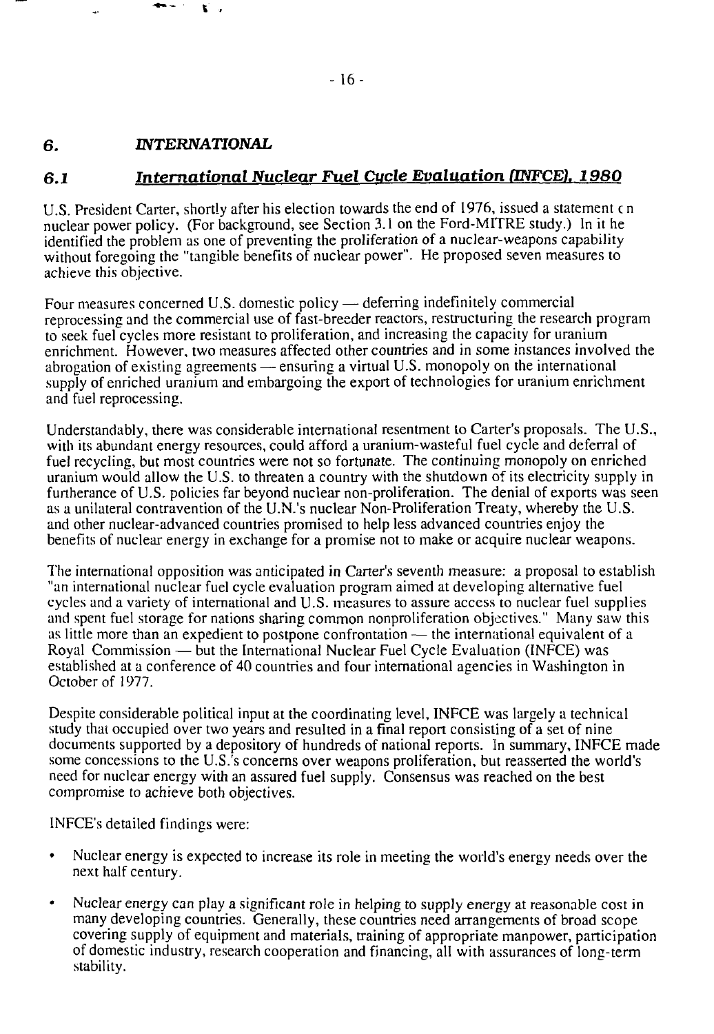## 6. *INTERNATIONAL*

### 6.1 *International Nuclear Fuel Cycle Evaluation (INFCE), 1980*

U.S. President Carter, shortly after his election towards the end of 1976, issued a statement on nuclear power policy. (For background, see Section 3.1 on the Ford-MITRE study.) In it he identified the problem as one of preventing the proliferation of a nuclear-weapons capability without foregoing the "tangible benefits of nuclear power". He proposed seven measures to achieve this objective.

Four measures concerned U.S. domestic policy — deferring indefinitely commercial reprocessing and the commercial use of fast-breeder reactors, restructuring the research program to seek fuel cycles more resistant to proliferation, and increasing the capacity for uranium enrichment. However, two measures affected other countries and in some instances involved the abrogation of existing agreements — ensuring a virtual U.S. monopoly on the international supply of enriched uranium and embargoing the export of technologies for uranium enrichment and fuel reprocessing.

Understandably, there was considerable international resentment to Carter's proposals. The U.S., with its abundant energy resources, could afford a uranium-wasteful fuel cycle and deferral of fuel recycling, but most countries were not so fortunate. The continuing monopoly on enriched uranium would allow the U.S. to threaten a country with the shutdown of its electricity supply in furtherance of U.S. policies far beyond nuclear non-proliferation. The denial of exports was seen as a unilateral contravention of the U.N.'s nuclear Non-Proliferation Treaty, whereby the U.S. and other nuclear-advanced countries promised to help less advanced countries enjoy the benefits of nuclear energy in exchange for a promise not to make or acquire nuclear weapons.

The international opposition was anticipated in Carter's seventh measure: a proposal to establish "an international nuclear fuel cycle evaluation program aimed at developing alternative fuel cycles and a variety of international and U.S. measures to assure access to nuclear fuel supplies and spent fuel storage for nations sharing common nonproliferation objectives." Many saw this as little more than an expedient to postpone confrontation — the international equivalent of a Royal Commission — but the International Nuclear Fuel Cycle Evaluation (INFCE) was established at a conference of 40 countries and four international agencies in Washington in October of 1977.

Despite considerable political input at the coordinating level, INFCE was largely a technical study that occupied over two years and resulted in a final report consisting of a set of nine documents supported by a depository of hundreds of national reports. In summary, INFCE made some concessions to the U.S.'s concerns over weapons proliferation, but reasserted the world's need for nuclear energy with an assured fuel supply. Consensus was reached on the best compromise to achieve both objectives.

INFCE's detailed findings were:

- Nuclear energy is expected to increase its role in meeting the world's energy needs over the next half century.
- Nuclear energy can play a significant role in helping to supply energy at reasonable cost in many developing countries. Generally, these countries need arrangements of broad scope covering supply of equipment and materials, training of appropriate manpower, participation of domestic industry, research cooperation and financing, all with assurances of long-term stability.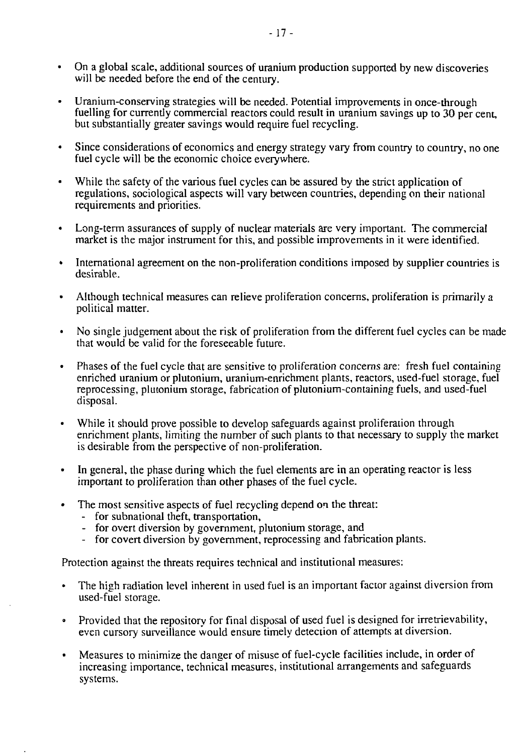- On a global scale, additional sources of uranium production supported by new discoveries will be needed before the end of the century.
- Uranium-conserving strategies will be needed. Potential improvements in once-through fuelling for currently commercial reactors could result in uranium savings up to 30 per cent, but substantially greater savings would require fuel recycling.
- Since considerations of economics and energy strategy vary from country to country, no one fuel cycle will be the economic choice everywhere.
- While the safety of the various fuel cycles can be assured by the strict application of regulations, sociological aspects will vary between countries, depending on their national requirements and priorities.
- Long-term assurances of supply of nuclear materials are very important. The commercial market is the major instrument for this, and possible improvements in it were identified.
- International agreement on the non-proliferation conditions imposed by supplier countries is desirable.
- Although technical measures can relieve proliferation concerns, proliferation is primarily a political matter.
- No single judgement about the risk of proliferation from the different fuel cycles can be made that would be valid for the foreseeable future.
- Phases of the fuel cycle that are sensitive to proliferation concerns are: fresh fuel containing enriched uranium or plutonium, uranium-enrichment plants, reactors, used-fuel storage, fuel reprocessing, plutonium storage, fabrication of plutonium-containing fuels, and used-fuel disposal.
- While it should prove possible to develop safeguards against proliferation through enrichment plants, limiting the number of such plants to that necessary to supply the market is desirable from the perspective of non-proliferation.
- In general, the phase during which the fuel elements are in an operating reactor is less important to proliferation than other phases of the fuel cycle.
- The most sensitive aspects of fuel recycling depend on the threat:
  - for subnational theft, transportation,
  - for overt diversion by government, plutonium storage, and
  - for covert diversion by government, reprocessing and fabrication plants.

Protection against the threats requires technical and institutional measures:

- The high radiation level inherent in used fuel is an important factor against diversion from used-fuel storage.
- Provided that the repository for final disposal of used fuel is designed for irretrievability, even cursory surveillance would ensure timely detection of attempts at diversion.
- Measures to minimize the danger of misuse of fuel-cycle facilities include, in order of increasing importance, technical measures, institutional arrangements and safeguards systems.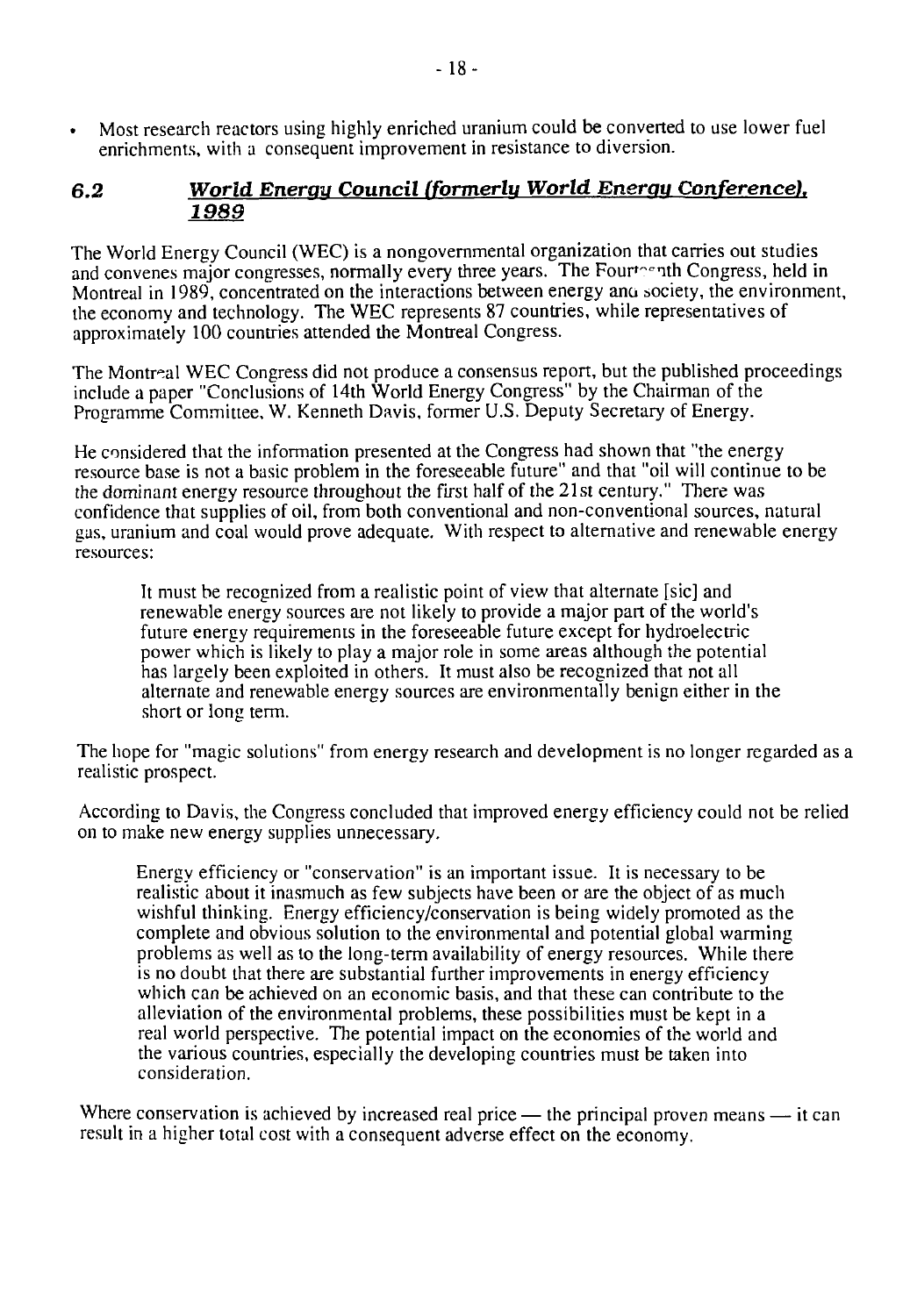- Most research reactors using highly enriched uranium could be converted to use lower fuel enrichments, with a consequent improvement in resistance to diversion.

## 6.2 *World Energy Council (formerly World Energy Conference), 1989*

The World Energy Council (WEC) is a nongovernmental organization that carries out studies and convenes major congresses, normally every three years. The Fourteenth Congress, held in Montreal in 1989, concentrated on the interactions between energy and society, the environment, the economy and technology. The WEC represents 87 countries, while representatives of approximately 100 countries attended the Montreal Congress.

The Montreal WEC Congress did not produce a consensus report, but the published proceedings include a paper "Conclusions of 14th World Energy Congress" by the Chairman of the Programme Committee, W. Kenneth Davis, former U.S. Deputy Secretary of Energy.

He considered that the information presented at the Congress had shown that "the energy resource base is not a basic problem in the foreseeable future" and that "oil will continue to be the dominant energy resource throughout the first half of the 21st century." There was confidence that supplies of oil, from both conventional and non-conventional sources, natural gas, uranium and coal would prove adequate. With respect to alternative and renewable energy resources:

> It must be recognized from a realistic point of view that alternate [sic] and renewable energy sources are not likely to provide a major part of the world's future energy requirements in the foreseeable future except for hydroelectric power which is likely to play a major role in some areas although the potential has largely been exploited in others. It must also be recognized that not all alternate and renewable energy sources are environmentally benign either in the short or long term.

The hope for "magic solutions" from energy research and development is no longer regarded as a realistic prospect.

According to Davis, the Congress concluded that improved energy efficiency could not be relied on to make new energy supplies unnecessary.

> Energy efficiency or "conservation" is an important issue. It is necessary to be realistic about it inasmuch as few subjects have been or are the object of as much wishful thinking. Energy efficiency/conservation is being widely promoted as the complete and obvious solution to the environmental and potential global warming problems as well as to the long-term availability of energy resources. While there is no doubt that there are substantial further improvements in energy efficiency which can be achieved on an economic basis, and that these can contribute to the alleviation of the environmental problems, these possibilities must be kept in a real world perspective. The potential impact on the economies of the world and the various countries, especially the developing countries must be taken into consideration.

Where conservation is achieved by increased real price — the principal proven means — it can result in a higher total cost with a consequent adverse effect on the economy.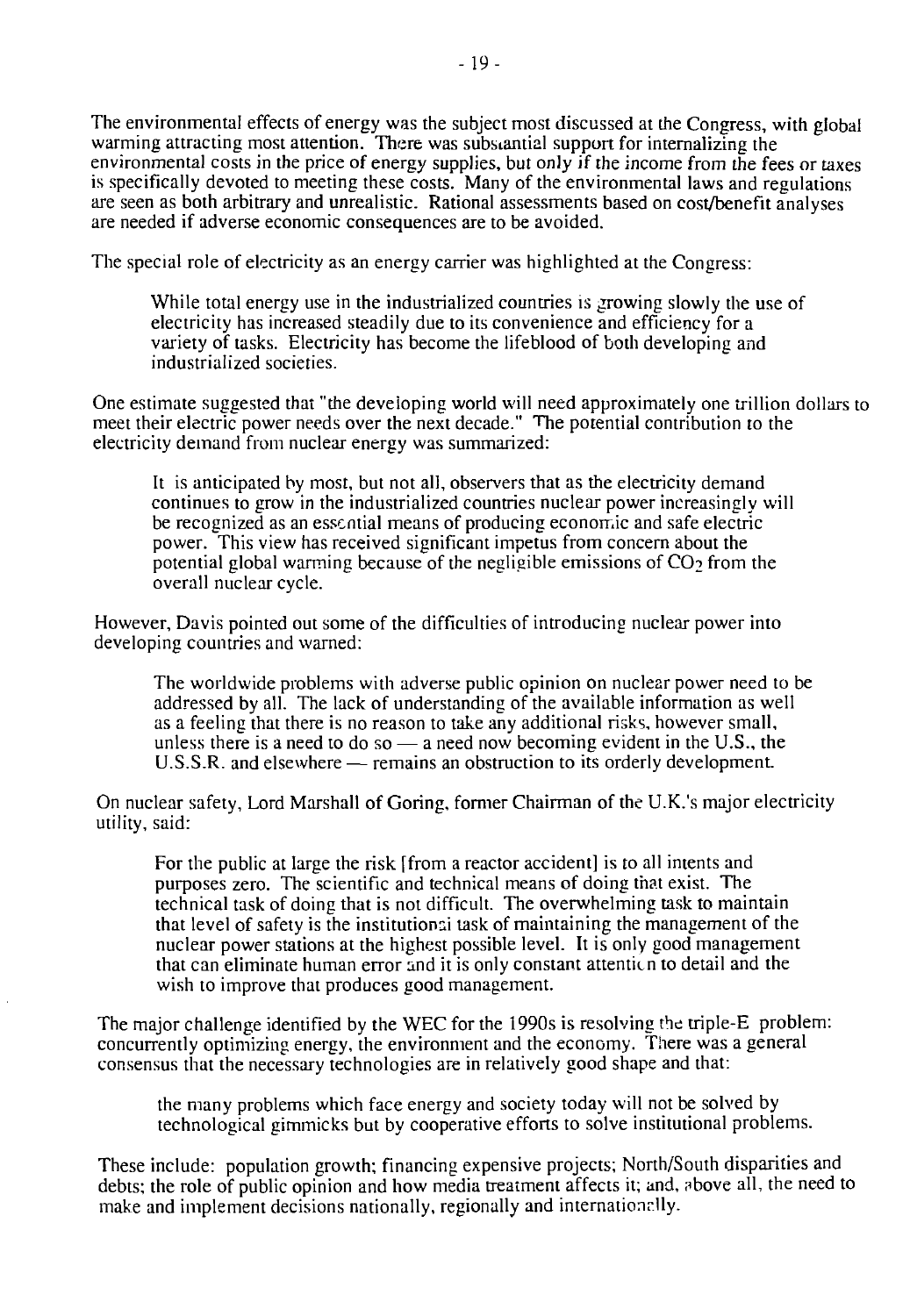The environmental effects of energy was the subject most discussed at the Congress, with global warming attracting most attention. There was substantial support for internalizing the environmental costs in the price of energy supplies, but only if the income from the fees or taxes is specifically devoted to meeting these costs. Many of the environmental laws and regulations are seen as both arbitrary and unrealistic. Rational assessments based on cost/benefit analyses are needed if adverse economic consequences are to be avoided.

The special role of electricity as an energy carrier was highlighted at the Congress:

> While total energy use in the industrialized countries is growing slowly the use of electricity has increased steadily due to its convenience and efficiency for a variety of tasks. Electricity has become the lifeblood of both developing and industrialized societies.

One estimate suggested that "the developing world will need approximately one trillion dollars to meet their electric power needs over the next decade." The potential contribution to the electricity demand from nuclear energy was summarized:

> It is anticipated by most, but not all, observers that as the electricity demand continues to grow in the industrialized countries nuclear power increasingly will be recognized as an essential means of producing economic and safe electric power. This view has received significant impetus from concern about the potential global warming because of the negligible emissions of $CO_2$ from the overall nuclear cycle.

However, Davis pointed out some of the difficulties of introducing nuclear power into developing countries and warned:

> The worldwide problems with adverse public opinion on nuclear power need to be addressed by all. The lack of understanding of the available information as well as a feeling that there is no reason to take any additional risks, however small, unless there is a need to do so — a need now becoming evident in the U.S., the U.S.S.R. and elsewhere — remains an obstruction to its orderly development.

On nuclear safety, Lord Marshall of Goring, former Chairman of the U.K.'s major electricity utility, said:

> For the public at large the risk [from a reactor accident] is to all intents and purposes zero. The scientific and technical means of doing that exist. The technical task of doing that is not difficult. The overwhelming task to maintain that level of safety is the institutional task of maintaining the management of the nuclear power stations at the highest possible level. It is only good management that can eliminate human error and it is only constant attention to detail and the wish to improve that produces good management.

The major challenge identified by the WEC for the 1990s is resolving the triple-E problem: concurrently optimizing energy, the environment and the economy. There was a general consensus that the necessary technologies are in relatively good shape and that:

> the many problems which face energy and society today will not be solved by technological gimmicks but by cooperative efforts to solve institutional problems.

These include: population growth; financing expensive projects; North/South disparities and debts; the role of public opinion and how media treatment affects it; and, above all, the need to make and implement decisions nationally, regionally and internationally.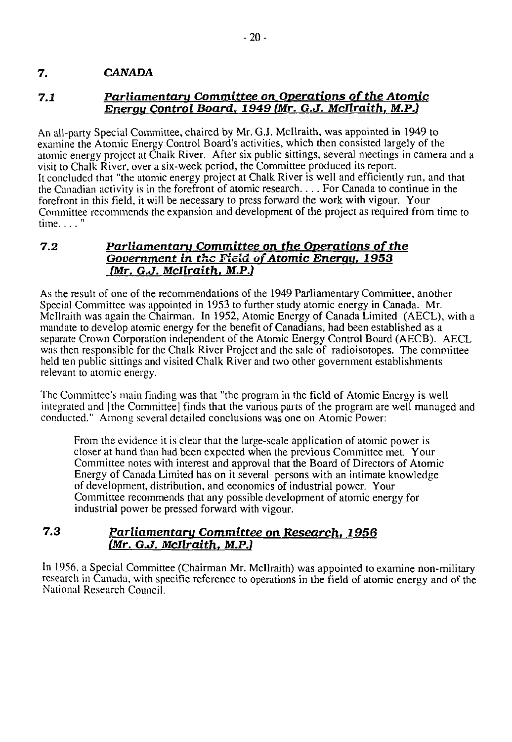## 7. *CANADA*

### 7.1 ***Parliamentary Committee on Operations of the Atomic Energy Control Board, 1949 (Mr. G.J. McIlraith, M.P.)***

An all-party Special Committee, chaired by Mr. G.J. McIlraith, was appointed in 1949 to examine the Atomic Energy Control Board's activities, which then consisted largely of the atomic energy project at Chalk River. After six public sittings, several meetings in camera and a visit to Chalk River, over a six-week period, the Committee produced its report. It concluded that "the atomic energy project at Chalk River is well and efficiently run, and that the Canadian activity is in the forefront of atomic research. . . . For Canada to continue in the forefront in this field, it will be necessary to press forward the work with vigour. Your Committee recommends the expansion and development of the project as required from time to time. . . . "

### 7.2 ***Parliamentary Committee on the Operations of the Government in the Field of Atomic Energy, 1953 (Mr. G.J. McIlraith, M.P.)***

As the result of one of the recommendations of the 1949 Parliamentary Committee, another Special Committee was appointed in 1953 to further study atomic energy in Canada. Mr. McIlraith was again the Chairman. In 1952, Atomic Energy of Canada Limited (AECL), with a mandate to develop atomic energy for the benefit of Canadians, had been established as a separate Crown Corporation independent of the Atomic Energy Control Board (AECB). AECL was then responsible for the Chalk River Project and the sale of radioisotopes. The committee held ten public sittings and visited Chalk River and two other government establishments relevant to atomic energy.

The Committee's main finding was that "the program in the field of Atomic Energy is well integrated and [the Committee] finds that the various parts of the program are well managed and conducted." Among several detailed conclusions was one on Atomic Power:

> From the evidence it is clear that the large-scale application of atomic power is closer at hand than had been expected when the previous Committee met. Your Committee notes with interest and approval that the Board of Directors of Atomic Energy of Canada Limited has on it several persons with an intimate knowledge of development, distribution, and economics of industrial power. Your Committee recommends that any possible development of atomic energy for industrial power be pressed forward with vigour.

### 7.3 ***Parliamentary Committee on Research, 1956 (Mr. G.J. McIlraith, M.P.)***

In 1956, a Special Committee (Chairman Mr. McIlraith) was appointed to examine non-military research in Canada, with specific reference to operations in the field of atomic energy and of the National Research Council.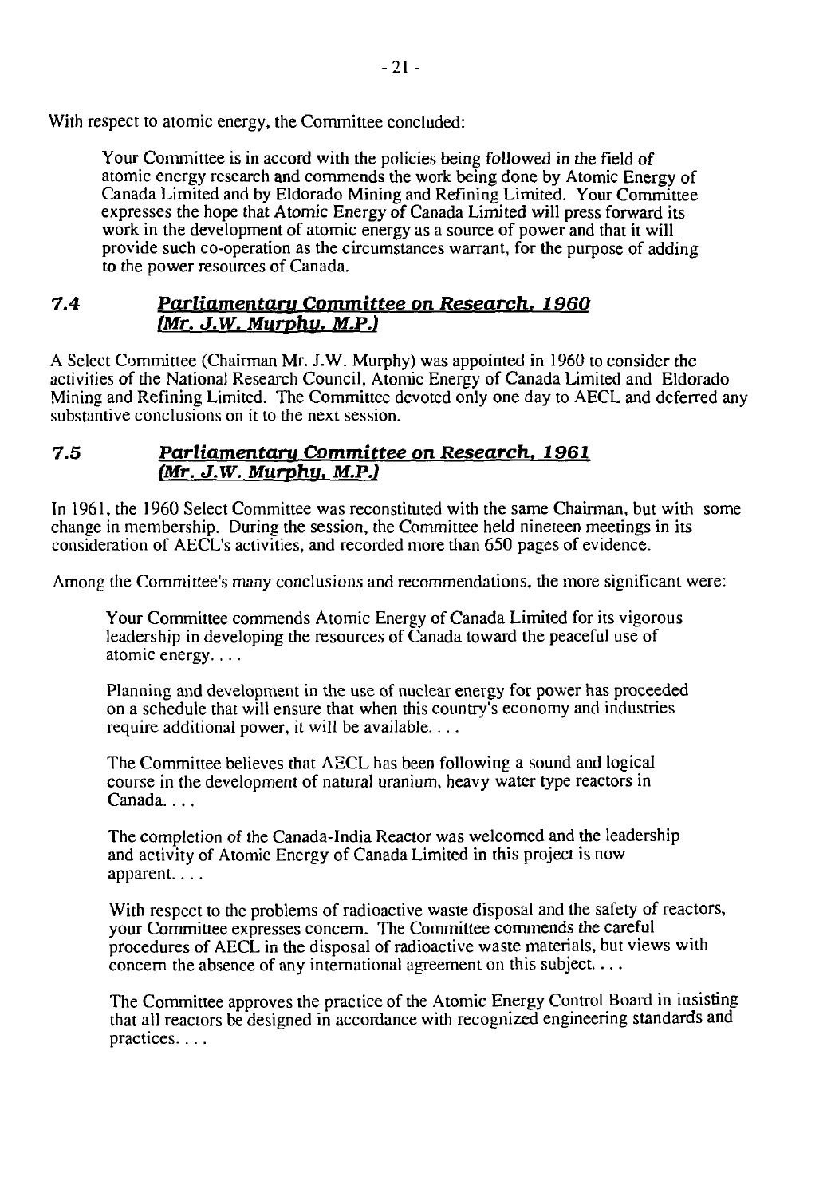With respect to atomic energy, the Committee concluded:

> Your Committee is in accord with the policies being followed in the field of atomic energy research and commends the work being done by Atomic Energy of Canada Limited and by Eldorado Mining and Refining Limited. Your Committee expresses the hope that Atomic Energy of Canada Limited will press forward its work in the development of atomic energy as a source of power and that it will provide such co-operation as the circumstances warrant, for the purpose of adding to the power resources of Canada.

### 7.4 *Parliamentary Committee on Research, 1960 (Mr. J.W. Murphy, M.P.)*

A Select Committee (Chairman Mr. J.W. Murphy) was appointed in 1960 to consider the activities of the National Research Council, Atomic Energy of Canada Limited and Eldorado Mining and Refining Limited. The Committee devoted only one day to AECL and deferred any substantive conclusions on it to the next session.

### 7.5 *Parliamentary Committee on Research, 1961 (Mr. J.W. Murphy, M.P.)*

In 1961, the 1960 Select Committee was reconstituted with the same Chairman, but with some change in membership. During the session, the Committee held nineteen meetings in its consideration of AECL's activities, and recorded more than 650 pages of evidence.

Among the Committee's many conclusions and recommendations, the more significant were:

> Your Committee commends Atomic Energy of Canada Limited for its vigorous leadership in developing the resources of Canada toward the peaceful use of atomic energy. . . .
>
> Planning and development in the use of nuclear energy for power has proceeded on a schedule that will ensure that when this country's economy and industries require additional power, it will be available. . . .
>
> The Committee believes that AECL has been following a sound and logical course in the development of natural uranium, heavy water type reactors in Canada. . . .
>
> The completion of the Canada-India Reactor was welcomed and the leadership and activity of Atomic Energy of Canada Limited in this project is now apparent. . . .
>
> With respect to the problems of radioactive waste disposal and the safety of reactors, your Committee expresses concern. The Committee commends the careful procedures of AECL in the disposal of radioactive waste materials, but views with concern the absence of any international agreement on this subject. . . .
>
> The Committee approves the practice of the Atomic Energy Control Board in insisting that all reactors be designed in accordance with recognized engineering standards and practices. . . .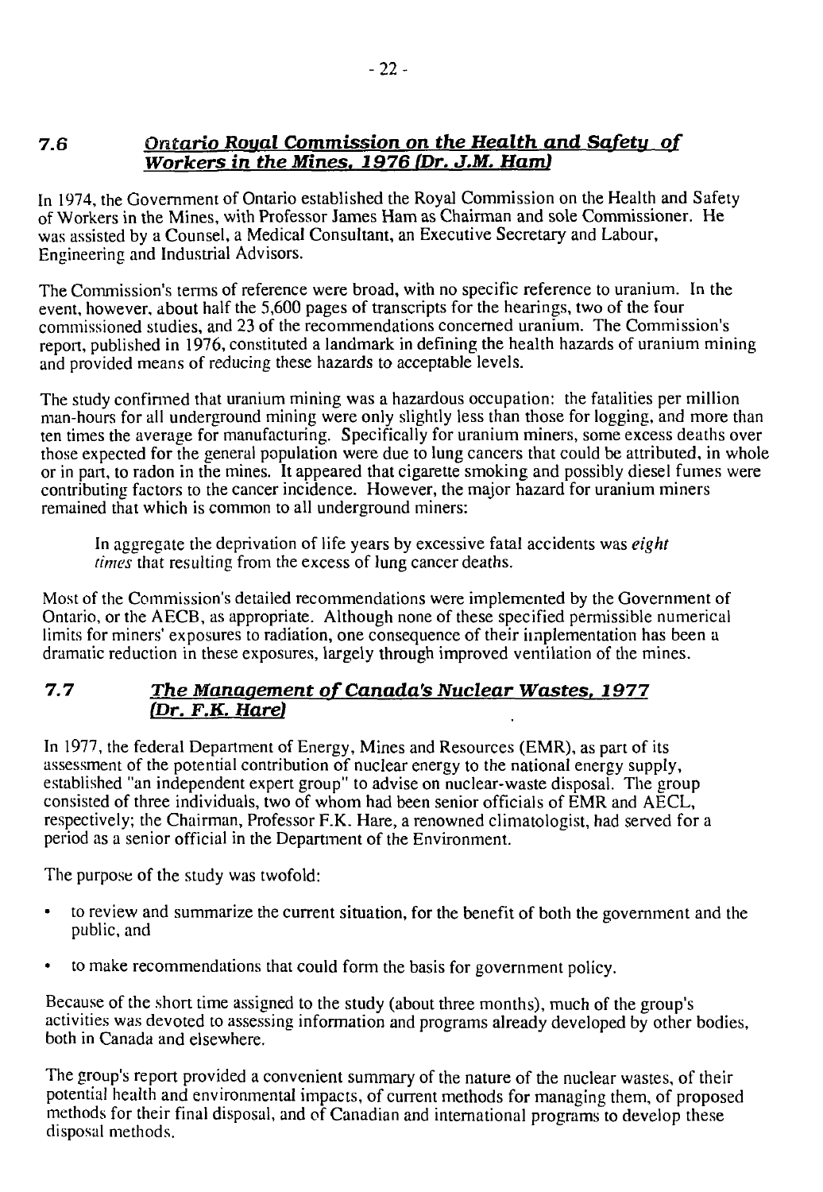## 7.6 *Ontario Royal Commission on the Health and Safety of Workers in the Mines, 1976 (Dr. J.M. Ham)*

In 1974, the Government of Ontario established the Royal Commission on the Health and Safety of Workers in the Mines, with Professor James Ham as Chairman and sole Commissioner. He was assisted by a Counsel, a Medical Consultant, an Executive Secretary and Labour, Engineering and Industrial Advisors.

The Commission's terms of reference were broad, with no specific reference to uranium. In the event, however, about half the 5,600 pages of transcripts for the hearings, two of the four commissioned studies, and 23 of the recommendations concerned uranium. The Commission's report, published in 1976, constituted a landmark in defining the health hazards of uranium mining and provided means of reducing these hazards to acceptable levels.

The study confirmed that uranium mining was a hazardous occupation: the fatalities per million man-hours for all underground mining were only slightly less than those for logging, and more than ten times the average for manufacturing. Specifically for uranium miners, some excess deaths over those expected for the general population were due to lung cancers that could be attributed, in whole or in part, to radon in the mines. It appeared that cigarette smoking and possibly diesel fumes were contributing factors to the cancer incidence. However, the major hazard for uranium miners remained that which is common to all underground miners:

> In aggregate the deprivation of life years by excessive fatal accidents was *eight times* that resulting from the excess of lung cancer deaths.

Most of the Commission's detailed recommendations were implemented by the Government of Ontario, or the AECB, as appropriate. Although none of these specified permissible numerical limits for miners' exposures to radiation, one consequence of their implementation has been a dramatic reduction in these exposures, largely through improved ventilation of the mines.

## 7.7 *The Management of Canada's Nuclear Wastes, 1977 (Dr. F.K. Hare)*

In 1977, the federal Department of Energy, Mines and Resources (EMR), as part of its assessment of the potential contribution of nuclear energy to the national energy supply, established "an independent expert group" to advise on nuclear-waste disposal. The group consisted of three individuals, two of whom had been senior officials of EMR and AECL, respectively; the Chairman, Professor F.K. Hare, a renowned climatologist, had served for a period as a senior official in the Department of the Environment.

The purpose of the study was twofold:

- to review and summarize the current situation, for the benefit of both the government and the public, and
- to make recommendations that could form the basis for government policy.

Because of the short time assigned to the study (about three months), much of the group's activities was devoted to assessing information and programs already developed by other bodies, both in Canada and elsewhere.

The group's report provided a convenient summary of the nature of the nuclear wastes, of their potential health and environmental impacts, of current methods for managing them, of proposed methods for their final disposal, and of Canadian and international programs to develop these disposal methods.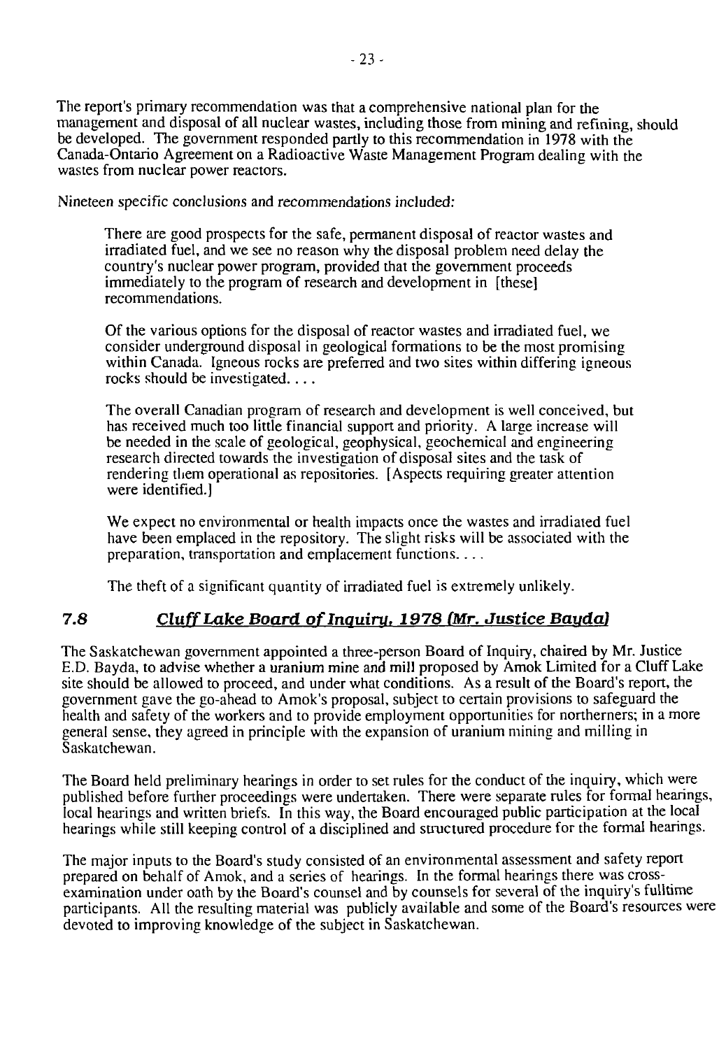The report's primary recommendation was that a comprehensive national plan for the management and disposal of all nuclear wastes, including those from mining and refining, should be developed. The government responded partly to this recommendation in 1978 with the Canada-Ontario Agreement on a Radioactive Waste Management Program dealing with the wastes from nuclear power reactors.

Nineteen specific conclusions and recommendations included:

> There are good prospects for the safe, permanent disposal of reactor wastes and irradiated fuel, and we see no reason why the disposal problem need delay the country's nuclear power program, provided that the government proceeds immediately to the program of research and development in [these] recommendations.
>
> Of the various options for the disposal of reactor wastes and irradiated fuel, we consider underground disposal in geological formations to be the most promising within Canada. Igneous rocks are preferred and two sites within differing igneous rocks should be investigated. . . .
>
> The overall Canadian program of research and development is well conceived, but has received much too little financial support and priority. A large increase will be needed in the scale of geological, geophysical, geochemical and engineering research directed towards the investigation of disposal sites and the task of rendering them operational as repositories. [Aspects requiring greater attention were identified.]
>
> We expect no environmental or health impacts once the wastes and irradiated fuel have been emplaced in the repository. The slight risks will be associated with the preparation, transportation and emplacement functions. . . .
>
> The theft of a significant quantity of irradiated fuel is extremely unlikely.

## 7.8 *Cluff Lake Board of Inquiry, 1978 (Mr. Justice Bayda)*

The Saskatchewan government appointed a three-person Board of Inquiry, chaired by Mr. Justice E.D. Bayda, to advise whether a uranium mine and mill proposed by Amok Limited for a Cluff Lake site should be allowed to proceed, and under what conditions. As a result of the Board's report, the government gave the go-ahead to Amok's proposal, subject to certain provisions to safeguard the health and safety of the workers and to provide employment opportunities for northerners; in a more general sense, they agreed in principle with the expansion of uranium mining and milling in Saskatchewan.

The Board held preliminary hearings in order to set rules for the conduct of the inquiry, which were published before further proceedings were undertaken. There were separate rules for formal hearings, local hearings and written briefs. In this way, the Board encouraged public participation at the local hearings while still keeping control of a disciplined and structured procedure for the formal hearings.

The major inputs to the Board's study consisted of an environmental assessment and safety report prepared on behalf of Amok, and a series of hearings. In the formal hearings there was cross-examination under oath by the Board's counsel and by counsels for several of the inquiry's fulltime participants. All the resulting material was publicly available and some of the Board's resources were devoted to improving knowledge of the subject in Saskatchewan.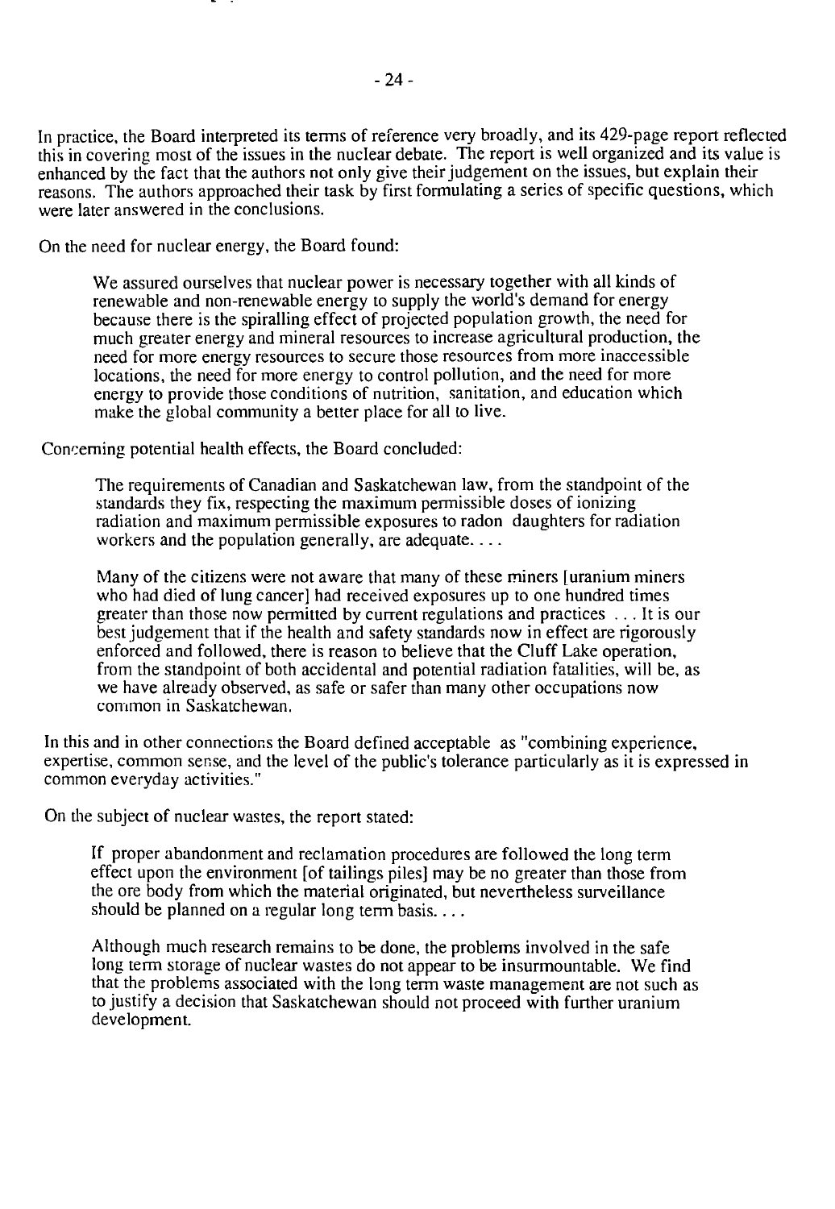In practice, the Board interpreted its terms of reference very broadly, and its 429-page report reflected this in covering most of the issues in the nuclear debate. The report is well organized and its value is enhanced by the fact that the authors not only give their judgement on the issues, but explain their reasons. The authors approached their task by first formulating a series of specific questions, which were later answered in the conclusions.

On the need for nuclear energy, the Board found:

> We assured ourselves that nuclear power is necessary together with all kinds of renewable and non-renewable energy to supply the world's demand for energy because there is the spiralling effect of projected population growth, the need for much greater energy and mineral resources to increase agricultural production, the need for more energy resources to secure those resources from more inaccessible locations, the need for more energy to control pollution, and the need for more energy to provide those conditions of nutrition, sanitation, and education which make the global community a better place for all to live.

Concerning potential health effects, the Board concluded:

> The requirements of Canadian and Saskatchewan law, from the standpoint of the standards they fix, respecting the maximum permissible doses of ionizing radiation and maximum permissible exposures to radon daughters for radiation workers and the population generally, are adequate. . . .
>
> Many of the citizens were not aware that many of these miners [uranium miners who had died of lung cancer] had received exposures up to one hundred times greater than those now permitted by current regulations and practices . . . It is our best judgement that if the health and safety standards now in effect are rigorously enforced and followed, there is reason to believe that the Cluff Lake operation, from the standpoint of both accidental and potential radiation fatalities, will be, as we have already observed, as safe or safer than many other occupations now common in Saskatchewan.

In this and in other connections the Board defined acceptable as "combining experience, expertise, common sense, and the level of the public's tolerance particularly as it is expressed in common everyday activities."

On the subject of nuclear wastes, the report stated:

> If proper abandonment and reclamation procedures are followed the long term effect upon the environment [of tailings piles] may be no greater than those from the ore body from which the material originated, but nevertheless surveillance should be planned on a regular long term basis. . . .
>
> Although much research remains to be done, the problems involved in the safe long term storage of nuclear wastes do not appear to be insurmountable. We find that the problems associated with the long term waste management are not such as to justify a decision that Saskatchewan should not proceed with further uranium development.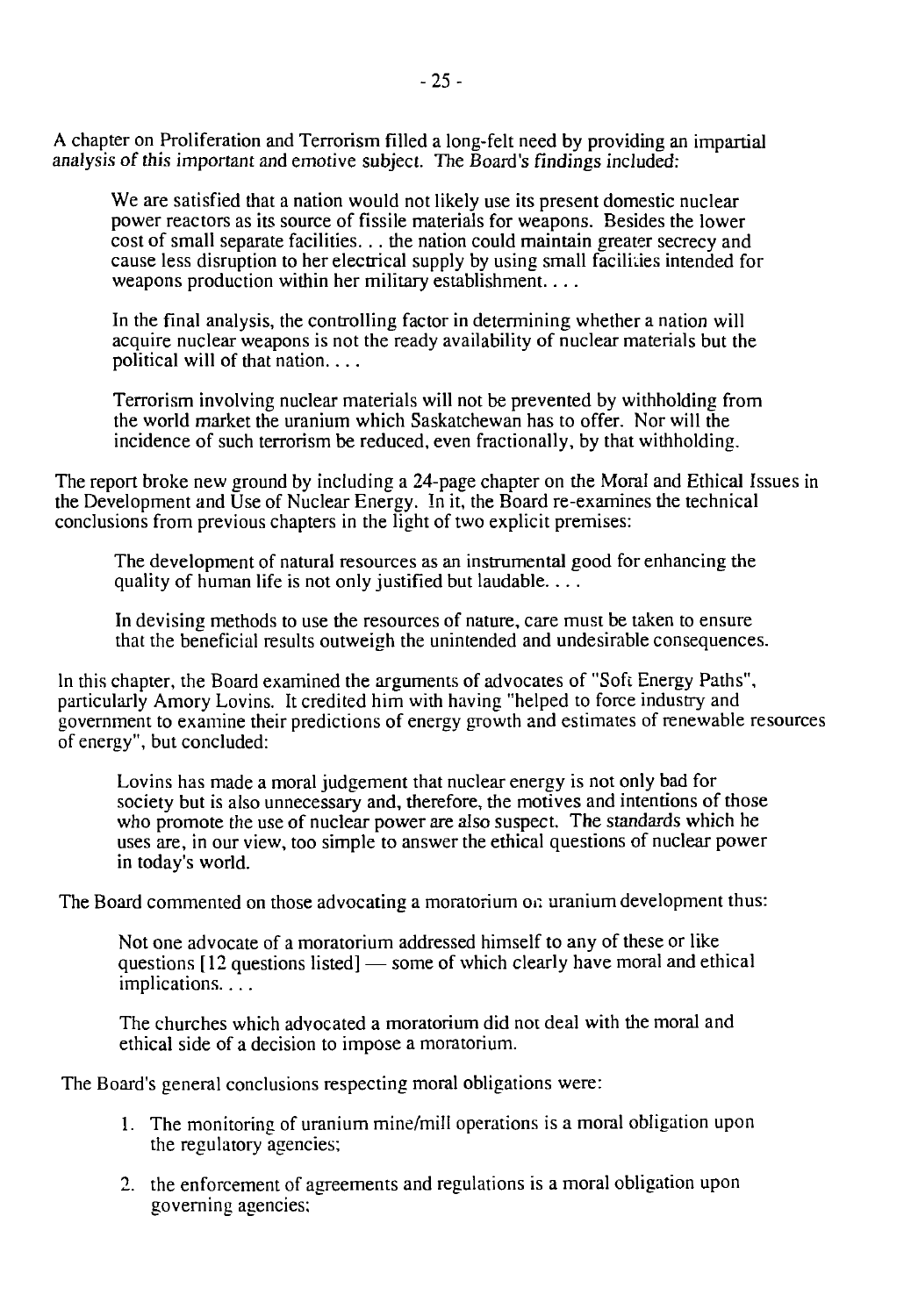A chapter on Proliferation and Terrorism filled a long-felt need by providing an impartial analysis of this important and emotive subject. The Board's findings included:

> We are satisfied that a nation would not likely use its present domestic nuclear power reactors as its source of fissile materials for weapons. Besides the lower cost of small separate facilities. . . the nation could maintain greater secrecy and cause less disruption to her electrical supply by using small facilities intended for weapons production within her military establishment. . . .
>
> In the final analysis, the controlling factor in determining whether a nation will acquire nuclear weapons is not the ready availability of nuclear materials but the political will of that nation. . . .
>
> Terrorism involving nuclear materials will not be prevented by withholding from the world market the uranium which Saskatchewan has to offer. Nor will the incidence of such terrorism be reduced, even fractionally, by that withholding.

The report broke new ground by including a 24-page chapter on the Moral and Ethical Issues in the Development and Use of Nuclear Energy. In it, the Board re-examines the technical conclusions from previous chapters in the light of two explicit premises:

> The development of natural resources as an instrumental good for enhancing the quality of human life is not only justified but laudable. . . .
>
> In devising methods to use the resources of nature, care must be taken to ensure that the beneficial results outweigh the unintended and undesirable consequences.

In this chapter, the Board examined the arguments of advocates of "Soft Energy Paths", particularly Amory Lovins. It credited him with having "helped to force industry and government to examine their predictions of energy growth and estimates of renewable resources of energy", but concluded:

> Lovins has made a moral judgement that nuclear energy is not only bad for society but is also unnecessary and, therefore, the motives and intentions of those who promote the use of nuclear power are also suspect. The standards which he uses are, in our view, too simple to answer the ethical questions of nuclear power in today's world.

The Board commented on those advocating a moratorium on uranium development thus:

> Not one advocate of a moratorium addressed himself to any of these or like questions [12 questions listed] — some of which clearly have moral and ethical implications. . . .
>
> The churches which advocated a moratorium did not deal with the moral and ethical side of a decision to impose a moratorium.

The Board's general conclusions respecting moral obligations were:

1. The monitoring of uranium mine/mill operations is a moral obligation upon the regulatory agencies;
2. the enforcement of agreements and regulations is a moral obligation upon governing agencies;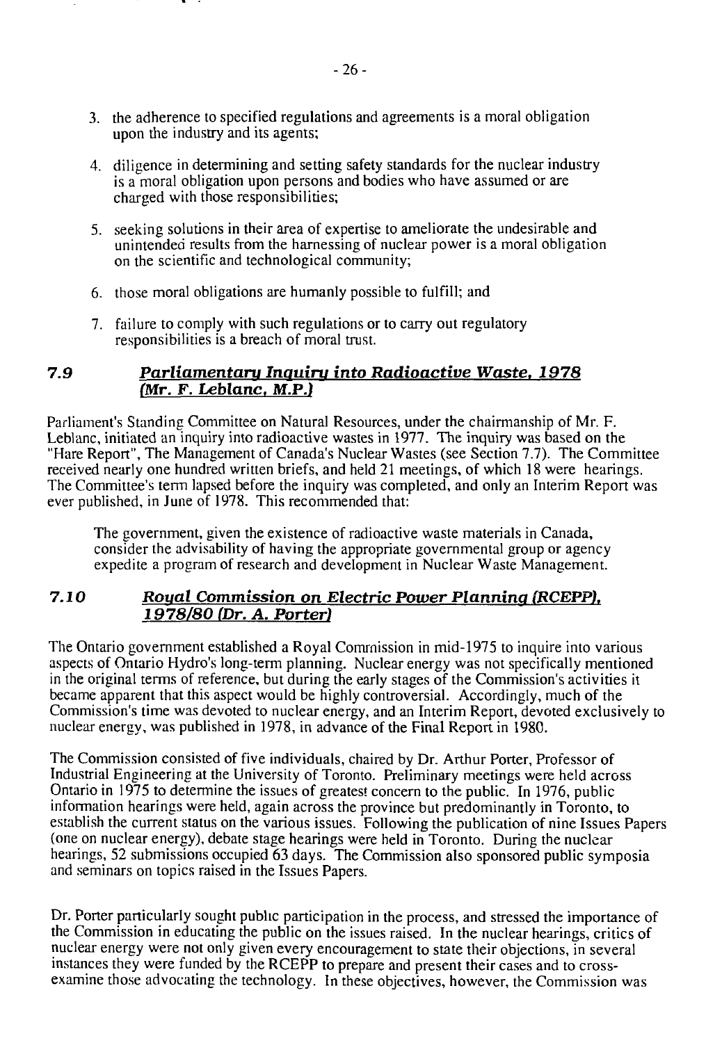3. the adherence to specified regulations and agreements is a moral obligation upon the industry and its agents;

4. diligence in determining and setting safety standards for the nuclear industry is a moral obligation upon persons and bodies who have assumed or are charged with those responsibilities;

5. seeking solutions in their area of expertise to ameliorate the undesirable and unintended results from the harnessing of nuclear power is a moral obligation on the scientific and technological community;

6. those moral obligations are humanly possible to fulfill; and

7. failure to comply with such regulations or to carry out regulatory responsibilities is a breach of moral trust.

## 7.9 *Parliamentary Inquiry into Radioactive Waste, 1978 (Mr. F. Leblanc, M.P.)*

Parliament's Standing Committee on Natural Resources, under the chairmanship of Mr. F. Leblanc, initiated an inquiry into radioactive wastes in 1977. The inquiry was based on the "Hare Report", The Management of Canada's Nuclear Wastes (see Section 7.7). The Committee received nearly one hundred written briefs, and held 21 meetings, of which 18 were hearings. The Committee's term lapsed before the inquiry was completed, and only an Interim Report was ever published, in June of 1978. This recommended that:

> The government, given the existence of radioactive waste materials in Canada, consider the advisability of having the appropriate governmental group or agency expedite a program of research and development in Nuclear Waste Management.

## 7.10 *Royal Commission on Electric Power Planning (RCEPP), 1978/80 (Dr. A. Porter)*

The Ontario government established a Royal Commission in mid-1975 to inquire into various aspects of Ontario Hydro's long-term planning. Nuclear energy was not specifically mentioned in the original terms of reference, but during the early stages of the Commission's activities it became apparent that this aspect would be highly controversial. Accordingly, much of the Commission's time was devoted to nuclear energy, and an Interim Report, devoted exclusively to nuclear energy, was published in 1978, in advance of the Final Report in 1980.

The Commission consisted of five individuals, chaired by Dr. Arthur Porter, Professor of Industrial Engineering at the University of Toronto. Preliminary meetings were held across Ontario in 1975 to determine the issues of greatest concern to the public. In 1976, public information hearings were held, again across the province but predominantly in Toronto, to establish the current status on the various issues. Following the publication of nine Issues Papers (one on nuclear energy), debate stage hearings were held in Toronto. During the nuclear hearings, 52 submissions occupied 63 days. The Commission also sponsored public symposia and seminars on topics raised in the Issues Papers.

Dr. Porter particularly sought public participation in the process, and stressed the importance of the Commission in educating the public on the issues raised. In the nuclear hearings, critics of nuclear energy were not only given every encouragement to state their objections, in several instances they were funded by the RCEPP to prepare and present their cases and to cross-examine those advocating the technology. In these objectives, however, the Commission was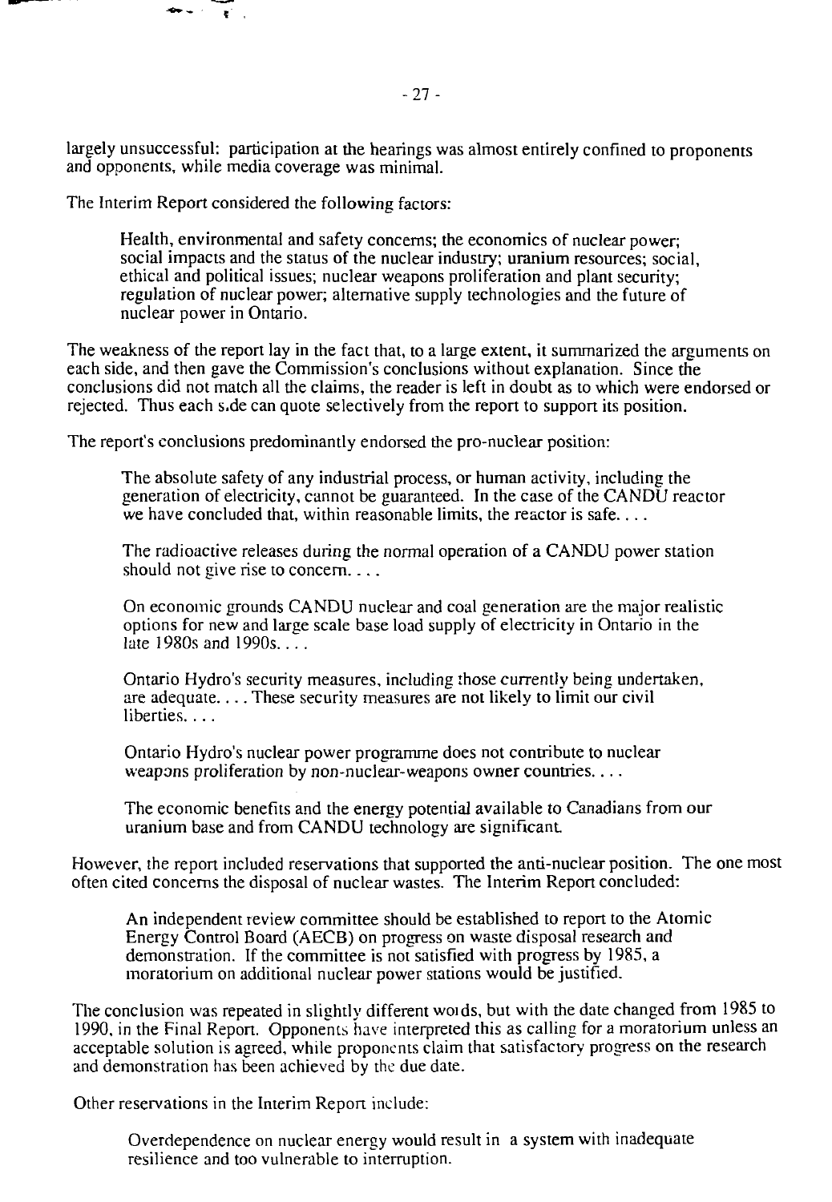largely unsuccessful: participation at the hearings was almost entirely confined to proponents and opponents, while media coverage was minimal.

The Interim Report considered the following factors:

> Health, environmental and safety concerns; the economics of nuclear power; social impacts and the status of the nuclear industry; uranium resources; social, ethical and political issues; nuclear weapons proliferation and plant security; regulation of nuclear power; alternative supply technologies and the future of nuclear power in Ontario.

The weakness of the report lay in the fact that, to a large extent, it summarized the arguments on each side, and then gave the Commission's conclusions without explanation. Since the conclusions did not match all the claims, the reader is left in doubt as to which were endorsed or rejected. Thus each s.de can quote selectively from the report to support its position.

The report's conclusions predominantly endorsed the pro-nuclear position:

> The absolute safety of any industrial process, or human activity, including the generation of electricity, cannot be guaranteed. In the case of the CANDU reactor we have concluded that, within reasonable limits, the reactor is safe. . . .
>
> The radioactive releases during the normal operation of a CANDU power station should not give rise to concern. . . .
>
> On economic grounds CANDU nuclear and coal generation are the major realistic options for new and large scale base load supply of electricity in Ontario in the late 1980s and 1990s. . . .
>
> Ontario Hydro's security measures, including those currently being undertaken, are adequate. . . . These security measures are not likely to limit our civil liberties. . . .
>
> Ontario Hydro's nuclear power programme does not contribute to nuclear weapons proliferation by non-nuclear-weapons owner countries. . . .
>
> The economic benefits and the energy potential available to Canadians from our uranium base and from CANDU technology are significant.

However, the report included reservations that supported the anti-nuclear position. The one most often cited concerns the disposal of nuclear wastes. The Interim Report concluded:

> An independent review committee should be established to report to the Atomic Energy Control Board (AECB) on progress on waste disposal research and demonstration. If the committee is not satisfied with progress by 1985, a moratorium on additional nuclear power stations would be justified.

The conclusion was repeated in slightly different words, but with the date changed from 1985 to 1990, in the Final Report. Opponents have interpreted this as calling for a moratorium unless an acceptable solution is agreed, while proponents claim that satisfactory progress on the research and demonstration has been achieved by the due date.

Other reservations in the Interim Report include:

> Overdependence on nuclear energy would result in a system with inadequate resilience and too vulnerable to interruption.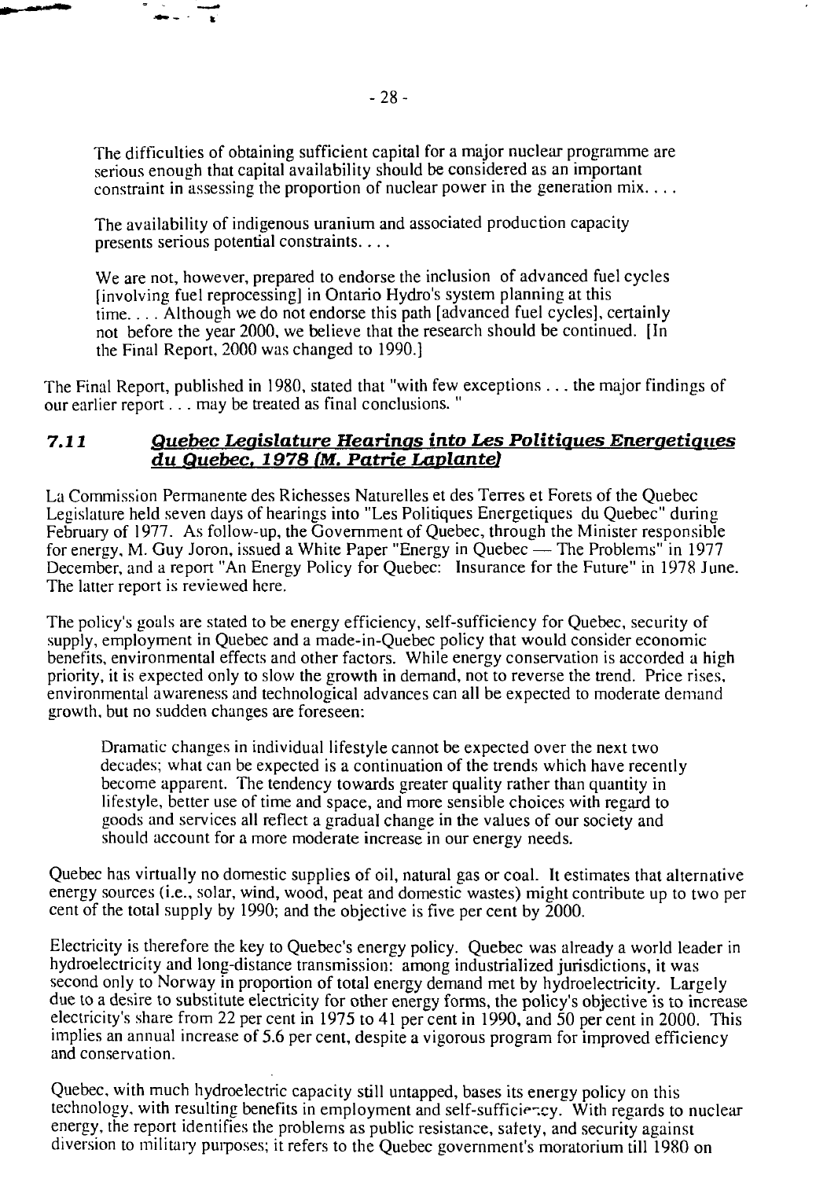> The difficulties of obtaining sufficient capital for a major nuclear programme are serious enough that capital availability should be considered as an important constraint in assessing the proportion of nuclear power in the generation mix. . . .
>
> The availability of indigenous uranium and associated production capacity presents serious potential constraints. . . .
>
> We are not, however, prepared to endorse the inclusion of advanced fuel cycles [involving fuel reprocessing] in Ontario Hydro's system planning at this time. . . . Although we do not endorse this path [advanced fuel cycles], certainly not before the year 2000, we believe that the research should be continued. [In the Final Report, 2000 was changed to 1990.]

The Final Report, published in 1980, stated that "with few exceptions . . . the major findings of our earlier report . . . may be treated as final conclusions. "

### 7.11 *Quebec Legislature Hearings into Les Politiques Energetiques du Quebec, 1978 (M. Patrie Laplante)*

La Commission Permanente des Richesses Naturelles et des Terres et Forets of the Quebec Legislature held seven days of hearings into "Les Politiques Energetiques du Quebec" during February of 1977. As follow-up, the Government of Quebec, through the Minister responsible for energy, M. Guy Joron, issued a White Paper "Energy in Quebec — The Problems" in 1977 December, and a report "An Energy Policy for Quebec: Insurance for the Future" in 1978 June. The latter report is reviewed here.

The policy's goals are stated to be energy efficiency, self-sufficiency for Quebec, security of supply, employment in Quebec and a made-in-Quebec policy that would consider economic benefits, environmental effects and other factors. While energy conservation is accorded a high priority, it is expected only to slow the growth in demand, not to reverse the trend. Price rises, environmental awareness and technological advances can all be expected to moderate demand growth, but no sudden changes are foreseen:

> Dramatic changes in individual lifestyle cannot be expected over the next two decades; what can be expected is a continuation of the trends which have recently become apparent. The tendency towards greater quality rather than quantity in lifestyle, better use of time and space, and more sensible choices with regard to goods and services all reflect a gradual change in the values of our society and should account for a more moderate increase in our energy needs.

Quebec has virtually no domestic supplies of oil, natural gas or coal. It estimates that alternative energy sources (i.e., solar, wind, wood, peat and domestic wastes) might contribute up to two per cent of the total supply by 1990; and the objective is five per cent by 2000.

Electricity is therefore the key to Quebec's energy policy. Quebec was already a world leader in hydroelectricity and long-distance transmission: among industrialized jurisdictions, it was second only to Norway in proportion of total energy demand met by hydroelectricity. Largely due to a desire to substitute electricity for other energy forms, the policy's objective is to increase electricity's share from 22 per cent in 1975 to 41 per cent in 1990, and 50 per cent in 2000. This implies an annual increase of 5.6 per cent, despite a vigorous program for improved efficiency and conservation.

Quebec, with much hydroelectric capacity still untapped, bases its energy policy on this technology, with resulting benefits in employment and self-sufficiency. With regards to nuclear energy, the report identifies the problems as public resistance, safety, and security against diversion to military purposes; it refers to the Quebec government's moratorium till 1980 on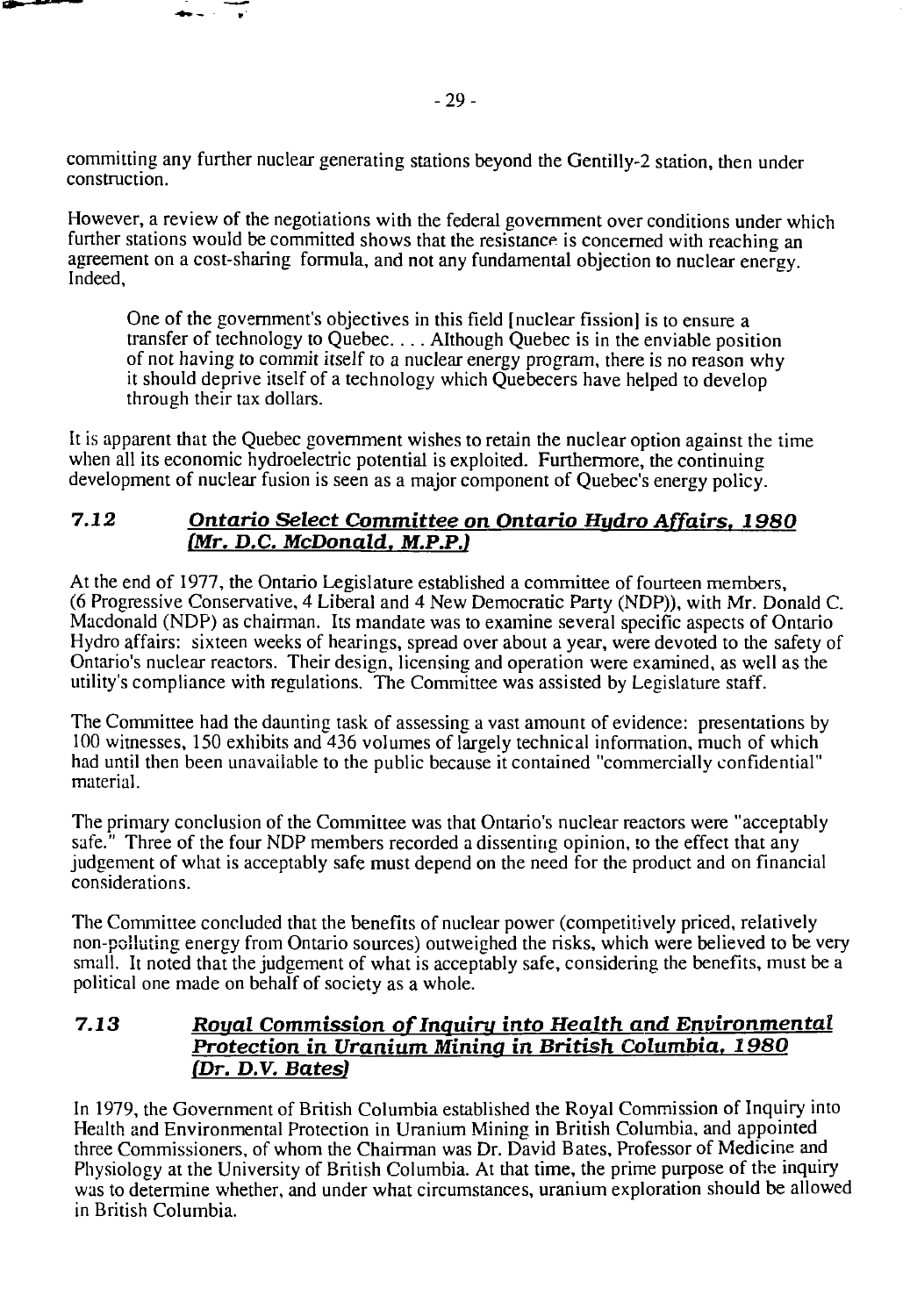committing any further nuclear generating stations beyond the Gentilly-2 station, then under construction.

However, a review of the negotiations with the federal government over conditions under which further stations would be committed shows that the resistance is concerned with reaching an agreement on a cost-sharing formula, and not any fundamental objection to nuclear energy. Indeed,

> One of the government's objectives in this field [nuclear fission] is to ensure a transfer of technology to Quebec. . . . Although Quebec is in the enviable position of not having to commit itself to a nuclear energy program, there is no reason why it should deprive itself of a technology which Quebecers have helped to develop through their tax dollars.

It is apparent that the Quebec government wishes to retain the nuclear option against the time when all its economic hydroelectric potential is exploited. Furthermore, the continuing development of nuclear fusion is seen as a major component of Quebec's energy policy.

### 7.12 *Ontario Select Committee on Ontario Hydro Affairs, 1980 (Mr. D.C. McDonald, M.P.P.)*

At the end of 1977, the Ontario Legislature established a committee of fourteen members, (6 Progressive Conservative, 4 Liberal and 4 New Democratic Party (NDP)), with Mr. Donald C. Macdonald (NDP) as chairman. Its mandate was to examine several specific aspects of Ontario Hydro affairs: sixteen weeks of hearings, spread over about a year, were devoted to the safety of Ontario's nuclear reactors. Their design, licensing and operation were examined, as well as the utility's compliance with regulations. The Committee was assisted by Legislature staff.

The Committee had the daunting task of assessing a vast amount of evidence: presentations by 100 witnesses, 150 exhibits and 436 volumes of largely technical information, much of which had until then been unavailable to the public because it contained "commercially confidential" material.

The primary conclusion of the Committee was that Ontario's nuclear reactors were "acceptably safe." Three of the four NDP members recorded a dissenting opinion, to the effect that any judgement of what is acceptably safe must depend on the need for the product and on financial considerations.

The Committee concluded that the benefits of nuclear power (competitively priced, relatively non-polluting energy from Ontario sources) outweighed the risks, which were believed to be very small. It noted that the judgement of what is acceptably safe, considering the benefits, must be a political one made on behalf of society as a whole.

### 7.13 *Royal Commission of Inquiry into Health and Environmental Protection in Uranium Mining in British Columbia, 1980 (Dr. D.V. Bates)*

In 1979, the Government of British Columbia established the Royal Commission of Inquiry into Health and Environmental Protection in Uranium Mining in British Columbia, and appointed three Commissioners, of whom the Chairman was Dr. David Bates, Professor of Medicine and Physiology at the University of British Columbia. At that time, the prime purpose of the inquiry was to determine whether, and under what circumstances, uranium exploration should be allowed in British Columbia.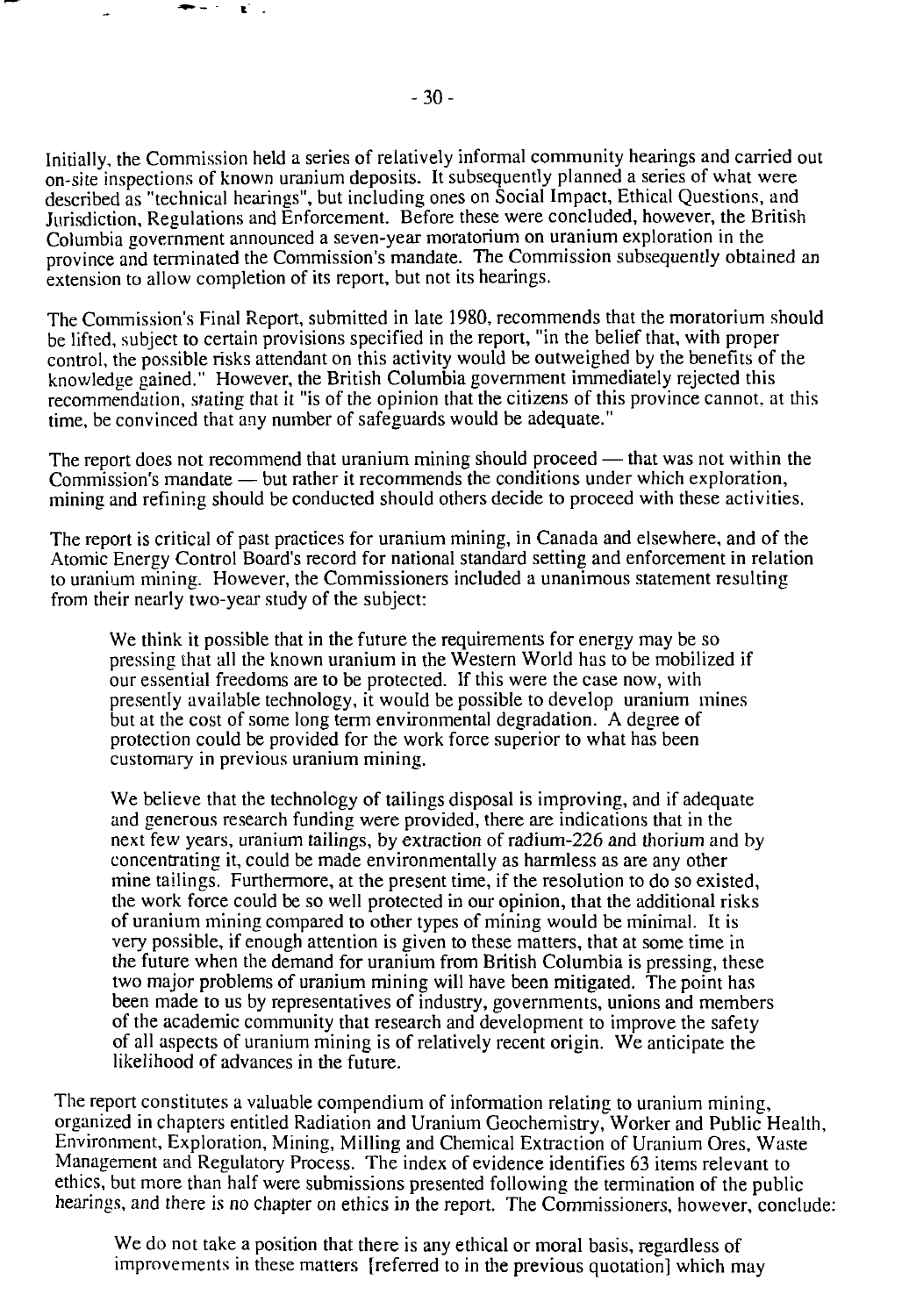Initially, the Commission held a series of relatively informal community hearings and carried out on-site inspections of known uranium deposits. It subsequently planned a series of what were described as "technical hearings", but including ones on Social Impact, Ethical Questions, and Jurisdiction, Regulations and Enforcement. Before these were concluded, however, the British Columbia government announced a seven-year moratorium on uranium exploration in the province and terminated the Commission's mandate. The Commission subsequently obtained an extension to allow completion of its report, but not its hearings.

The Commission's Final Report, submitted in late 1980, recommends that the moratorium should be lifted, subject to certain provisions specified in the report, "in the belief that, with proper control, the possible risks attendant on this activity would be outweighed by the benefits of the knowledge gained." However, the British Columbia government immediately rejected this recommendation, stating that it "is of the opinion that the citizens of this province cannot, at this time, be convinced that any number of safeguards would be adequate."

The report does not recommend that uranium mining should proceed — that was not within the Commission's mandate — but rather it recommends the conditions under which exploration, mining and refining should be conducted should others decide to proceed with these activities.

The report is critical of past practices for uranium mining, in Canada and elsewhere, and of the Atomic Energy Control Board's record for national standard setting and enforcement in relation to uranium mining. However, the Commissioners included a unanimous statement resulting from their nearly two-year study of the subject:

> We think it possible that in the future the requirements for energy may be so pressing that all the known uranium in the Western World has to be mobilized if our essential freedoms are to be protected. If this were the case now, with presently available technology, it would be possible to develop uranium mines but at the cost of some long term environmental degradation. A degree of protection could be provided for the work force superior to what has been customary in previous uranium mining.
>
> We believe that the technology of tailings disposal is improving, and if adequate and generous research funding were provided, there are indications that in the next few years, uranium tailings, by extraction of radium-226 and thorium and by concentrating it, could be made environmentally as harmless as are any other mine tailings. Furthermore, at the present time, if the resolution to do so existed, the work force could be so well protected in our opinion, that the additional risks of uranium mining compared to other types of mining would be minimal. It is very possible, if enough attention is given to these matters, that at some time in the future when the demand for uranium from British Columbia is pressing, these two major problems of uranium mining will have been mitigated. The point has been made to us by representatives of industry, governments, unions and members of the academic community that research and development to improve the safety of all aspects of uranium mining is of relatively recent origin. We anticipate the likelihood of advances in the future.

The report constitutes a valuable compendium of information relating to uranium mining, organized in chapters entitled Radiation and Uranium Geochemistry, Worker and Public Health, Environment, Exploration, Mining, Milling and Chemical Extraction of Uranium Ores, Waste Management and Regulatory Process. The index of evidence identifies 63 items relevant to ethics, but more than half were submissions presented following the termination of the public hearings, and there is no chapter on ethics in the report. The Commissioners, however, conclude:

> We do not take a position that there is any ethical or moral basis, regardless of improvements in these matters [referred to in the previous quotation] which may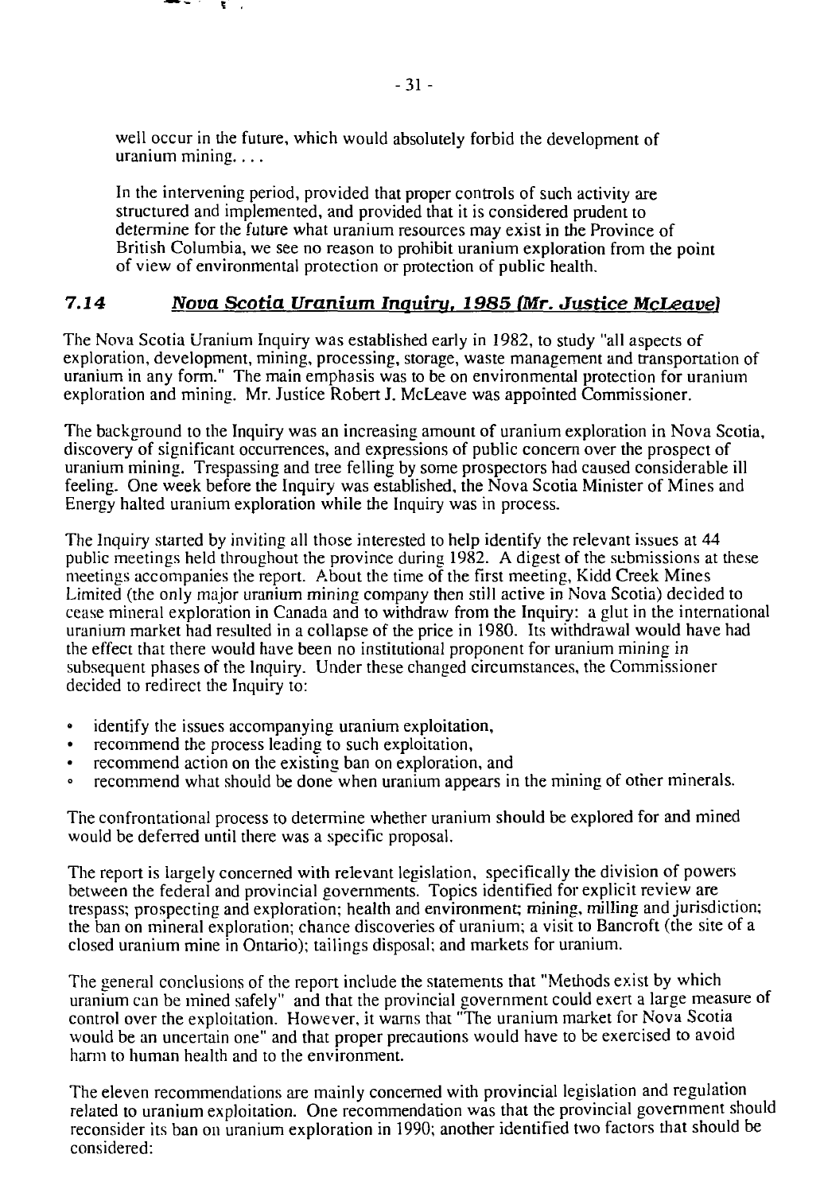well occur in the future, which would absolutely forbid the development of uranium mining. . . .

In the intervening period, provided that proper controls of such activity are structured and implemented, and provided that it is considered prudent to determine for the future what uranium resources may exist in the Province of British Columbia, we see no reason to prohibit uranium exploration from the point of view of environmental protection or protection of public health.

## 7.14 *Nova Scotia Uranium Inquiry, 1985 (Mr. Justice McLeave)*

The Nova Scotia Uranium Inquiry was established early in 1982, to study "all aspects of exploration, development, mining, processing, storage, waste management and transportation of uranium in any form." The main emphasis was to be on environmental protection for uranium exploration and mining. Mr. Justice Robert J. McLeave was appointed Commissioner.

The background to the Inquiry was an increasing amount of uranium exploration in Nova Scotia, discovery of significant occurrences, and expressions of public concern over the prospect of uranium mining. Trespassing and tree felling by some prospectors had caused considerable ill feeling. One week before the Inquiry was established, the Nova Scotia Minister of Mines and Energy halted uranium exploration while the Inquiry was in process.

The Inquiry started by inviting all those interested to help identify the relevant issues at 44 public meetings held throughout the province during 1982. A digest of the submissions at these meetings accompanies the report. About the time of the first meeting, Kidd Creek Mines Limited (the only major uranium mining company then still active in Nova Scotia) decided to cease mineral exploration in Canada and to withdraw from the Inquiry: a glut in the international uranium market had resulted in a collapse of the price in 1980. Its withdrawal would have had the effect that there would have been no institutional proponent for uranium mining in subsequent phases of the Inquiry. Under these changed circumstances, the Commissioner decided to redirect the Inquiry to:

- identify the issues accompanying uranium exploitation,
- recommend the process leading to such exploitation,
- recommend action on the existing ban on exploration, and
- recommend what should be done when uranium appears in the mining of other minerals.

The confrontational process to determine whether uranium should be explored for and mined would be deferred until there was a specific proposal.

The report is largely concerned with relevant legislation, specifically the division of powers between the federal and provincial governments. Topics identified for explicit review are trespass; prospecting and exploration; health and environment; mining, milling and jurisdiction; the ban on mineral exploration; chance discoveries of uranium; a visit to Bancroft (the site of a closed uranium mine in Ontario); tailings disposal; and markets for uranium.

The general conclusions of the report include the statements that "Methods exist by which uranium can be mined safely" and that the provincial government could exert a large measure of control over the exploitation. However, it warns that "The uranium market for Nova Scotia would be an uncertain one" and that proper precautions would have to be exercised to avoid harm to human health and to the environment.

The eleven recommendations are mainly concerned with provincial legislation and regulation related to uranium exploitation. One recommendation was that the provincial government should reconsider its ban on uranium exploration in 1990; another identified two factors that should be considered: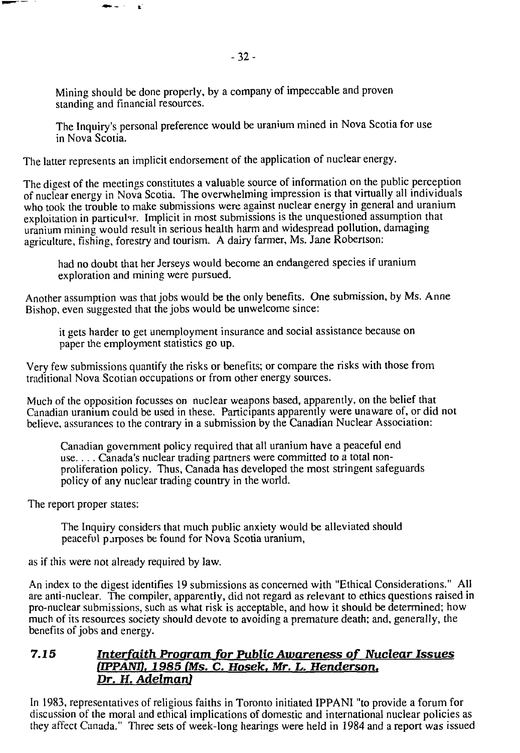Mining should be done properly, by a company of impeccable and proven standing and financial resources.

The Inquiry's personal preference would be uranium mined in Nova Scotia for use in Nova Scotia.

The latter represents an implicit endorsement of the application of nuclear energy.

The digest of the meetings constitutes a valuable source of information on the public perception of nuclear energy in Nova Scotia. The overwhelming impression is that virtually all individuals who took the trouble to make submissions were against nuclear energy in general and uranium exploitation in particular. Implicit in most submissions is the unquestioned assumption that uranium mining would result in serious health harm and widespread pollution, damaging agriculture, fishing, forestry and tourism. A dairy farmer, Ms. Jane Robertson:

> had no doubt that her Jerseys would become an endangered species if uranium exploration and mining were pursued.

Another assumption was that jobs would be the only benefits. One submission, by Ms. Anne Bishop, even suggested that the jobs would be unwelcome since:

> it gets harder to get unemployment insurance and social assistance because on paper the employment statistics go up.

Very few submissions quantify the risks or benefits; or compare the risks with those from traditional Nova Scotian occupations or from other energy sources.

Much of the opposition focusses on nuclear weapons based, apparently, on the belief that Canadian uranium could be used in these. Participants apparently were unaware of, or did not believe, assurances to the contrary in a submission by the Canadian Nuclear Association:

> Canadian government policy required that all uranium have a peaceful end use. . . . Canada's nuclear trading partners were committed to a total non-proliferation policy. Thus, Canada has developed the most stringent safeguards policy of any nuclear trading country in the world.

The report proper states:

> The Inquiry considers that much public anxiety would be alleviated should peaceful purposes be found for Nova Scotia uranium,

as if this were not already required by law.

An index to the digest identifies 19 submissions as concerned with "Ethical Considerations." All are anti-nuclear. The compiler, apparently, did not regard as relevant to ethics questions raised in pro-nuclear submissions, such as what risk is acceptable, and how it should be determined; how much of its resources society should devote to avoiding a premature death; and, generally, the benefits of jobs and energy.

### 7.15 ***Interfaith Program for Public Awareness of Nuclear Issues (IPPANI), 1985 (Ms. C. Hosek, Mr. L. Henderson, Dr. H. Adelman)***

In 1983, representatives of religious faiths in Toronto initiated IPPANI "to provide a forum for discussion of the moral and ethical implications of domestic and international nuclear policies as they affect Canada." Three sets of week-long hearings were held in 1984 and a report was issued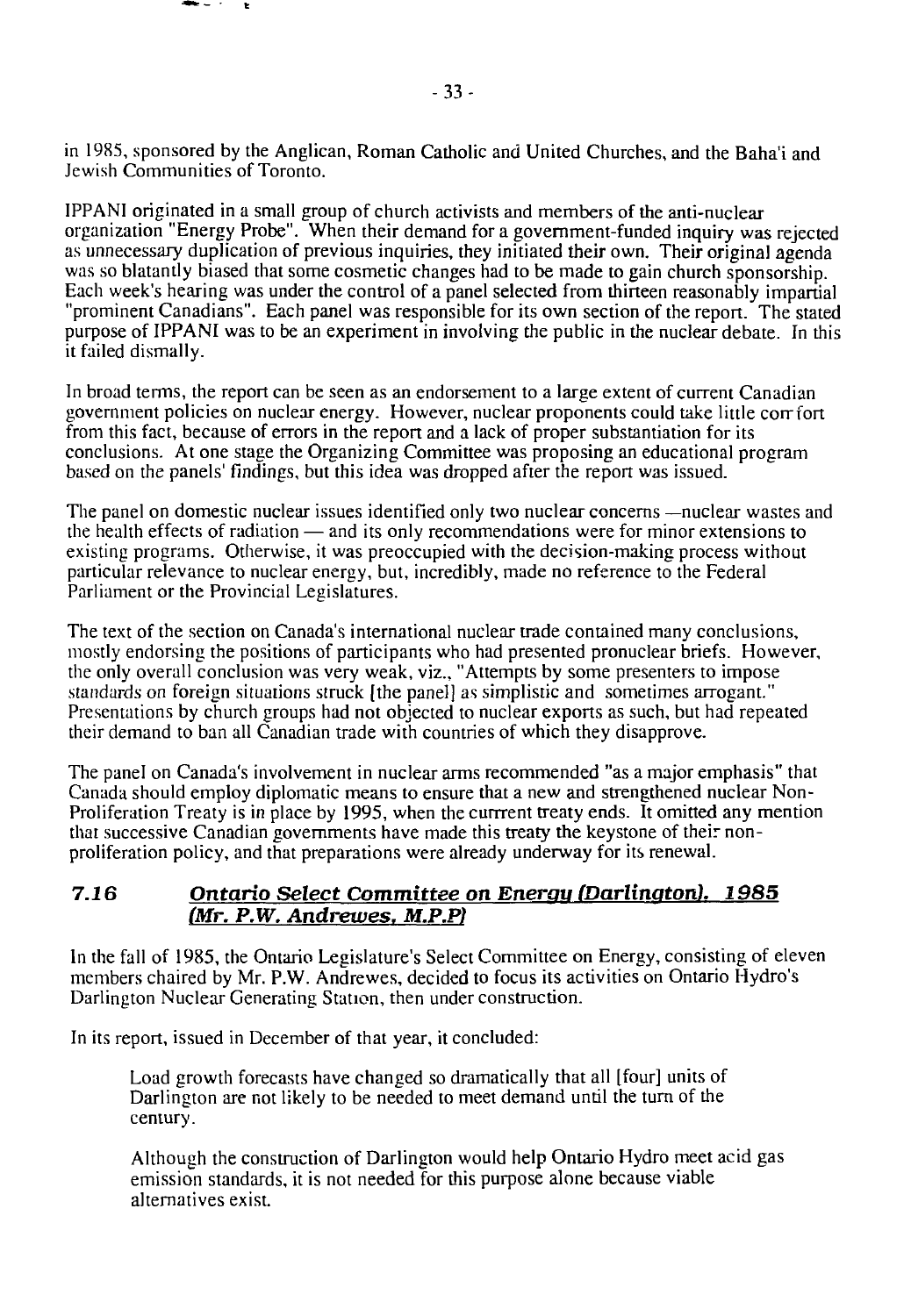in 1985, sponsored by the Anglican, Roman Catholic and United Churches, and the Baha'i and Jewish Communities of Toronto.

IPPANI originated in a small group of church activists and members of the anti-nuclear organization "Energy Probe". When their demand for a government-funded inquiry was rejected as unnecessary duplication of previous inquiries, they initiated their own. Their original agenda was so blatantly biased that some cosmetic changes had to be made to gain church sponsorship. Each week's hearing was under the control of a panel selected from thirteen reasonably impartial "prominent Canadians". Each panel was responsible for its own section of the report. The stated purpose of IPPANI was to be an experiment in involving the public in the nuclear debate. In this it failed dismally.

In broad terms, the report can be seen as an endorsement to a large extent of current Canadian government policies on nuclear energy. However, nuclear proponents could take little comfort from this fact, because of errors in the report and a lack of proper substantiation for its conclusions. At one stage the Organizing Committee was proposing an educational program based on the panels' findings, but this idea was dropped after the report was issued.

The panel on domestic nuclear issues identified only two nuclear concerns —nuclear wastes and the health effects of radiation — and its only recommendations were for minor extensions to existing programs. Otherwise, it was preoccupied with the decision-making process without particular relevance to nuclear energy, but, incredibly, made no reference to the Federal Parliament or the Provincial Legislatures.

The text of the section on Canada's international nuclear trade contained many conclusions, mostly endorsing the positions of participants who had presented pronuclear briefs. However, the only overall conclusion was very weak, viz., "Attempts by some presenters to impose standards on foreign situations struck [the panel] as simplistic and sometimes arrogant." Presentations by church groups had not objected to nuclear exports as such, but had repeated their demand to ban all Canadian trade with countries of which they disapprove.

The panel on Canada's involvement in nuclear arms recommended "as a major emphasis" that Canada should employ diplomatic means to ensure that a new and strengthened nuclear Non-Proliferation Treaty is in place by 1995, when the current treaty ends. It omitted any mention that successive Canadian governments have made this treaty the keystone of their non-proliferation policy, and that preparations were already underway for its renewal.

### 7.16 *Ontario Select Committee on Energy (Darlington). 1985 (Mr. P.W. Andrewes, M.P.P)*

In the fall of 1985, the Ontario Legislature's Select Committee on Energy, consisting of eleven members chaired by Mr. P.W. Andrewes, decided to focus its activities on Ontario Hydro's Darlington Nuclear Generating Station, then under construction.

In its report, issued in December of that year, it concluded:

> Load growth forecasts have changed so dramatically that all [four] units of Darlington are not likely to be needed to meet demand until the turn of the century.
>
> Although the construction of Darlington would help Ontario Hydro meet acid gas emission standards, it is not needed for this purpose alone because viable alternatives exist.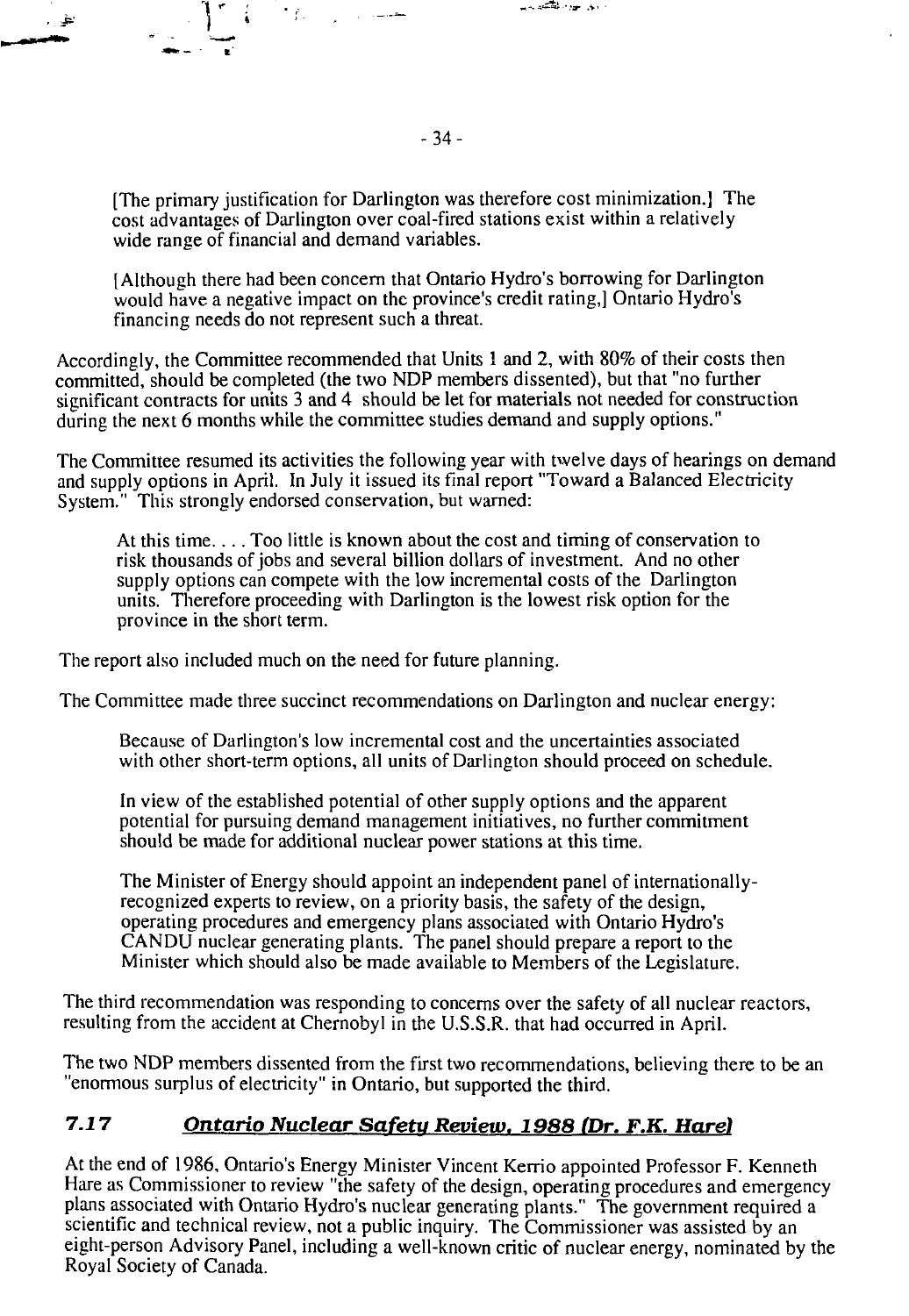[The primary justification for Darlington was therefore cost minimization.] The cost advantages of Darlington over coal-fired stations exist within a relatively wide range of financial and demand variables.

> [Although there had been concern that Ontario Hydro's borrowing for Darlington would have a negative impact on the province's credit rating,] Ontario Hydro's financing needs do not represent such a threat.

Accordingly, the Committee recommended that Units 1 and 2, with 80% of their costs then committed, should be completed (the two NDP members dissented), but that "no further significant contracts for units 3 and 4 should be let for materials not needed for construction during the next 6 months while the committee studies demand and supply options."

The Committee resumed its activities the following year with twelve days of hearings on demand and supply options in April. In July it issued its final report "Toward a Balanced Electricity System." This strongly endorsed conservation, but warned:

> At this time. . . . Too little is known about the cost and timing of conservation to risk thousands of jobs and several billion dollars of investment. And no other supply options can compete with the low incremental costs of the Darlington units. Therefore proceeding with Darlington is the lowest risk option for the province in the short term.

The report also included much on the need for future planning.

The Committee made three succinct recommendations on Darlington and nuclear energy:

> Because of Darlington's low incremental cost and the uncertainties associated with other short-term options, all units of Darlington should proceed on schedule.
>
> In view of the established potential of other supply options and the apparent potential for pursuing demand management initiatives, no further commitment should be made for additional nuclear power stations at this time.
>
> The Minister of Energy should appoint an independent panel of internationally-recognized experts to review, on a priority basis, the safety of the design, operating procedures and emergency plans associated with Ontario Hydro's CANDU nuclear generating plants. The panel should prepare a report to the Minister which should also be made available to Members of the Legislature.

The third recommendation was responding to concerns over the safety of all nuclear reactors, resulting from the accident at Chernobyl in the U.S.S.R. that had occurred in April.

The two NDP members dissented from the first two recommendations, believing there to be an "enormous surplus of electricity" in Ontario, but supported the third.

## 7.17 *Ontario Nuclear Safety Review, 1988 (Dr. F.K. Hare)*

At the end of 1986, Ontario's Energy Minister Vincent Kerrio appointed Professor F. Kenneth Hare as Commissioner to review "the safety of the design, operating procedures and emergency plans associated with Ontario Hydro's nuclear generating plants." The government required a scientific and technical review, not a public inquiry. The Commissioner was assisted by an eight-person Advisory Panel, including a well-known critic of nuclear energy, nominated by the Royal Society of Canada.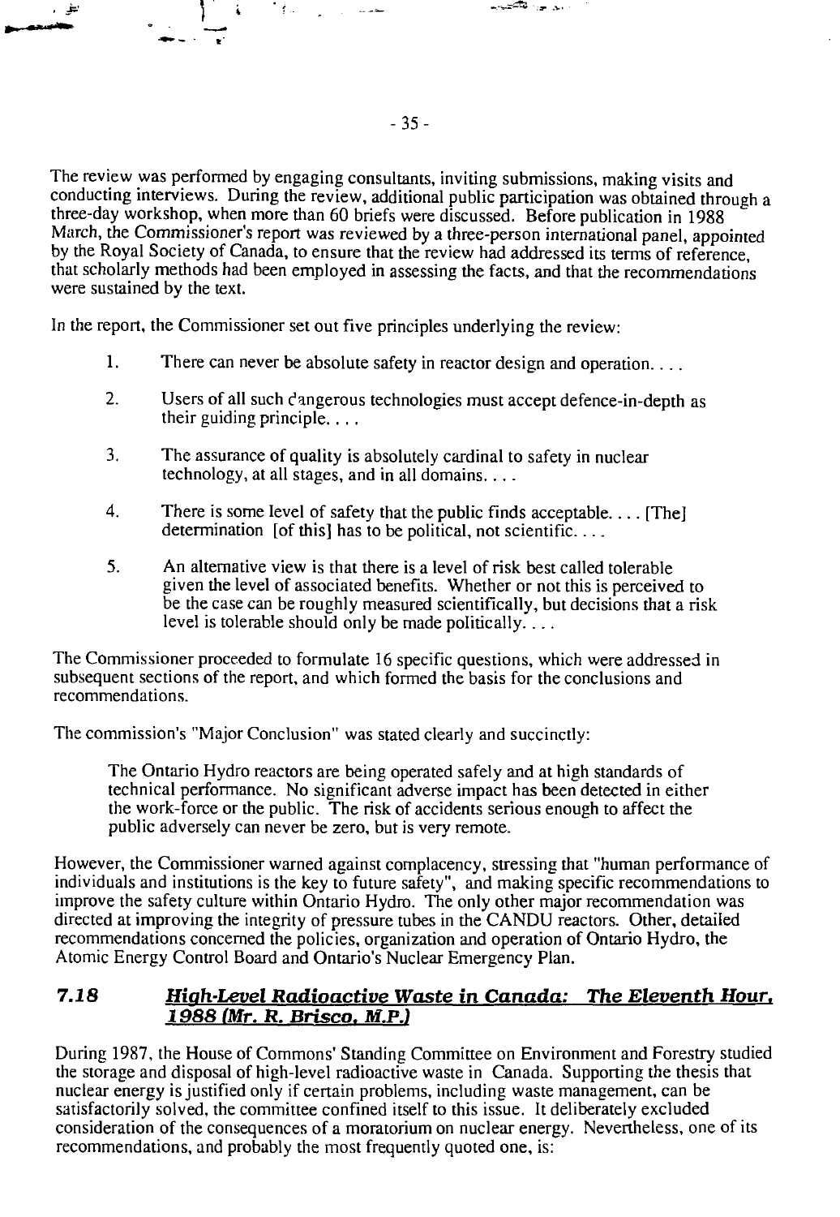The review was performed by engaging consultants, inviting submissions, making visits and conducting interviews. During the review, additional public participation was obtained through a three-day workshop, when more than 60 briefs were discussed. Before publication in 1988 March, the Commissioner's report was reviewed by a three-person international panel, appointed by the Royal Society of Canada, to ensure that the review had addressed its terms of reference, that scholarly methods had been employed in assessing the facts, and that the recommendations were sustained by the text.

In the report, the Commissioner set out five principles underlying the review:

1. There can never be absolute safety in reactor design and operation. . . .

2. Users of all such dangerous technologies must accept defence-in-depth as their guiding principle. . . .

3. The assurance of quality is absolutely cardinal to safety in nuclear technology, at all stages, and in all domains. . . .

4. There is some level of safety that the public finds acceptable. . . . [The] determination [of this] has to be political, not scientific. . . .

5. An alternative view is that there is a level of risk best called tolerable given the level of associated benefits. Whether or not this is perceived to be the case can be roughly measured scientifically, but decisions that a risk level is tolerable should only be made politically. . . .

The Commissioner proceeded to formulate 16 specific questions, which were addressed in subsequent sections of the report, and which formed the basis for the conclusions and recommendations.

The commission's "Major Conclusion" was stated clearly and succinctly:

> The Ontario Hydro reactors are being operated safely and at high standards of technical performance. No significant adverse impact has been detected in either the work-force or the public. The risk of accidents serious enough to affect the public adversely can never be zero, but is very remote.

However, the Commissioner warned against complacency, stressing that "human performance of individuals and institutions is the key to future safety", and making specific recommendations to improve the safety culture within Ontario Hydro. The only other major recommendation was directed at improving the integrity of pressure tubes in the CANDU reactors. Other, detailed recommendations concerned the policies, organization and operation of Ontario Hydro, the Atomic Energy Control Board and Ontario's Nuclear Emergency Plan.

## 7.18 *High-Level Radioactive Waste in Canada: The Eleventh Hour, 1988 (Mr. R. Brisco, M.P.)*

During 1987, the House of Commons' Standing Committee on Environment and Forestry studied the storage and disposal of high-level radioactive waste in Canada. Supporting the thesis that nuclear energy is justified only if certain problems, including waste management, can be satisfactorily solved, the committee confined itself to this issue. It deliberately excluded consideration of the consequences of a moratorium on nuclear energy. Nevertheless, one of its recommendations, and probably the most frequently quoted one, is: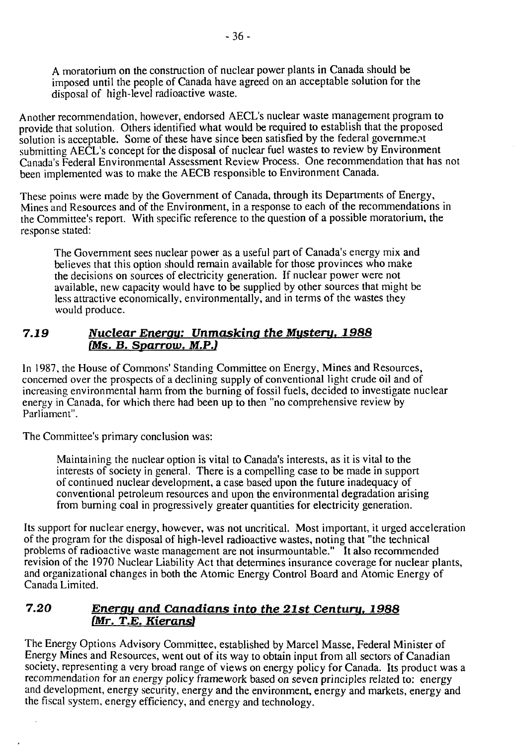> A moratorium on the construction of nuclear power plants in Canada should be imposed until the people of Canada have agreed on an acceptable solution for the disposal of high-level radioactive waste.

Another recommendation, however, endorsed AECL's nuclear waste management program to provide that solution. Others identified what would be required to establish that the proposed solution is acceptable. Some of these have since been satisfied by the federal government submitting AECL's concept for the disposal of nuclear fuel wastes to review by Environment Canada's Federal Environmental Assessment Review Process. One recommendation that has not been implemented was to make the AECB responsible to Environment Canada.

These points were made by the Government of Canada, through its Departments of Energy, Mines and Resources and of the Environment, in a response to each of the recommendations in the Committee's report. With specific reference to the question of a possible moratorium, the response stated:

> The Government sees nuclear power as a useful part of Canada's energy mix and believes that this option should remain available for those provinces who make the decisions on sources of electricity generation. If nuclear power were not available, new capacity would have to be supplied by other sources that might be less attractive economically, environmentally, and in terms of the wastes they would produce.

## 7.19 *Nuclear Energy: Unmasking the Mystery, 1988 (Ms. B. Sparrow, M.P.)*

In 1987, the House of Commons' Standing Committee on Energy, Mines and Resources, concerned over the prospects of a declining supply of conventional light crude oil and of increasing environmental harm from the burning of fossil fuels, decided to investigate nuclear energy in Canada, for which there had been up to then "no comprehensive review by Parliament".

The Committee's primary conclusion was:

> Maintaining the nuclear option is vital to Canada's interests, as it is vital to the interests of society in general. There is a compelling case to be made in support of continued nuclear development, a case based upon the future inadequacy of conventional petroleum resources and upon the environmental degradation arising from burning coal in progressively greater quantities for electricity generation.

Its support for nuclear energy, however, was not uncritical. Most important, it urged acceleration of the program for the disposal of high-level radioactive wastes, noting that "the technical problems of radioactive waste management are not insurmountable." It also recommended revision of the 1970 Nuclear Liability Act that determines insurance coverage for nuclear plants, and organizational changes in both the Atomic Energy Control Board and Atomic Energy of Canada Limited.

## 7.20 *Energy and Canadians into the 21st Century, 1988 (Mr. T.E. Kierans)*

The Energy Options Advisory Committee, established by Marcel Masse, Federal Minister of Energy Mines and Resources, went out of its way to obtain input from all sectors of Canadian society, representing a very broad range of views on energy policy for Canada. Its product was a recommendation for an energy policy framework based on seven principles related to: energy and development, energy security, energy and the environment, energy and markets, energy and the fiscal system, energy efficiency, and energy and technology.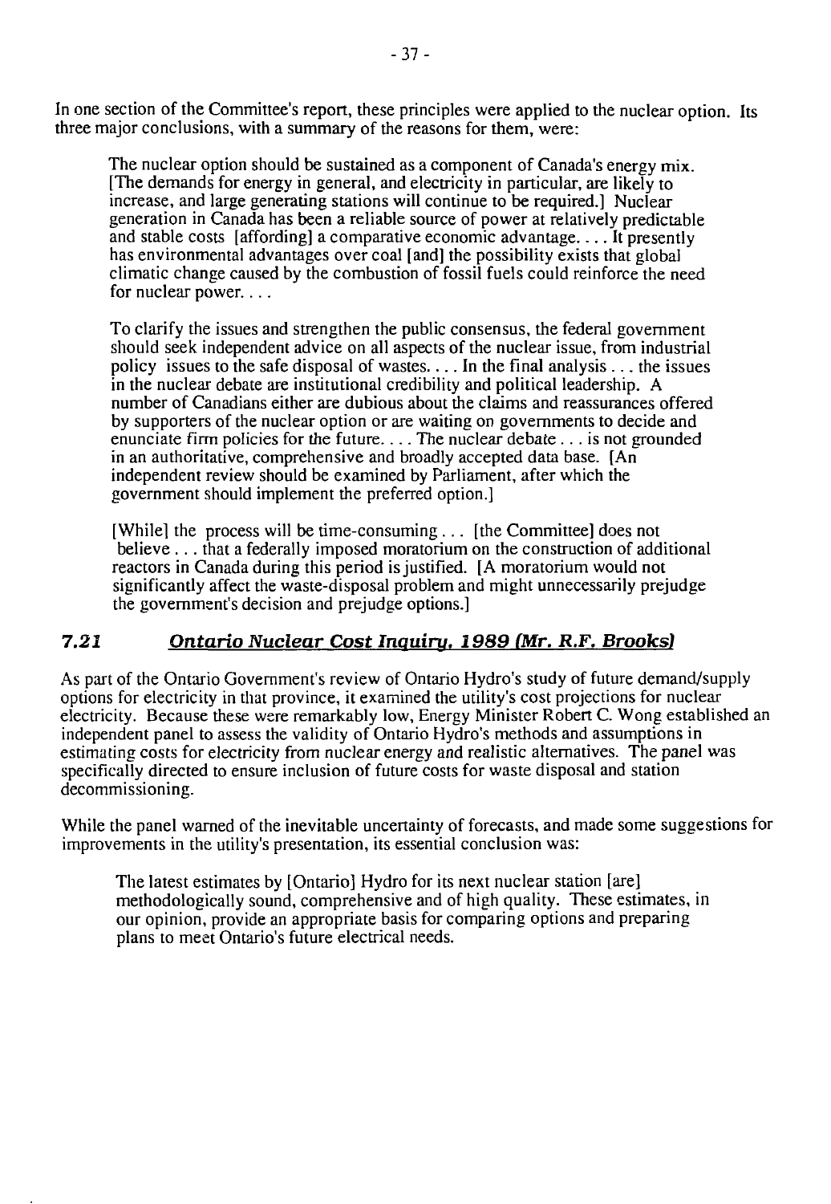In one section of the Committee's report, these principles were applied to the nuclear option. Its three major conclusions, with a summary of the reasons for them, were:

> The nuclear option should be sustained as a component of Canada's energy mix. [The demands for energy in general, and electricity in particular, are likely to increase, and large generating stations will continue to be required.] Nuclear generation in Canada has been a reliable source of power at relatively predictable and stable costs [affording] a comparative economic advantage. . . . It presently has environmental advantages over coal [and] the possibility exists that global climatic change caused by the combustion of fossil fuels could reinforce the need for nuclear power. . . .
>
> To clarify the issues and strengthen the public consensus, the federal government should seek independent advice on all aspects of the nuclear issue, from industrial policy issues to the safe disposal of wastes. . . . In the final analysis . . . the issues in the nuclear debate are institutional credibility and political leadership. A number of Canadians either are dubious about the claims and reassurances offered by supporters of the nuclear option or are waiting on governments to decide and enunciate firm policies for the future. . . . The nuclear debate . . . is not grounded in an authoritative, comprehensive and broadly accepted data base. [An independent review should be examined by Parliament, after which the government should implement the preferred option.]
>
> [While] the process will be time-consuming . . . [the Committee] does not believe . . . that a federally imposed moratorium on the construction of additional reactors in Canada during this period is justified. [A moratorium would not significantly affect the waste-disposal problem and might unnecessarily prejudge the government's decision and prejudge options.]

## 7.21 *Ontario Nuclear Cost Inquiry, 1989 (Mr. R.F. Brooks)*

As part of the Ontario Government's review of Ontario Hydro's study of future demand/supply options for electricity in that province, it examined the utility's cost projections for nuclear electricity. Because these were remarkably low, Energy Minister Robert C. Wong established an independent panel to assess the validity of Ontario Hydro's methods and assumptions in estimating costs for electricity from nuclear energy and realistic alternatives. The panel was specifically directed to ensure inclusion of future costs for waste disposal and station decommissioning.

While the panel warned of the inevitable uncertainty of forecasts, and made some suggestions for improvements in the utility's presentation, its essential conclusion was:

> The latest estimates by [Ontario] Hydro for its next nuclear station [are] methodologically sound, comprehensive and of high quality. These estimates, in our opinion, provide an appropriate basis for comparing options and preparing plans to meet Ontario's future electrical needs.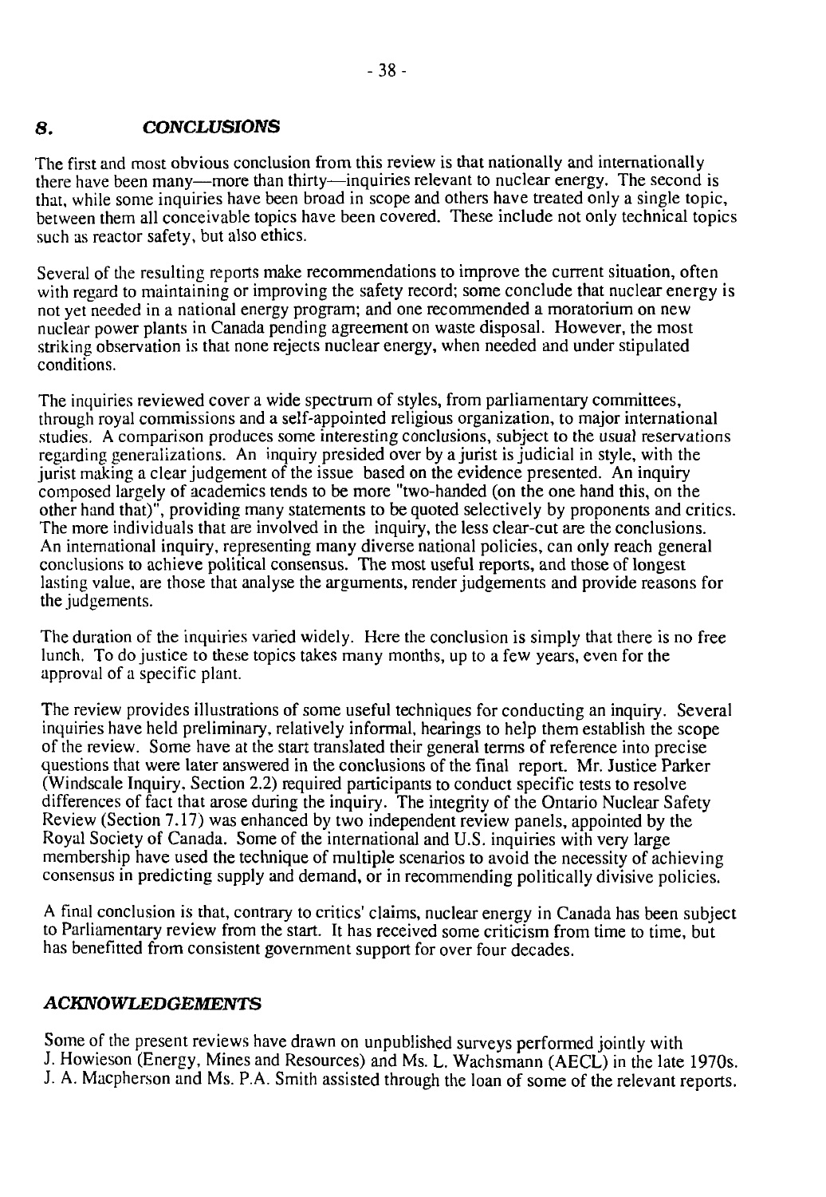## 8. *CONCLUSIONS*

The first and most obvious conclusion from this review is that nationally and internationally there have been many—more than thirty—inquiries relevant to nuclear energy. The second is that, while some inquiries have been broad in scope and others have treated only a single topic, between them all conceivable topics have been covered. These include not only technical topics such as reactor safety, but also ethics.

Several of the resulting reports make recommendations to improve the current situation, often with regard to maintaining or improving the safety record; some conclude that nuclear energy is not yet needed in a national energy program; and one recommended a moratorium on new nuclear power plants in Canada pending agreement on waste disposal. However, the most striking observation is that none rejects nuclear energy, when needed and under stipulated conditions.

The inquiries reviewed cover a wide spectrum of styles, from parliamentary committees, through royal commissions and a self-appointed religious organization, to major international studies. A comparison produces some interesting conclusions, subject to the usual reservations regarding generalizations. An inquiry presided over by a jurist is judicial in style, with the jurist making a clear judgement of the issue based on the evidence presented. An inquiry composed largely of academics tends to be more "two-handed (on the one hand this, on the other hand that)", providing many statements to be quoted selectively by proponents and critics. The more individuals that are involved in the inquiry, the less clear-cut are the conclusions. An international inquiry, representing many diverse national policies, can only reach general conclusions to achieve political consensus. The most useful reports, and those of longest lasting value, are those that analyse the arguments, render judgements and provide reasons for the judgements.

The duration of the inquiries varied widely. Here the conclusion is simply that there is no free lunch. To do justice to these topics takes many months, up to a few years, even for the approval of a specific plant.

The review provides illustrations of some useful techniques for conducting an inquiry. Several inquiries have held preliminary, relatively informal, hearings to help them establish the scope of the review. Some have at the start translated their general terms of reference into precise questions that were later answered in the conclusions of the final report. Mr. Justice Parker (Windscale Inquiry, Section 2.2) required participants to conduct specific tests to resolve differences of fact that arose during the inquiry. The integrity of the Ontario Nuclear Safety Review (Section 7.17) was enhanced by two independent review panels, appointed by the Royal Society of Canada. Some of the international and U.S. inquiries with very large membership have used the technique of multiple scenarios to avoid the necessity of achieving consensus in predicting supply and demand, or in recommending politically divisive policies.

A final conclusion is that, contrary to critics' claims, nuclear energy in Canada has been subject to Parliamentary review from the start. It has received some criticism from time to time, but has benefitted from consistent government support for over four decades.

### *ACKNOWLEDGEMENTS*

Some of the present reviews have drawn on unpublished surveys performed jointly with J. Howieson (Energy, Mines and Resources) and Ms. L. Wachsmann (AECL) in the late 1970s. J. A. Macpherson and Ms. P.A. Smith assisted through the loan of some of the relevant reports.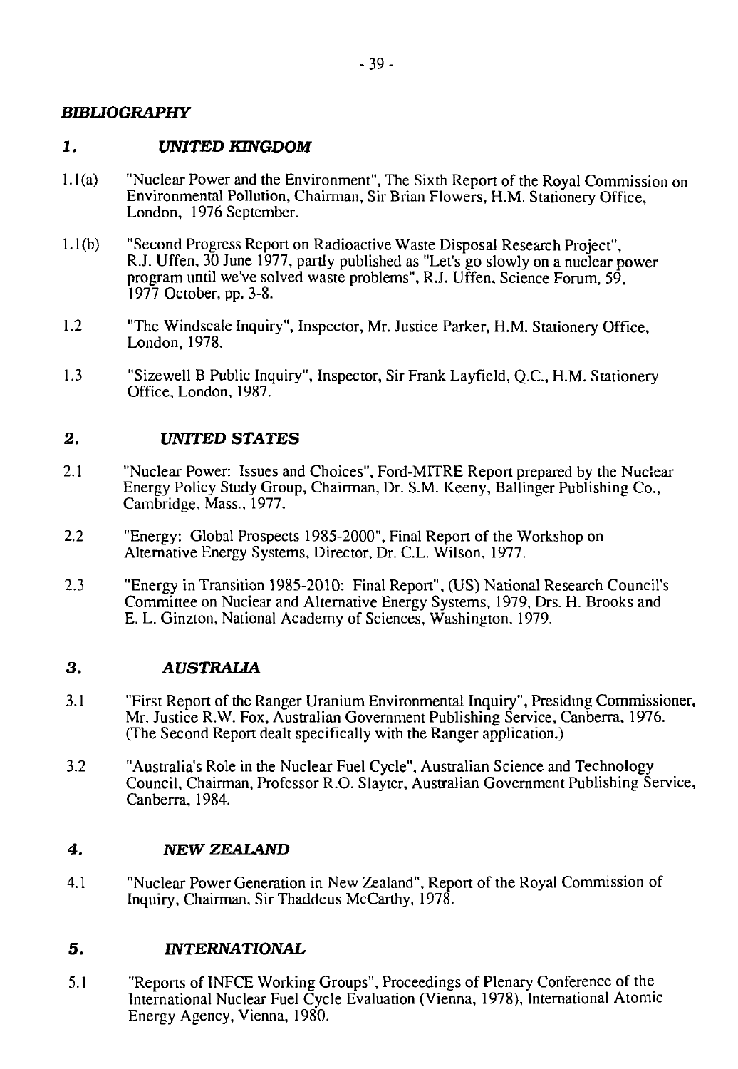## *BIBLIOGRAPHY*

### *1. UNITED KINGDOM*

1.1(a) "Nuclear Power and the Environment", The Sixth Report of the Royal Commission on Environmental Pollution, Chairman, Sir Brian Flowers, H.M. Stationery Office, London, 1976 September.

1.1(b) "Second Progress Report on Radioactive Waste Disposal Research Project", R.J. Uffen, 30 June 1977, partly published as "Let's go slowly on a nuclear power program until we've solved waste problems", R.J. Uffen, Science Forum, 59, 1977 October, pp. 3-8.

1.2 "The Windscale Inquiry", Inspector, Mr. Justice Parker, H.M. Stationery Office, London, 1978.

1.3 "Sizewell B Public Inquiry", Inspector, Sir Frank Layfield, Q.C., H.M. Stationery Office, London, 1987.

### *2. UNITED STATES*

2.1 "Nuclear Power: Issues and Choices", Ford-MITRE Report prepared by the Nuclear Energy Policy Study Group, Chairman, Dr. S.M. Keeny, Ballinger Publishing Co., Cambridge, Mass., 1977.

2.2 "Energy: Global Prospects 1985-2000", Final Report of the Workshop on Alternative Energy Systems, Director, Dr. C.L. Wilson, 1977.

2.3 "Energy in Transition 1985-2010: Final Report", (US) National Research Council's Committee on Nuclear and Alternative Energy Systems, 1979, Drs. H. Brooks and E. L. Ginzton, National Academy of Sciences, Washington, 1979.

### *3. AUSTRALIA*

3.1 "First Report of the Ranger Uranium Environmental Inquiry", Presiding Commissioner, Mr. Justice R.W. Fox, Australian Government Publishing Service, Canberra, 1976. (The Second Report dealt specifically with the Ranger application.)

3.2 "Australia's Role in the Nuclear Fuel Cycle", Australian Science and Technology Council, Chairman, Professor R.O. Slayter, Australian Government Publishing Service, Canberra, 1984.

### *4. NEW ZEALAND*

4.1 "Nuclear Power Generation in New Zealand", Report of the Royal Commission of Inquiry, Chairman, Sir Thaddeus McCarthy, 1978.

### *5. INTERNATIONAL*

5.1 "Reports of INFCE Working Groups", Proceedings of Plenary Conference of the International Nuclear Fuel Cycle Evaluation (Vienna, 1978), International Atomic Energy Agency, Vienna, 1980.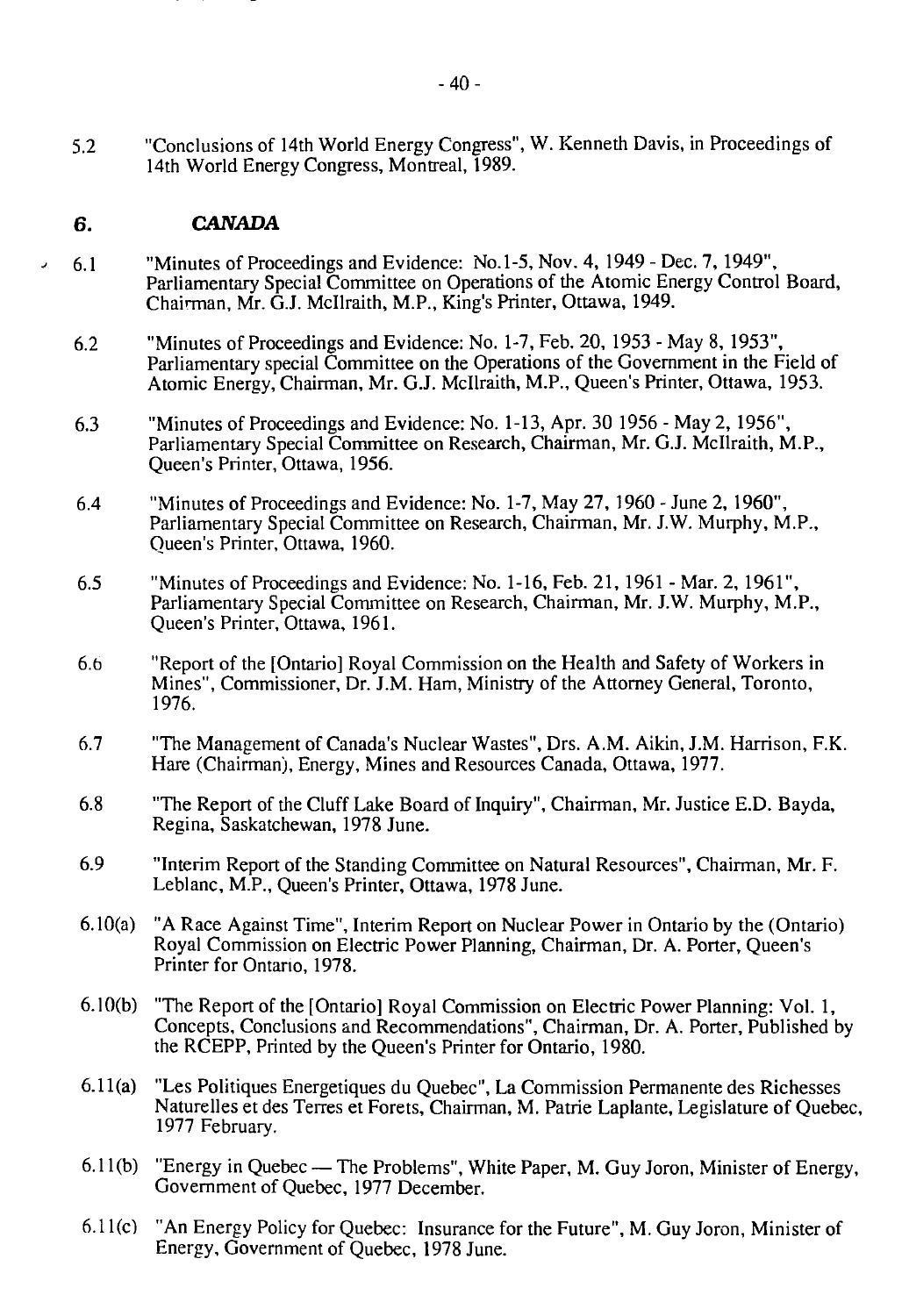5.2 "Conclusions of 14th World Energy Congress", W. Kenneth Davis, in Proceedings of 14th World Energy Congress, Montreal, 1989.

## 6. *CANADA*

6.1 "Minutes of Proceedings and Evidence: No.1-5, Nov. 4, 1949 - Dec. 7, 1949", Parliamentary Special Committee on Operations of the Atomic Energy Control Board, Chairman, Mr. G.J. McIlraith, M.P., King's Printer, Ottawa, 1949.

6.2 "Minutes of Proceedings and Evidence: No. 1-7, Feb. 20, 1953 - May 8, 1953", Parliamentary special Committee on the Operations of the Government in the Field of Atomic Energy, Chairman, Mr. G.J. McIlraith, M.P., Queen's Printer, Ottawa, 1953.

6.3 "Minutes of Proceedings and Evidence: No. 1-13, Apr. 30 1956 - May 2, 1956", Parliamentary Special Committee on Research, Chairman, Mr. G.J. McIlraith, M.P., Queen's Printer, Ottawa, 1956.

6.4 "Minutes of Proceedings and Evidence: No. 1-7, May 27, 1960 - June 2, 1960", Parliamentary Special Committee on Research, Chairman, Mr. J.W. Murphy, M.P., Queen's Printer, Ottawa, 1960.

6.5 "Minutes of Proceedings and Evidence: No. 1-16, Feb. 21, 1961 - Mar. 2, 1961", Parliamentary Special Committee on Research, Chairman, Mr. J.W. Murphy, M.P., Queen's Printer, Ottawa, 1961.

6.6 "Report of the [Ontario] Royal Commission on the Health and Safety of Workers in Mines", Commissioner, Dr. J.M. Ham, Ministry of the Attorney General, Toronto, 1976.

6.7 "The Management of Canada's Nuclear Wastes", Drs. A.M. Aikin, J.M. Harrison, F.K. Hare (Chairman), Energy, Mines and Resources Canada, Ottawa, 1977.

6.8 "The Report of the Cluff Lake Board of Inquiry", Chairman, Mr. Justice E.D. Bayda, Regina, Saskatchewan, 1978 June.

6.9 "Interim Report of the Standing Committee on Natural Resources", Chairman, Mr. F. Leblanc, M.P., Queen's Printer, Ottawa, 1978 June.

6.10(a) "A Race Against Time", Interim Report on Nuclear Power in Ontario by the (Ontario) Royal Commission on Electric Power Planning, Chairman, Dr. A. Porter, Queen's Printer for Ontario, 1978.

6.10(b) "The Report of the [Ontario] Royal Commission on Electric Power Planning: Vol. 1, Concepts, Conclusions and Recommendations", Chairman, Dr. A. Porter, Published by the RCEPP, Printed by the Queen's Printer for Ontario, 1980.

6.11(a) "Les Politiques Energetiques du Quebec", La Commission Permanente des Richesses Naturelles et des Terres et Forets, Chairman, M. Patrie Laplante, Legislature of Quebec, 1977 February.

6.11(b) "Energy in Quebec — The Problems", White Paper, M. Guy Joron, Minister of Energy, Government of Quebec, 1977 December.

6.11(c) "An Energy Policy for Quebec: Insurance for the Future", M. Guy Joron, Minister of Energy, Government of Quebec, 1978 June.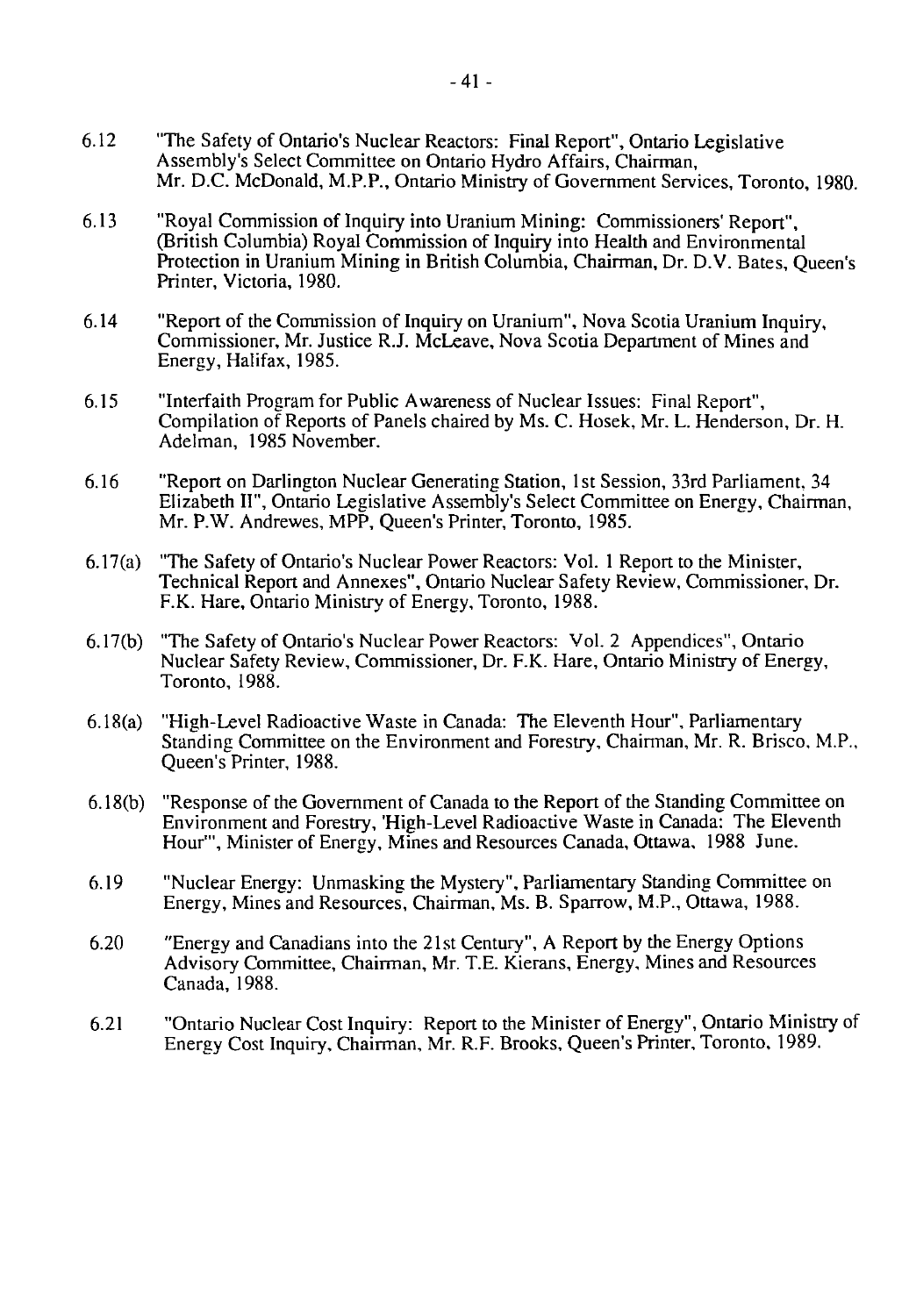6.12 "The Safety of Ontario's Nuclear Reactors: Final Report", Ontario Legislative Assembly's Select Committee on Ontario Hydro Affairs, Chairman, Mr. D.C. McDonald, M.P.P., Ontario Ministry of Government Services, Toronto, 1980.

6.13 "Royal Commission of Inquiry into Uranium Mining: Commissioners' Report", (British Columbia) Royal Commission of Inquiry into Health and Environmental Protection in Uranium Mining in British Columbia, Chairman, Dr. D.V. Bates, Queen's Printer, Victoria, 1980.

6.14 "Report of the Commission of Inquiry on Uranium", Nova Scotia Uranium Inquiry, Commissioner, Mr. Justice R.J. McLeave, Nova Scotia Department of Mines and Energy, Halifax, 1985.

6.15 "Interfaith Program for Public Awareness of Nuclear Issues: Final Report", Compilation of Reports of Panels chaired by Ms. C. Hosek, Mr. L. Henderson, Dr. H. Adelman, 1985 November.

6.16 "Report on Darlington Nuclear Generating Station, 1st Session, 33rd Parliament, 34 Elizabeth II", Ontario Legislative Assembly's Select Committee on Energy, Chairman, Mr. P.W. Andrewes, MPP, Queen's Printer, Toronto, 1985.

6.17(a) "The Safety of Ontario's Nuclear Power Reactors: Vol. 1 Report to the Minister, Technical Report and Annexes", Ontario Nuclear Safety Review, Commissioner, Dr. F.K. Hare, Ontario Ministry of Energy, Toronto, 1988.

6.17(b) "The Safety of Ontario's Nuclear Power Reactors: Vol. 2 Appendices", Ontario Nuclear Safety Review, Commissioner, Dr. F.K. Hare, Ontario Ministry of Energy, Toronto, 1988.

6.18(a) "High-Level Radioactive Waste in Canada: The Eleventh Hour", Parliamentary Standing Committee on the Environment and Forestry, Chairman, Mr. R. Brisco, M.P., Queen's Printer, 1988.

6.18(b) "Response of the Government of Canada to the Report of the Standing Committee on Environment and Forestry, 'High-Level Radioactive Waste in Canada: The Eleventh Hour'", Minister of Energy, Mines and Resources Canada, Ottawa, 1988 June.

6.19 "Nuclear Energy: Unmasking the Mystery", Parliamentary Standing Committee on Energy, Mines and Resources, Chairman, Ms. B. Sparrow, M.P., Ottawa, 1988.

6.20 "Energy and Canadians into the 21st Century", A Report by the Energy Options Advisory Committee, Chairman, Mr. T.E. Kierans, Energy, Mines and Resources Canada, 1988.

6.21 "Ontario Nuclear Cost Inquiry: Report to the Minister of Energy", Ontario Ministry of Energy Cost Inquiry, Chairman, Mr. R.F. Brooks, Queen's Printer, Toronto, 1989.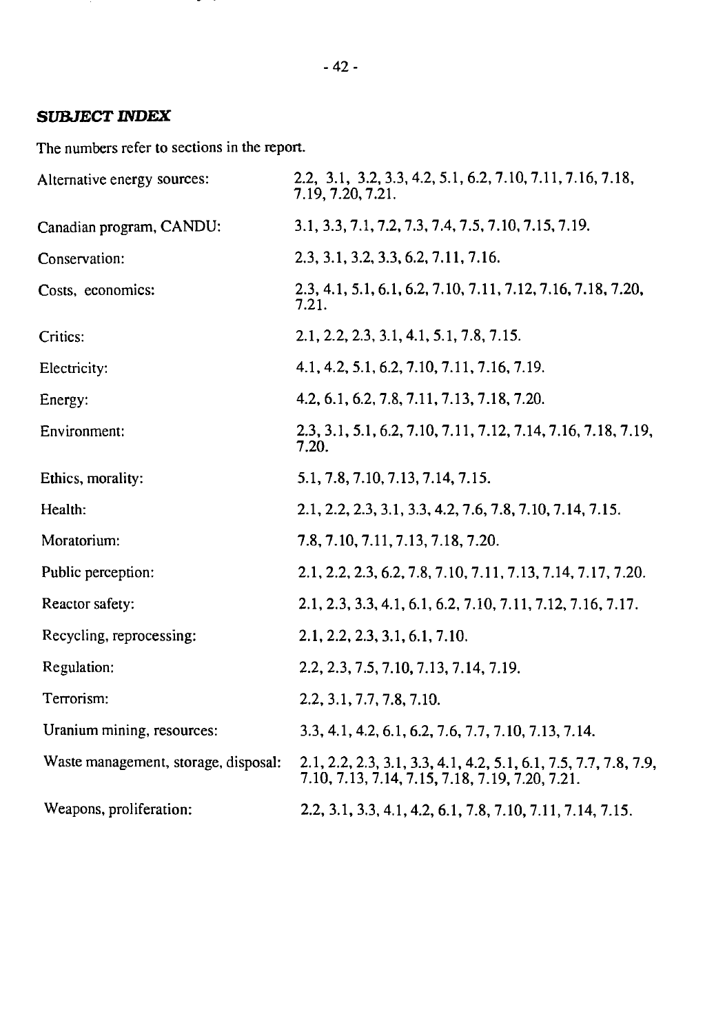## *SUBJECT INDEX*

The numbers refer to sections in the report.

| | |
|---|---|
| Alternative energy sources: | 2.2, 3.1, 3.2, 3.3, 4.2, 5.1, 6.2, 7.10, 7.11, 7.16, 7.18, 7.19, 7.20, 7.21. |
| Canadian program, CANDU: | 3.1, 3.3, 7.1, 7.2, 7.3, 7.4, 7.5, 7.10, 7.15, 7.19. |
| Conservation: | 2.3, 3.1, 3.2, 3.3, 6.2, 7.11, 7.16. |
| Costs, economics: | 2.3, 4.1, 5.1, 6.1, 6.2, 7.10, 7.11, 7.12, 7.16, 7.18, 7.20, 7.21. |
| Critics: | 2.1, 2.2, 2.3, 3.1, 4.1, 5.1, 7.8, 7.15. |
| Electricity: | 4.1, 4.2, 5.1, 6.2, 7.10, 7.11, 7.16, 7.19. |
| Energy: | 4.2, 6.1, 6.2, 7.8, 7.11, 7.13, 7.18, 7.20. |
| Environment: | 2.3, 3.1, 5.1, 6.2, 7.10, 7.11, 7.12, 7.14, 7.16, 7.18, 7.19, 7.20. |
| Ethics, morality: | 5.1, 7.8, 7.10, 7.13, 7.14, 7.15. |
| Health: | 2.1, 2.2, 2.3, 3.1, 3.3, 4.2, 7.6, 7.8, 7.10, 7.14, 7.15. |
| Moratorium: | 7.8, 7.10, 7.11, 7.13, 7.18, 7.20. |
| Public perception: | 2.1, 2.2, 2.3, 6.2, 7.8, 7.10, 7.11, 7.13, 7.14, 7.17, 7.20. |
| Reactor safety: | 2.1, 2.3, 3.3, 4.1, 6.1, 6.2, 7.10, 7.11, 7.12, 7.16, 7.17. |
| Recycling, reprocessing: | 2.1, 2.2, 2.3, 3.1, 6.1, 7.10. |
| Regulation: | 2.2, 2.3, 7.5, 7.10, 7.13, 7.14, 7.19. |
| Terrorism: | 2.2, 3.1, 7.7, 7.8, 7.10. |
| Uranium mining, resources: | 3.3, 4.1, 4.2, 6.1, 6.2, 7.6, 7.7, 7.10, 7.13, 7.14. |
| Waste management, storage, disposal: | 2.1, 2.2, 2.3, 3.1, 3.3, 4.1, 4.2, 5.1, 6.1, 7.5, 7.7, 7.8, 7.9, 7.10, 7.13, 7.14, 7.15, 7.18, 7.19, 7.20, 7.21. |
| Weapons, proliferation: | 2.2, 3.1, 3.3, 4.1, 4.2, 6.1, 7.8, 7.10, 7.11, 7.14, 7.15. |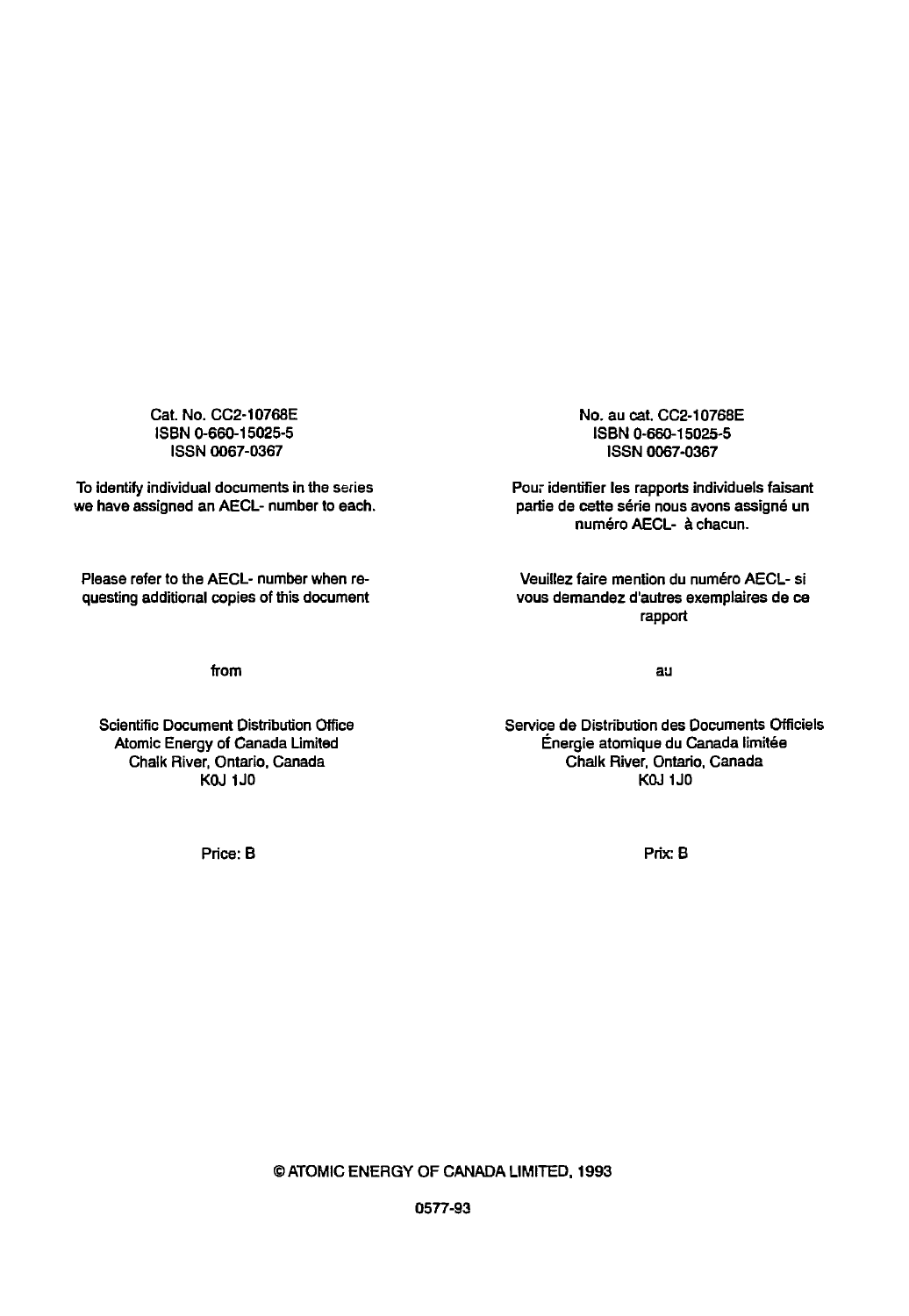Cat. No. CC2-10768E
ISBN 0-660-15025-5
ISSN 0067-0367

To identify individual documents in the series we have assigned an AECL- number to each.

Please refer to the AECL- number when requesting additional copies of this document

from

Scientific Document Distribution Office
Atomic Energy of Canada Limited
Chalk River, Ontario, Canada
K0J 1J0

Price: B

No. au cat. CC2-10768E
ISBN 0-660-15025-5
ISSN 0067-0367

Pour identifier les rapports individuels faisant partie de cette série nous avons assigné un numéro AECL- à chacun.

Veuillez faire mention du numéro AECL- si vous demandez d'autres exemplaires de ce rapport

au

Service de Distribution des Documents Officiels
Énergie atomique du Canada limitée
Chalk River, Ontario, Canada
K0J 1J0

Prix: B

© ATOMIC ENERGY OF CANADA LIMITED, 1993

0577-93